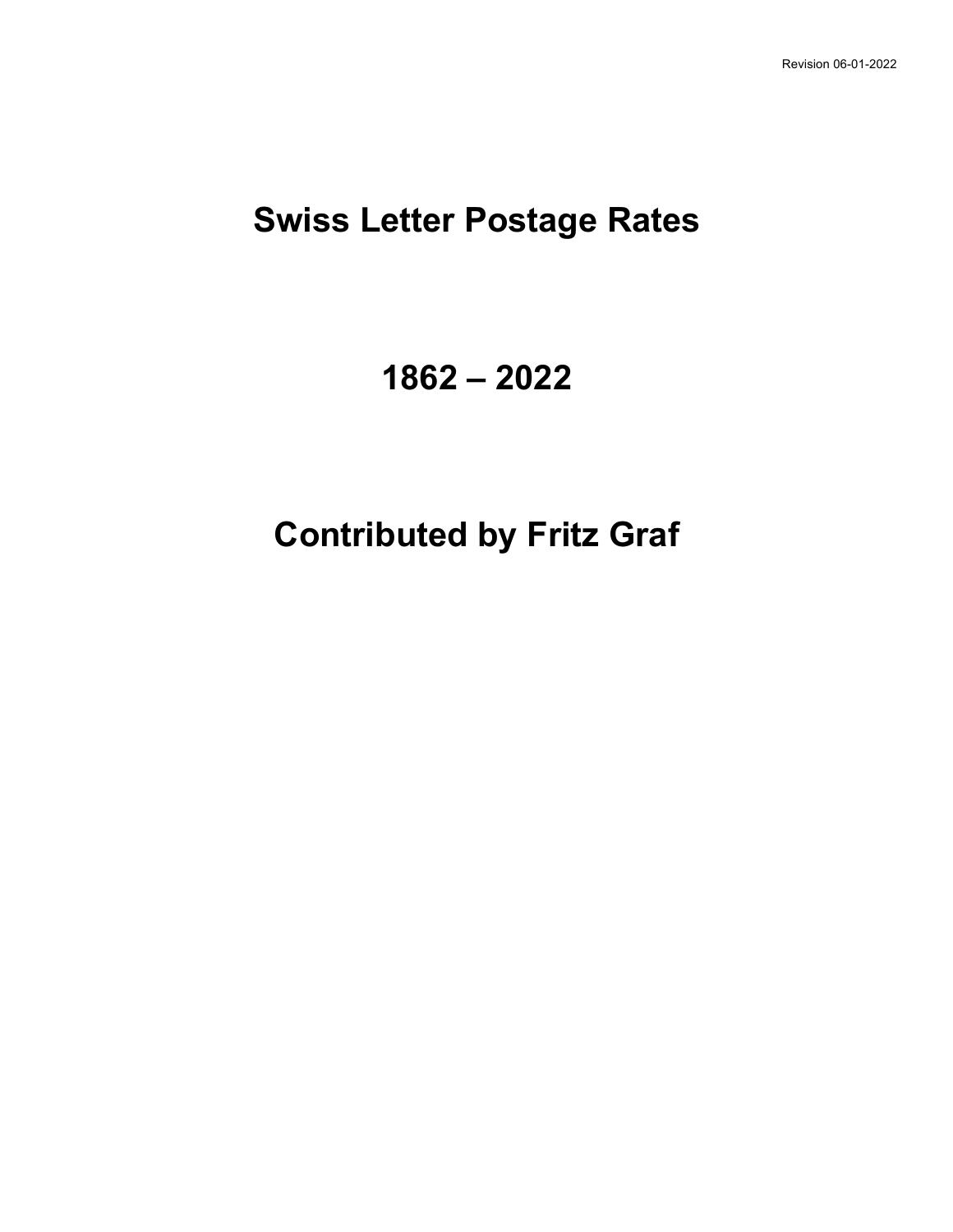Revision 06-01-2022

# Swiss Letter Postage Rates

# 1862 – 2022

# Contributed by Fritz Graf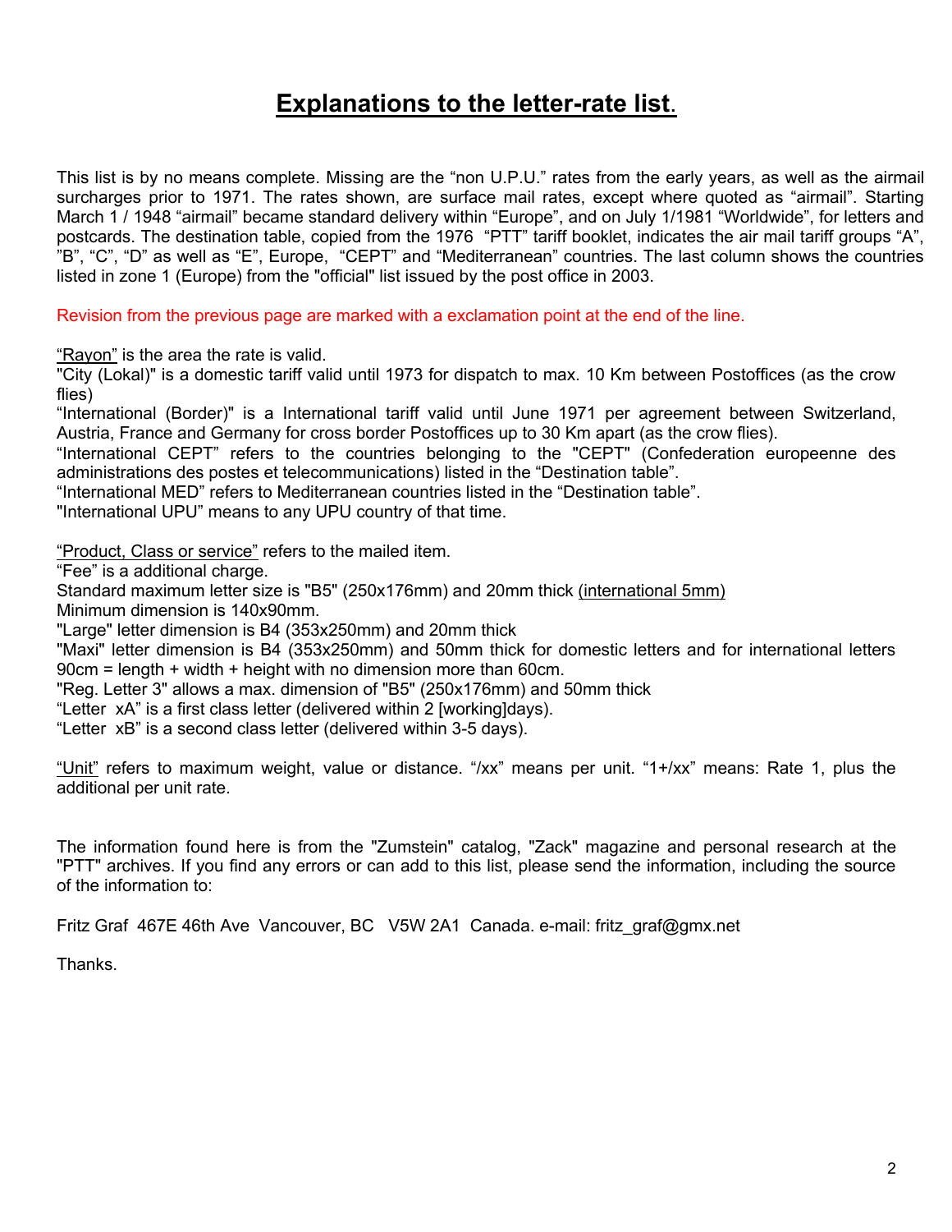# Explanations to the letter-rate list.

This list is by no means complete. Missing are the “non U.P.U.” rates from the early years, as well as the airmail surcharges prior to 1971. The rates shown, are surface mail rates, except where quoted as “airmail”. Starting March 1 / 1948 “airmail” became standard delivery within “Europe”, and on July 1/1981 “Worldwide”, for letters and postcards. The destination table, copied from the 1976 “PTT” tariff booklet, indicates the air mail tariff groups “A”, ”B”, “C”, “D” as well as “E”, Europe, “CEPT” and “Mediterranean” countries. The last column shows the countries listed in zone 1 (Europe) from the "official" list issued by the post office in 2003.

Revision from the previous page are marked with a exclamation point at the end of the line.

<u>“Rayon”</u> is the area the rate is valid.
"City (Lokal)" is a domestic tariff valid until 1973 for dispatch to max. 10 Km between Postoffices (as the crow flies)
“International (Border)" is a International tariff valid until June 1971 per agreement between Switzerland, Austria, France and Germany for cross border Postoffices up to 30 Km apart (as the crow flies).
“International CEPT” refers to the countries belonging to the "CEPT" (Confederation europeenne des administrations des postes et telecommunications) listed in the “Destination table”.
“International MED” refers to Mediterranean countries listed in the “Destination table”.
"International UPU” means to any UPU country of that time.

<u>“Product, Class or service”</u> refers to the mailed item.
“Fee” is a additional charge.
Standard maximum letter size is "B5" (250x176mm) and 20mm thick <u>(international 5mm)</u>
Minimum dimension is 140x90mm.
"Large" letter dimension is B4 (353x250mm) and 20mm thick
"Maxi" letter dimension is B4 (353x250mm) and 50mm thick for domestic letters and for international letters 90cm = length + width + height with no dimension more than 60cm.
"Reg. Letter 3" allows a max. dimension of "B5" (250x176mm) and 50mm thick
“Letter xA” is a first class letter (delivered within 2 [working]days).
“Letter xB” is a second class letter (delivered within 3-5 days).

<u>“Unit”</u> refers to maximum weight, value or distance. “/xx” means per unit. “1+/xx” means: Rate 1, plus the additional per unit rate.

The information found here is from the "Zumstein" catalog, "Zack" magazine and personal research at the "PTT" archives. If you find any errors or can add to this list, please send the information, including the source of the information to:

Fritz Graf 467E 46th Ave Vancouver, BC V5W 2A1 Canada. e-mail: fritz_graf@gmx.net

Thanks.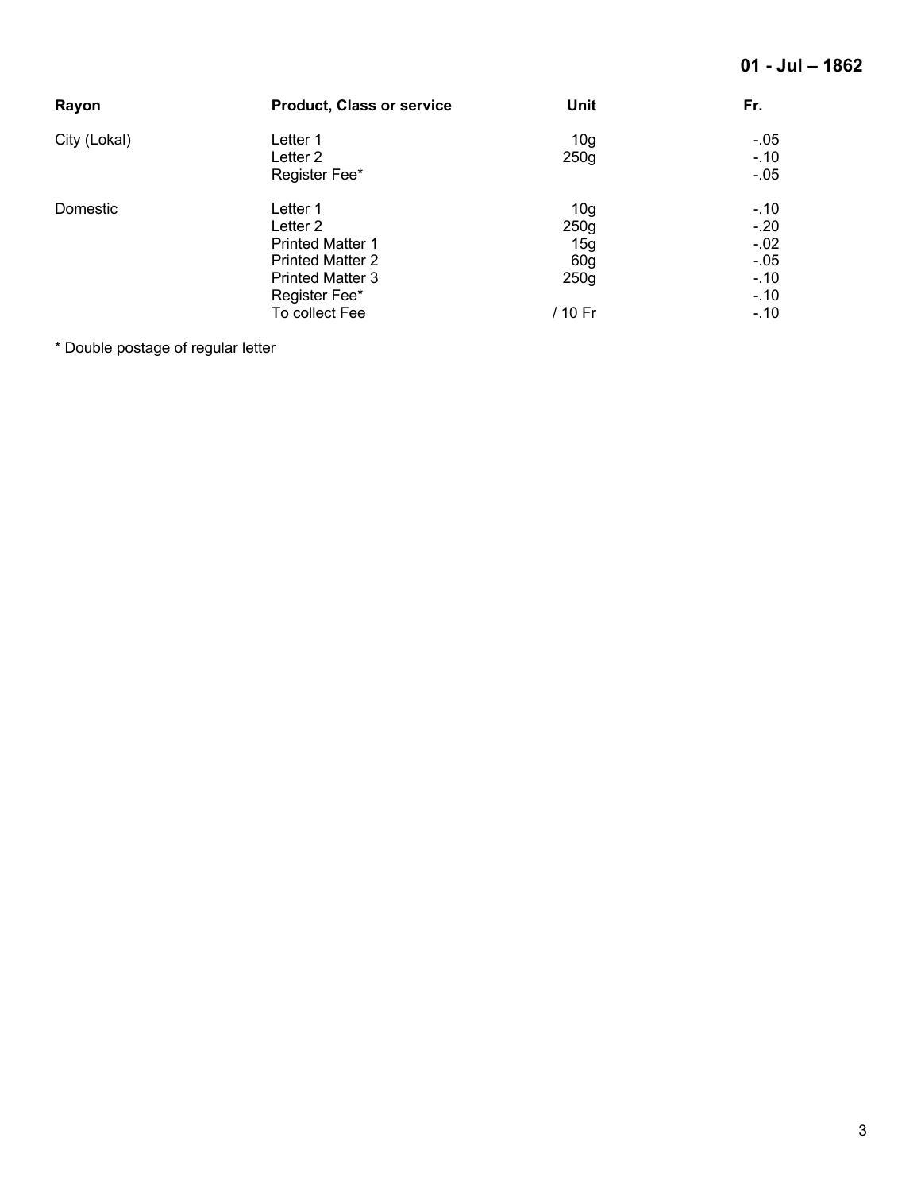**01 - Jul – 1862**

| Rayon | Product, Class or service | Unit | Fr. |
|---|---|---|---|
| City (Lokal) | Letter 1 | 10g | -.05 |
| | Letter 2 | 250g | -.10 |
| | Register Fee* | | -.05 |
| Domestic | Letter 1 | 10g | -.10 |
| | Letter 2 | 250g | -.20 |
| | Printed Matter 1 | 15g | -.02 |
| | Printed Matter 2 | 60g | -.05 |
| | Printed Matter 3 | 250g | -.10 |
| | Register Fee* | | -.10 |
| | To collect Fee | / 10 Fr | -.10 |

* Double postage of regular letter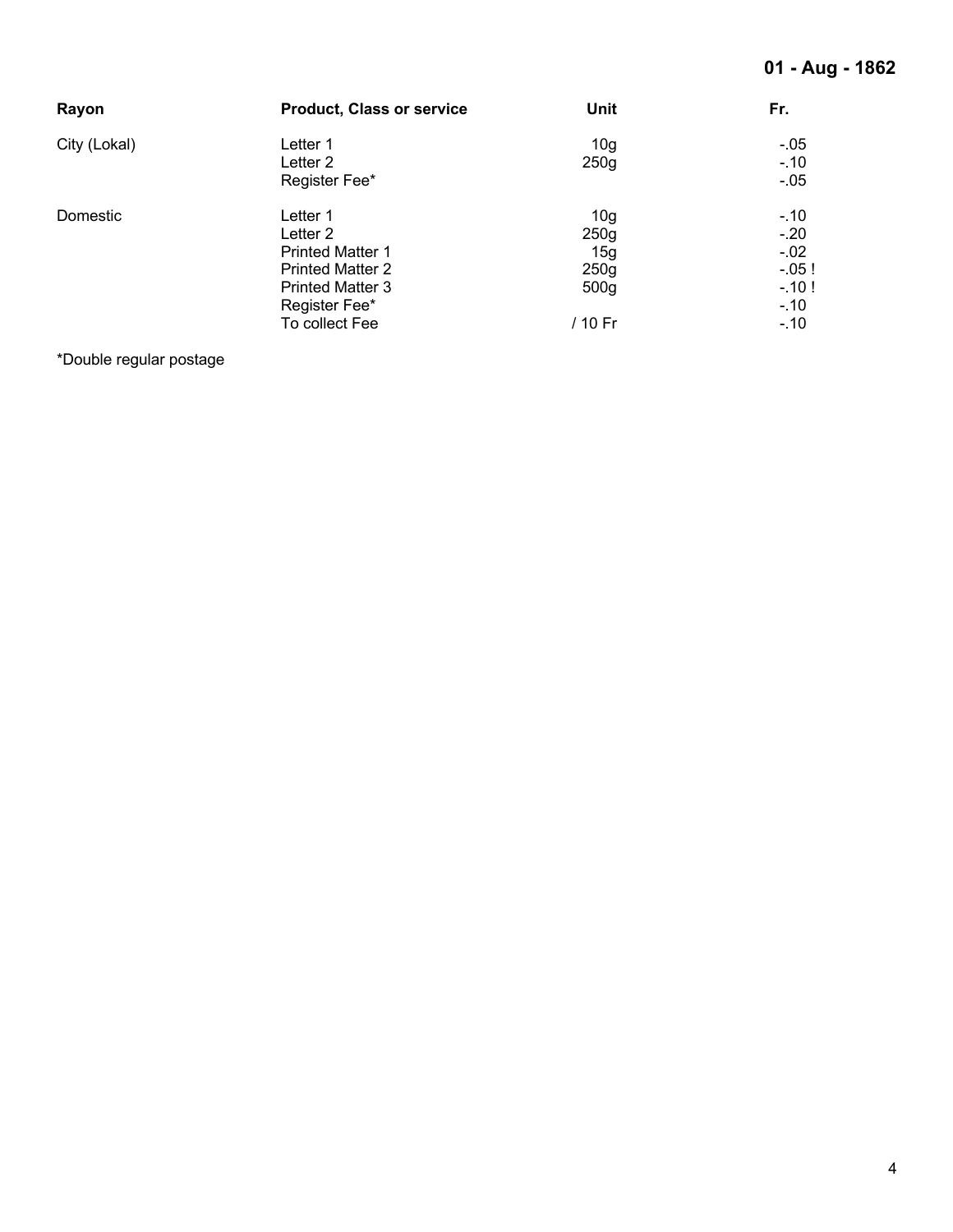**01 - Aug - 1862**

| Rayon | Product, Class or service | Unit | Fr. |
|---|---|---|---|
| City (Lokal) | Letter 1 | 10g | -.05 |
| | Letter 2 | 250g | -.10 |
| | Register Fee* | | -.05 |
| Domestic | Letter 1 | 10g | -.10 |
| | Letter 2 | 250g | -.20 |
| | Printed Matter 1 | 15g | -.02 |
| | Printed Matter 2 | 250g | -.05 ! |
| | Printed Matter 3 | 500g | -.10 ! |
| | Register Fee* | | -.10 |
| | To collect Fee | / 10 Fr | -.10 |

*Double regular postage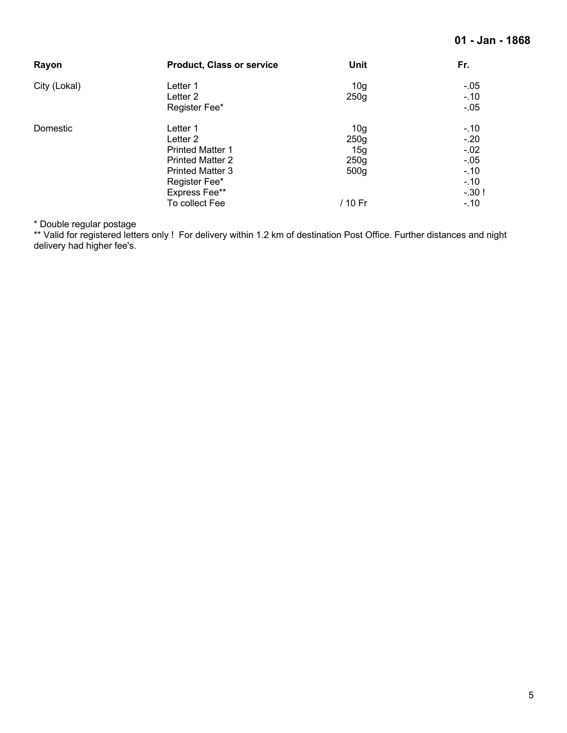**01 - Jan - 1868**

| Rayon | Product, Class or service | Unit | Fr. |
|---|---|---|---|
| City (Lokal) | Letter 1 | 10g | -.05 |
| | Letter 2 | 250g | -.10 |
| | Register Fee* | | -.05 |
| Domestic | Letter 1 | 10g | -.10 |
| | Letter 2 | 250g | -.20 |
| | Printed Matter 1 | 15g | -.02 |
| | Printed Matter 2 | 250g | -.05 |
| | Printed Matter 3 | 500g | -.10 |
| | Register Fee* | | -.10 |
| | Express Fee** | | -.30 ! |
| | To collect Fee | / 10 Fr | -.10 |

* Double regular postage

** Valid for registered letters only ! For delivery within 1.2 km of destination Post Office. Further distances and night delivery had higher fee's.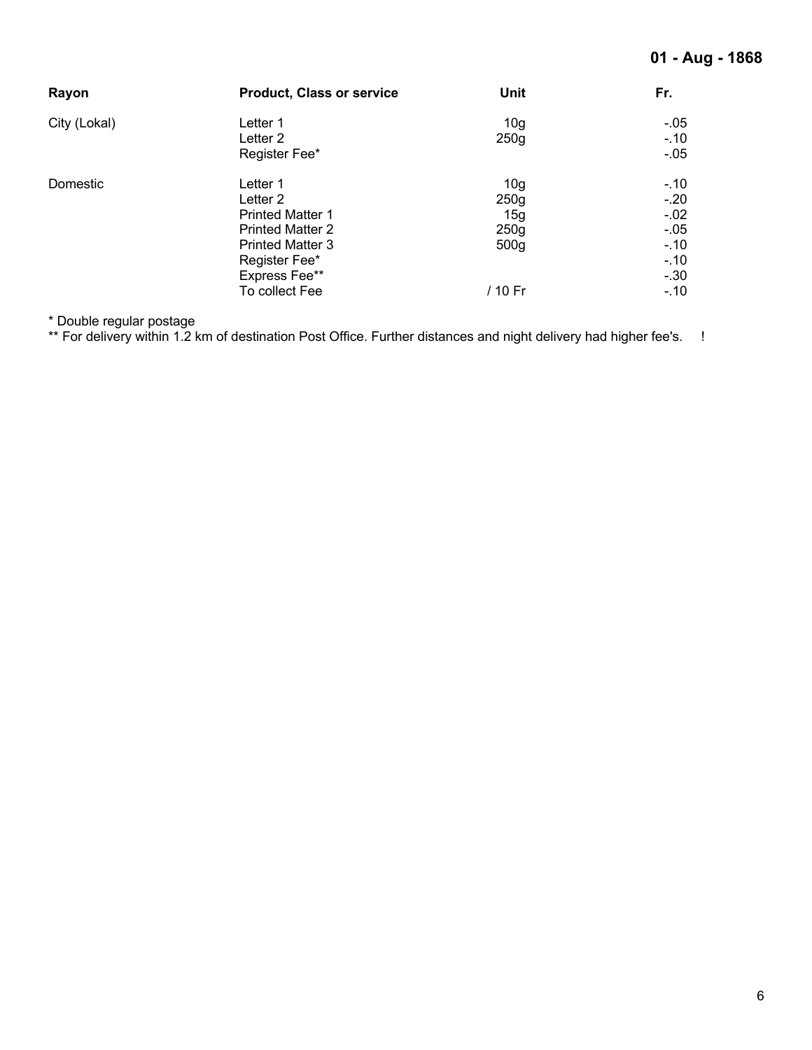**01 - Aug - 1868**

| Rayon | Product, Class or service | Unit | Fr. |
| --- | --- | --- | --- |
| City (Lokal) | Letter 1 | 10g | -.05 |
| | Letter 2 | 250g | -.10 |
| | Register Fee* | | -.05 |
| Domestic | Letter 1 | 10g | -.10 |
| | Letter 2 | 250g | -.20 |
| | Printed Matter 1 | 15g | -.02 |
| | Printed Matter 2 | 250g | -.05 |
| | Printed Matter 3 | 500g | -.10 |
| | Register Fee* | | -.10 |
| | Express Fee** | | -.30 |
| | To collect Fee | / 10 Fr | -.10 |

* Double regular postage

** For delivery within 1.2 km of destination Post Office. Further distances and night delivery had higher fee's. !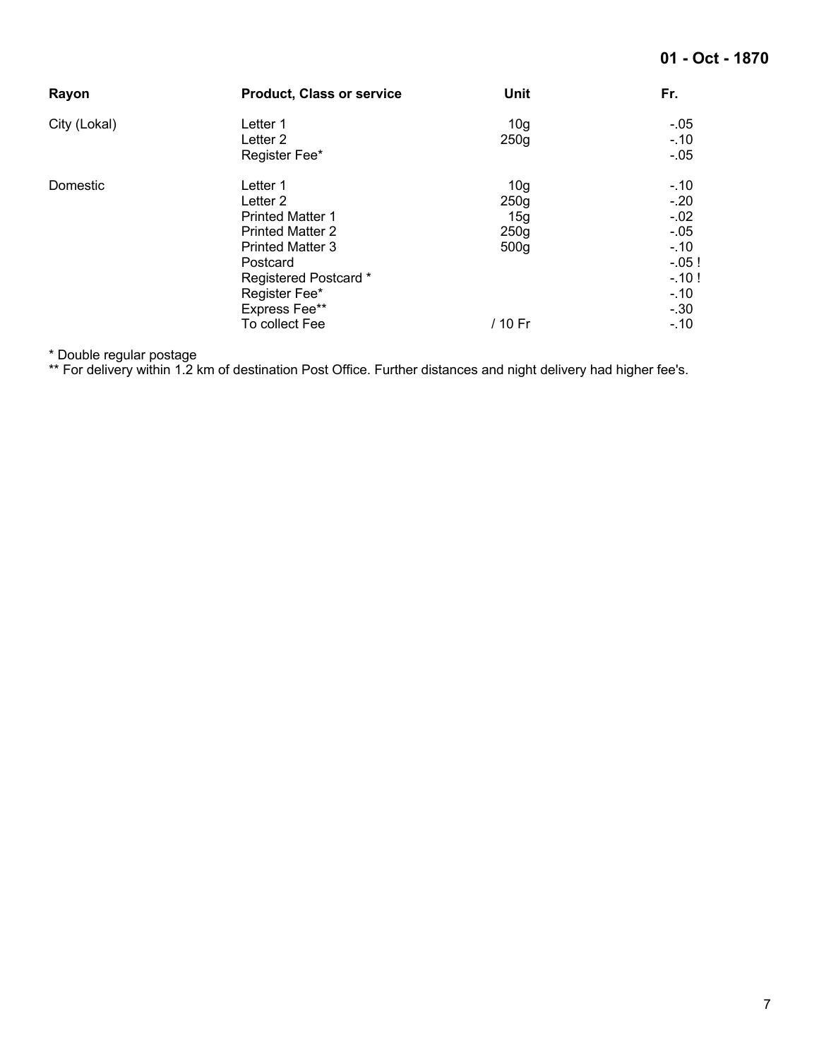**01 - Oct - 1870**

| Rayon | Product, Class or service | Unit | Fr. |
|---|---|---|---|
| City (Lokal) | Letter 1 | 10g | -.05 |
| | Letter 2 | 250g | -.10 |
| | Register Fee* | | -.05 |
| Domestic | Letter 1 | 10g | -.10 |
| | Letter 2 | 250g | -.20 |
| | Printed Matter 1 | 15g | -.02 |
| | Printed Matter 2 | 250g | -.05 |
| | Printed Matter 3 | 500g | -.10 |
| | Postcard | | -.05 ! |
| | Registered Postcard * | | -.10 ! |
| | Register Fee* | | -.10 |
| | Express Fee** | | -.30 |
| | To collect Fee | / 10 Fr | -.10 |

\* Double regular postage

\*\* For delivery within 1.2 km of destination Post Office. Further distances and night delivery had higher fee's.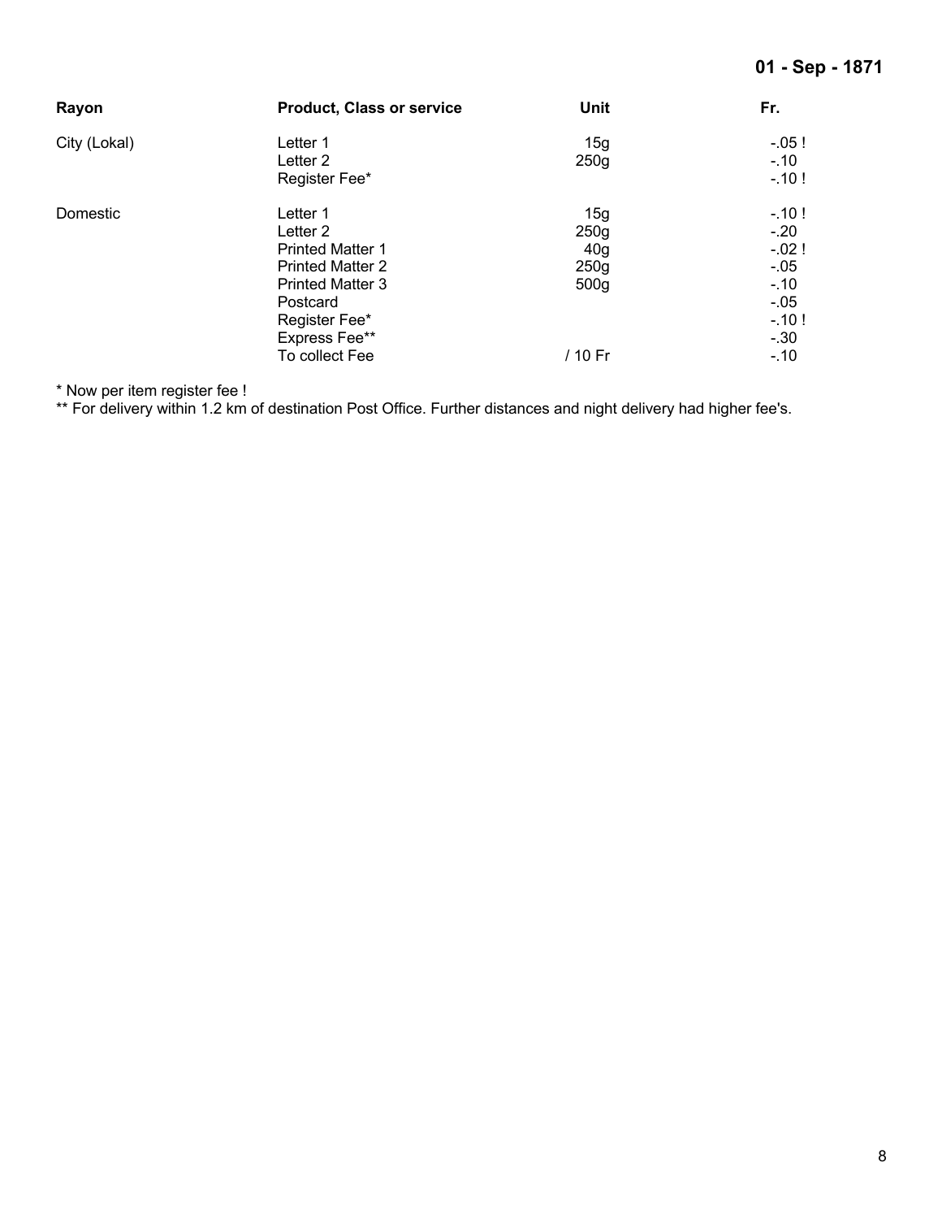**01 - Sep - 1871**

| Rayon | Product, Class or service | Unit | Fr. |
|---|---|---|---|
| City (Lokal) | Letter 1 | 15g | -.05 ! |
| | Letter 2 | 250g | -.10 |
| | Register Fee* | | -.10 ! |
| Domestic | Letter 1 | 15g | -.10 ! |
| | Letter 2 | 250g | -.20 |
| | Printed Matter 1 | 40g | -.02 ! |
| | Printed Matter 2 | 250g | -.05 |
| | Printed Matter 3 | 500g | -.10 |
| | Postcard | | -.05 |
| | Register Fee* | | -.10 ! |
| | Express Fee** | | -.30 |
| | To collect Fee | / 10 Fr | -.10 |

* Now per item register fee !

** For delivery within 1.2 km of destination Post Office. Further distances and night delivery had higher fee's.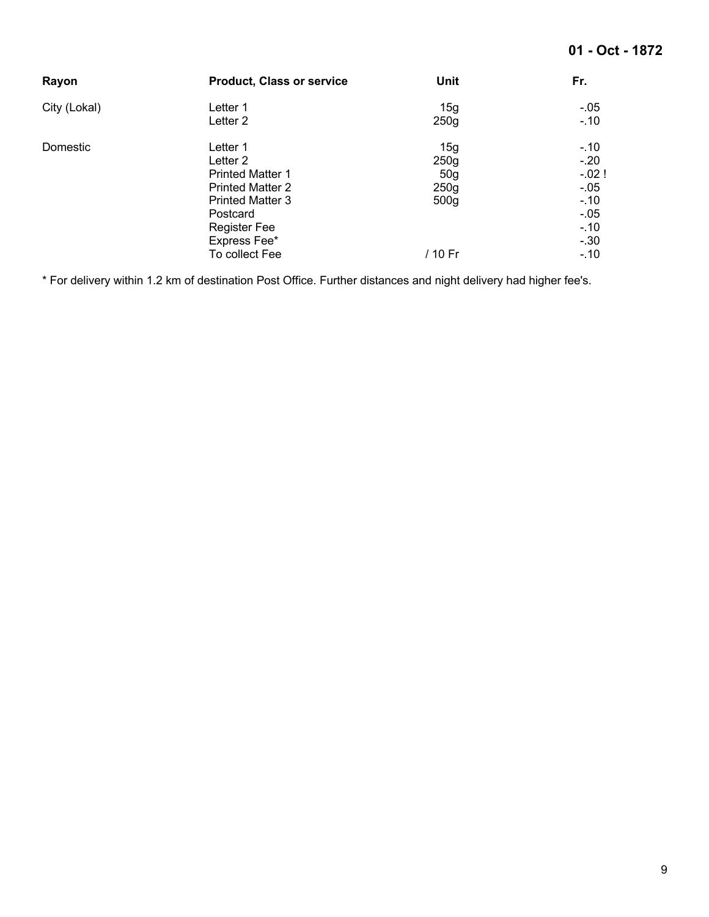**01 - Oct - 1872**

| Rayon | Product, Class or service | Unit | Fr. |
|---|---|---|---|
| City (Lokal) | Letter 1 | 15g | -.05 |
| | Letter 2 | 250g | -.10 |
| Domestic | Letter 1 | 15g | -.10 |
| | Letter 2 | 250g | -.20 |
| | Printed Matter 1 | 50g | -.02 ! |
| | Printed Matter 2 | 250g | -.05 |
| | Printed Matter 3 | 500g | -.10 |
| | Postcard | | -.05 |
| | Register Fee | | -.10 |
| | Express Fee* | | -.30 |
| | To collect Fee | / 10 Fr | -.10 |

* For delivery within 1.2 km of destination Post Office. Further distances and night delivery had higher fee's.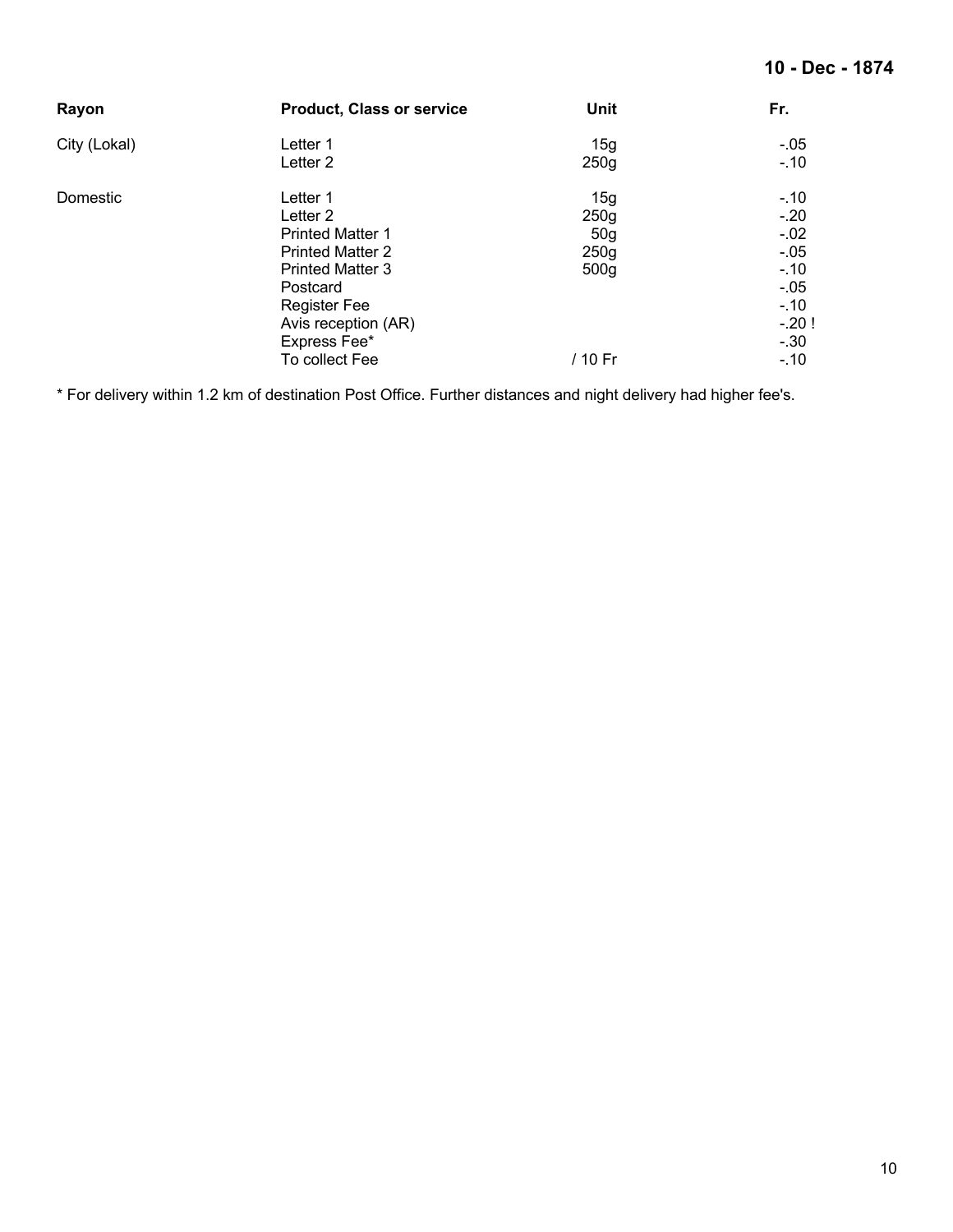**10 - Dec - 1874**

| Rayon | Product, Class or service | Unit | Fr. |
|---|---|---|---|
| City (Lokal) | Letter 1 | 15g | -.05 |
| | Letter 2 | 250g | -.10 |
| Domestic | Letter 1 | 15g | -.10 |
| | Letter 2 | 250g | -.20 |
| | Printed Matter 1 | 50g | -.02 |
| | Printed Matter 2 | 250g | -.05 |
| | Printed Matter 3 | 500g | -.10 |
| | Postcard | | -.05 |
| | Register Fee | | -.10 |
| | Avis reception (AR) | | -.20 ! |
| | Express Fee* | | -.30 |
| | To collect Fee | / 10 Fr | -.10 |

* For delivery within 1.2 km of destination Post Office. Further distances and night delivery had higher fee's.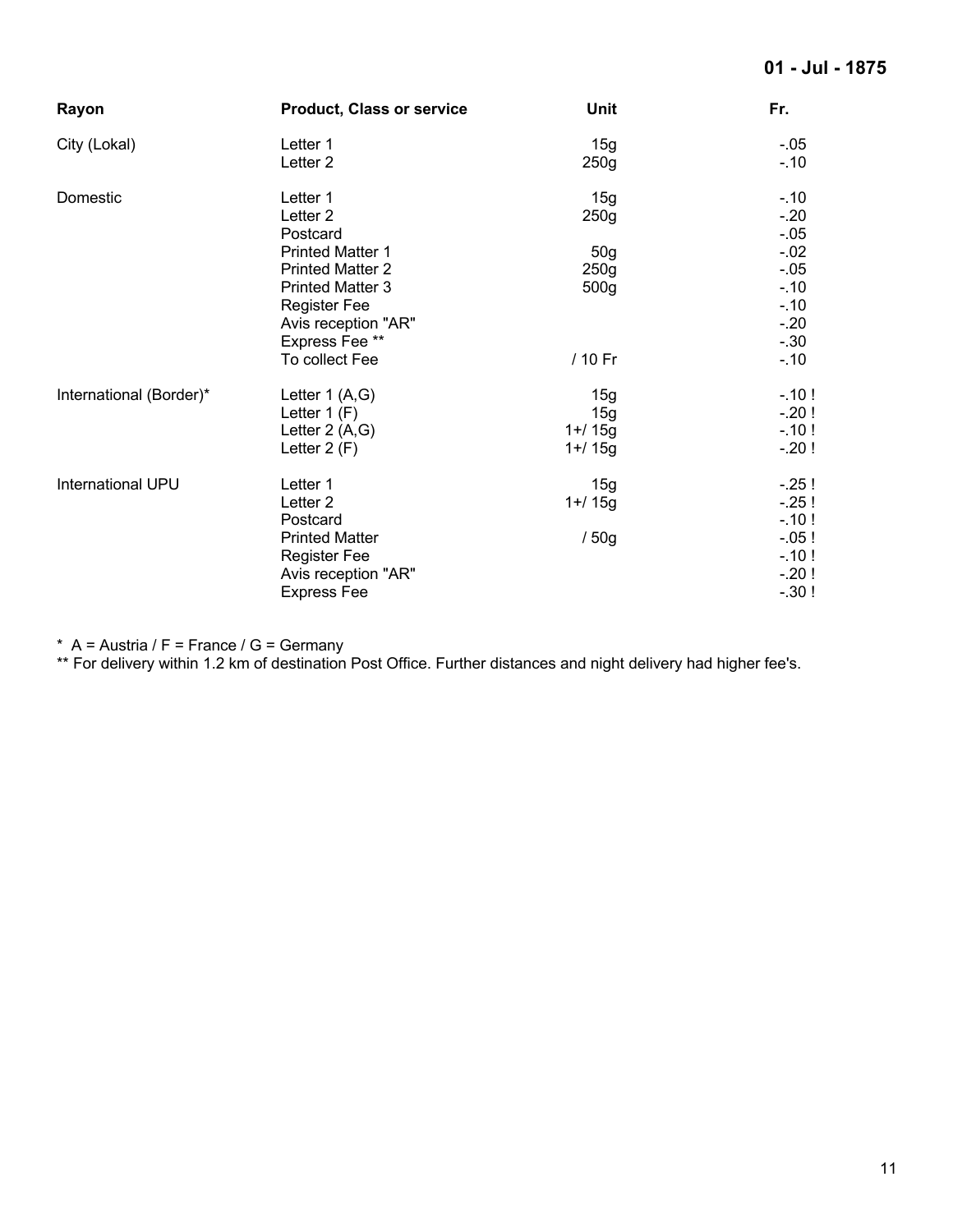**01 - Jul - 1875**

| Rayon | Product, Class or service | Unit | Fr. |
|---|---|---|---|
| City (Lokal) | Letter 1 | 15g | -.05 |
| | Letter 2 | 250g | -.10 |
| Domestic | Letter 1 | 15g | -.10 |
| | Letter 2 | 250g | -.20 |
| | Postcard | | -.05 |
| | Printed Matter 1 | 50g | -.02 |
| | Printed Matter 2 | 250g | -.05 |
| | Printed Matter 3 | 500g | -.10 |
| | Register Fee | | -.10 |
| | Avis reception "AR" | | -.20 |
| | Express Fee ** | | -.30 |
| | To collect Fee | / 10 Fr | -.10 |
| International (Border)* | Letter 1 (A,G) | 15g | -.10 ! |
| | Letter 1 (F) | 15g | -.20 ! |
| | Letter 2 (A,G) | 1+/ 15g | -.10 ! |
| | Letter 2 (F) | 1+/ 15g | -.20 ! |
| International UPU | Letter 1 | 15g | -.25 ! |
| | Letter 2 | 1+/ 15g | -.25 ! |
| | Postcard | | -.10 ! |
| | Printed Matter | / 50g | -.05 ! |
| | Register Fee | | -.10 ! |
| | Avis reception "AR" | | -.20 ! |
| | Express Fee | | -.30 ! |

\* A = Austria / F = France / G = Germany

\** For delivery within 1.2 km of destination Post Office. Further distances and night delivery had higher fee's.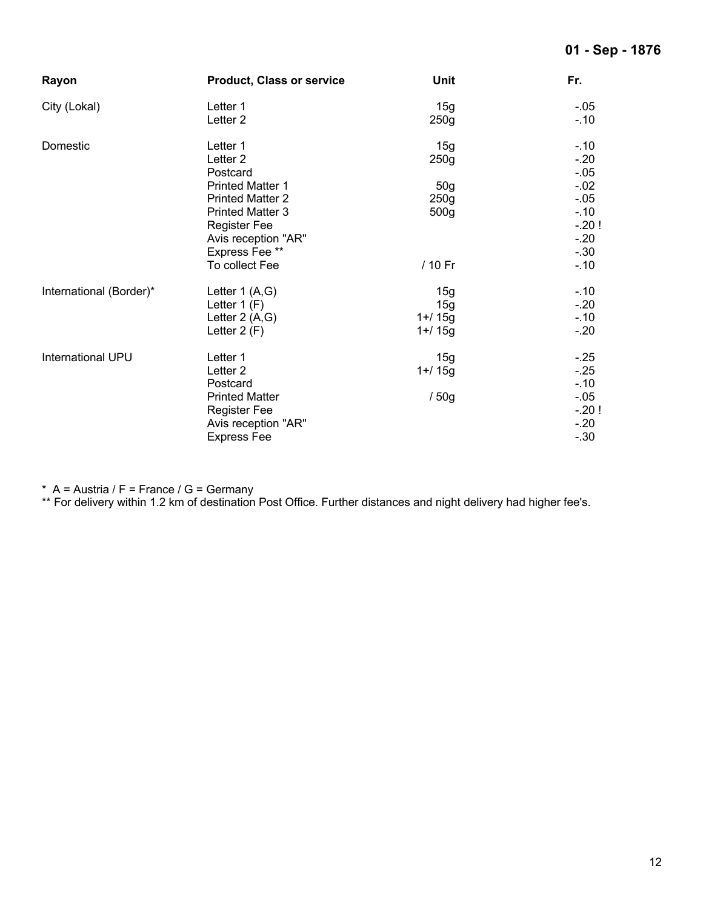**01 - Sep - 1876**

| Rayon | Product, Class or service | Unit | Fr. |
|---|---|---|---|
| City (Lokal) | Letter 1 | 15g | -.05 |
| | Letter 2 | 250g | -.10 |
| Domestic | Letter 1 | 15g | -.10 |
| | Letter 2 | 250g | -.20 |
| | Postcard | | -.05 |
| | Printed Matter 1 | 50g | -.02 |
| | Printed Matter 2 | 250g | -.05 |
| | Printed Matter 3 | 500g | -.10 |
| | Register Fee | | -.20 ! |
| | Avis reception "AR" | | -.20 |
| | Express Fee ** | | -.30 |
| | To collect Fee | / 10 Fr | -.10 |
| International (Border)* | Letter 1 (A,G) | 15g | -.10 |
| | Letter 1 (F) | 15g | -.20 |
| | Letter 2 (A,G) | 1+/ 15g | -.10 |
| | Letter 2 (F) | 1+/ 15g | -.20 |
| International UPU | Letter 1 | 15g | -.25 |
| | Letter 2 | 1+/ 15g | -.25 |
| | Postcard | | -.10 |
| | Printed Matter | / 50g | -.05 |
| | Register Fee | | -.20 ! |
| | Avis reception "AR" | | -.20 |
| | Express Fee | | -.30 |

\* A = Austria / F = France / G = Germany

** For delivery within 1.2 km of destination Post Office. Further distances and night delivery had higher fee's.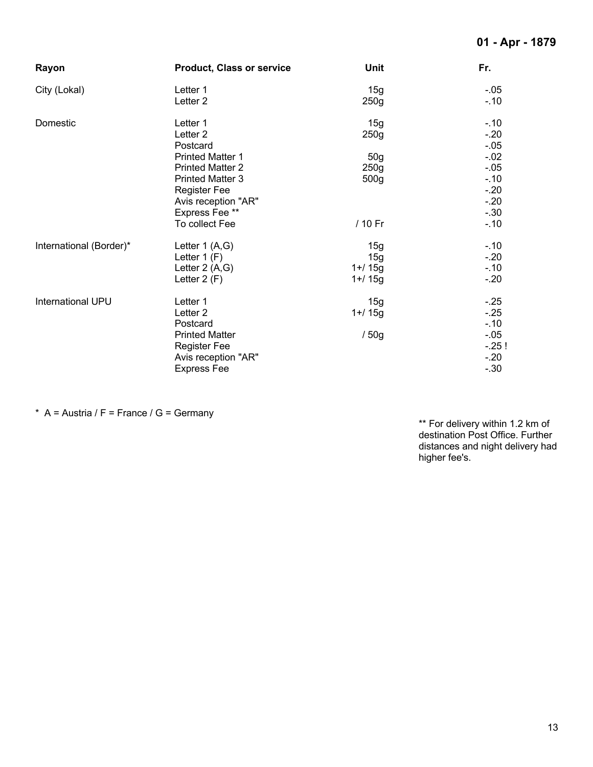**01 - Apr - 1879**

| Rayon | Product, Class or service | Unit | Fr. |
|---|---|---|---|
| City (Lokal) | Letter 1 | 15g | -.05 |
| | Letter 2 | 250g | -.10 |
| Domestic | Letter 1 | 15g | -.10 |
| | Letter 2 | 250g | -.20 |
| | Postcard | | -.05 |
| | Printed Matter 1 | 50g | -.02 |
| | Printed Matter 2 | 250g | -.05 |
| | Printed Matter 3 | 500g | -.10 |
| | Register Fee | | -.20 |
| | Avis reception "AR" | | -.20 |
| | Express Fee ** | | -.30 |
| | To collect Fee | / 10 Fr | -.10 |
| International (Border)* | Letter 1 (A,G) | 15g | -.10 |
| | Letter 1 (F) | 15g | -.20 |
| | Letter 2 (A,G) | 1+/ 15g | -.10 |
| | Letter 2 (F) | 1+/ 15g | -.20 |
| International UPU | Letter 1 | 15g | -.25 |
| | Letter 2 | 1+/ 15g | -.25 |
| | Postcard | | -.10 |
| | Printed Matter | / 50g | -.05 |
| | Register Fee | | -.25 ! |
| | Avis reception "AR" | | -.20 |
| | Express Fee | | -.30 |

* A = Austria / F = France / G = Germany

** For delivery within 1.2 km of destination Post Office. Further distances and night delivery had higher fee's.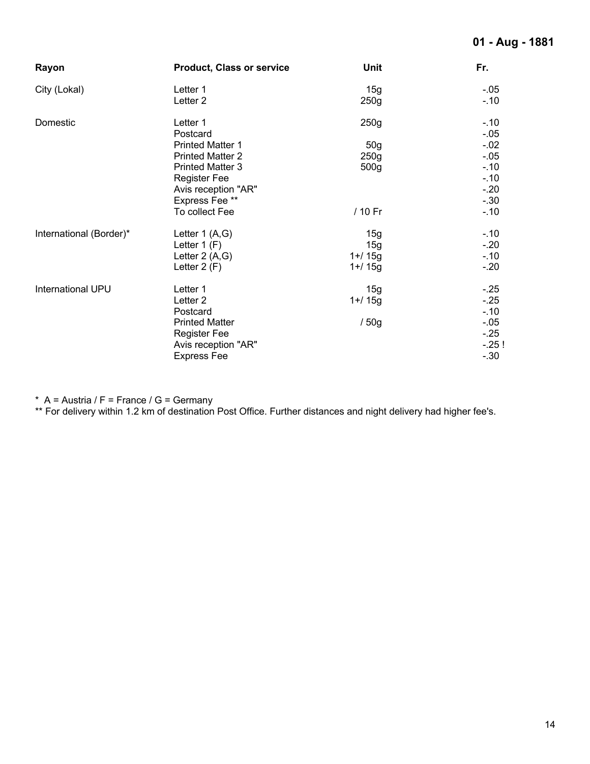**01 - Aug - 1881**

| Rayon | Product, Class or service | Unit | Fr. |
|---|---|---|---|
| City (Lokal) | Letter 1 | 15g | -.05 |
| | Letter 2 | 250g | -.10 |
| Domestic | Letter 1 | 250g | -.10 |
| | Postcard | | -.05 |
| | Printed Matter 1 | 50g | -.02 |
| | Printed Matter 2 | 250g | -.05 |
| | Printed Matter 3 | 500g | -.10 |
| | Register Fee | | -.10 |
| | Avis reception "AR" | | -.20 |
| | Express Fee ** | | -.30 |
| | To collect Fee | / 10 Fr | -.10 |
| International (Border)* | Letter 1 (A,G) | 15g | -.10 |
| | Letter 1 (F) | 15g | -.20 |
| | Letter 2 (A,G) | 1+/ 15g | -.10 |
| | Letter 2 (F) | 1+/ 15g | -.20 |
| International UPU | Letter 1 | 15g | -.25 |
| | Letter 2 | 1+/ 15g | -.25 |
| | Postcard | | -.10 |
| | Printed Matter | / 50g | -.05 |
| | Register Fee | | -.25 |
| | Avis reception "AR" | | -.25 ! |
| | Express Fee | | -.30 |

\* A = Austria / F = France / G = Germany

\** For delivery within 1.2 km of destination Post Office. Further distances and night delivery had higher fee's.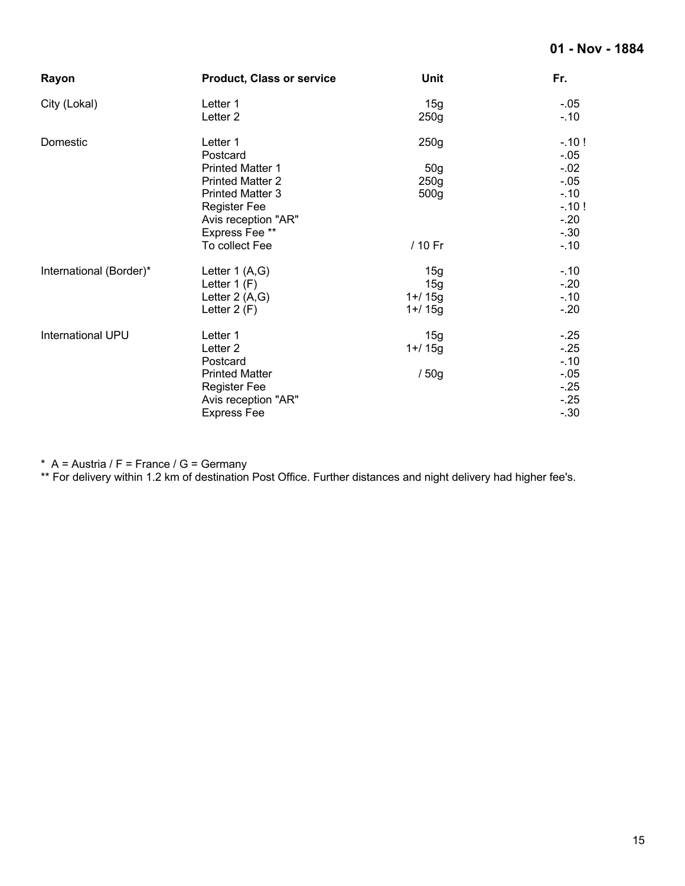**01 - Nov - 1884**

| Rayon | Product, Class or service | Unit | Fr. |
|---|---|---|---|
| City (Lokal) | Letter 1 | 15g | -.05 |
| | Letter 2 | 250g | -.10 |
| Domestic | Letter 1 | 250g | -.10 ! |
| | Postcard | | -.05 |
| | Printed Matter 1 | 50g | -.02 |
| | Printed Matter 2 | 250g | -.05 |
| | Printed Matter 3 | 500g | -.10 |
| | Register Fee | | -.10 ! |
| | Avis reception "AR" | | -.20 |
| | Express Fee ** | | -.30 |
| | To collect Fee | / 10 Fr | -.10 |
| International (Border)* | Letter 1 (A,G) | 15g | -.10 |
| | Letter 1 (F) | 15g | -.20 |
| | Letter 2 (A,G) | 1+/ 15g | -.10 |
| | Letter 2 (F) | 1+/ 15g | -.20 |
| International UPU | Letter 1 | 15g | -.25 |
| | Letter 2 | 1+/ 15g | -.25 |
| | Postcard | | -.10 |
| | Printed Matter | / 50g | -.05 |
| | Register Fee | | -.25 |
| | Avis reception "AR" | | -.25 |
| | Express Fee | | -.30 |

* A = Austria / F = France / G = Germany

** For delivery within 1.2 km of destination Post Office. Further distances and night delivery had higher fee's.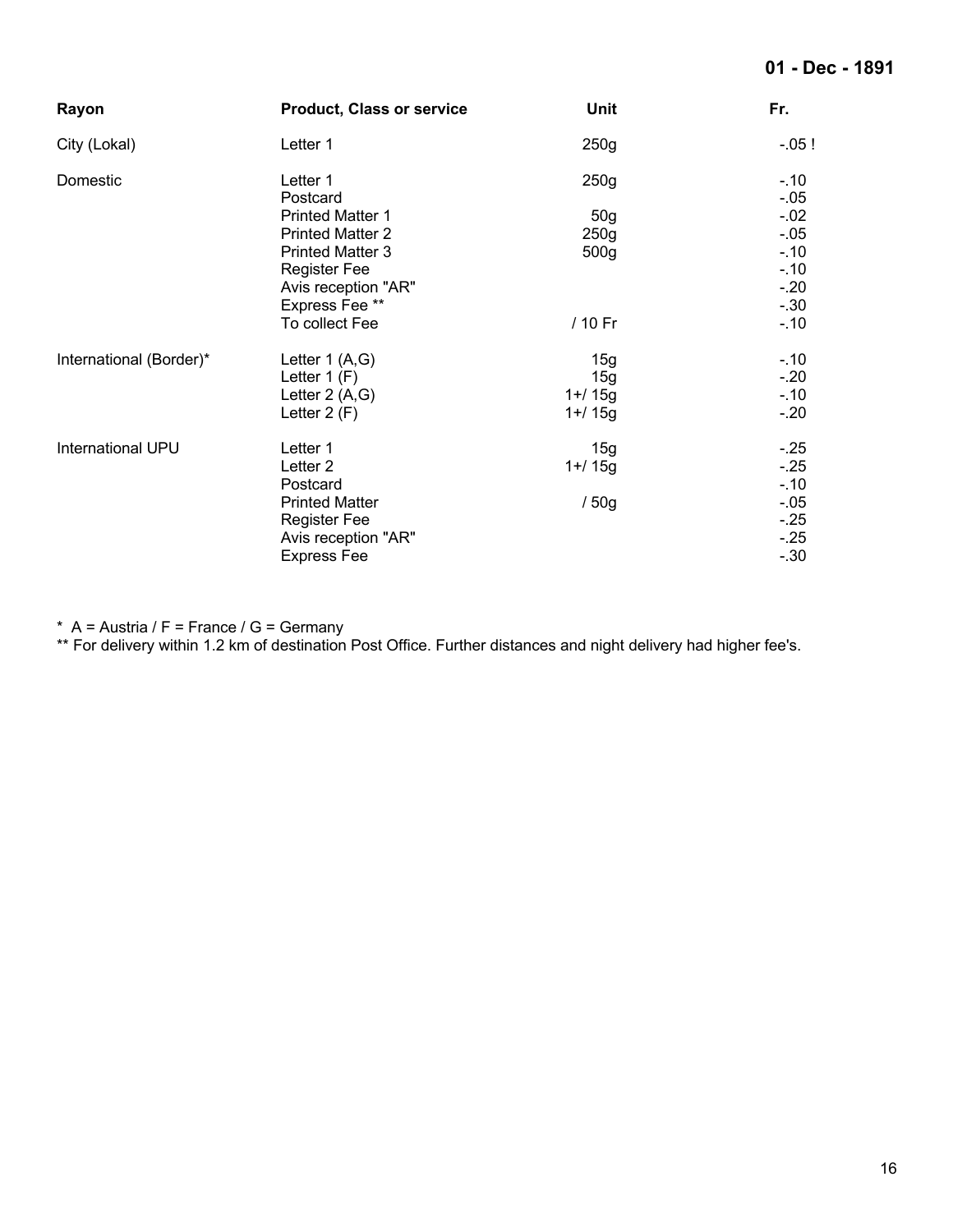**01 - Dec - 1891**

| Rayon | Product, Class or service | Unit | Fr. |
|---|---|---|---|
| City (Lokal) | Letter 1 | 250g | -.05 ! |
| Domestic | Letter 1 | 250g | -.10 |
| | Postcard | | -.05 |
| | Printed Matter 1 | 50g | -.02 |
| | Printed Matter 2 | 250g | -.05 |
| | Printed Matter 3 | 500g | -.10 |
| | Register Fee | | -.10 |
| | Avis reception "AR" | | -.20 |
| | Express Fee ** | | -.30 |
| | To collect Fee | / 10 Fr | -.10 |
| International (Border)* | Letter 1 (A,G) | 15g | -.10 |
| | Letter 1 (F) | 15g | -.20 |
| | Letter 2 (A,G) | 1+/ 15g | -.10 |
| | Letter 2 (F) | 1+/ 15g | -.20 |
| International UPU | Letter 1 | 15g | -.25 |
| | Letter 2 | 1+/ 15g | -.25 |
| | Postcard | | -.10 |
| | Printed Matter | / 50g | -.05 |
| | Register Fee | | -.25 |
| | Avis reception "AR" | | -.25 |
| | Express Fee | | -.30 |

* A = Austria / F = France / G = Germany
** For delivery within 1.2 km of destination Post Office. Further distances and night delivery had higher fee's.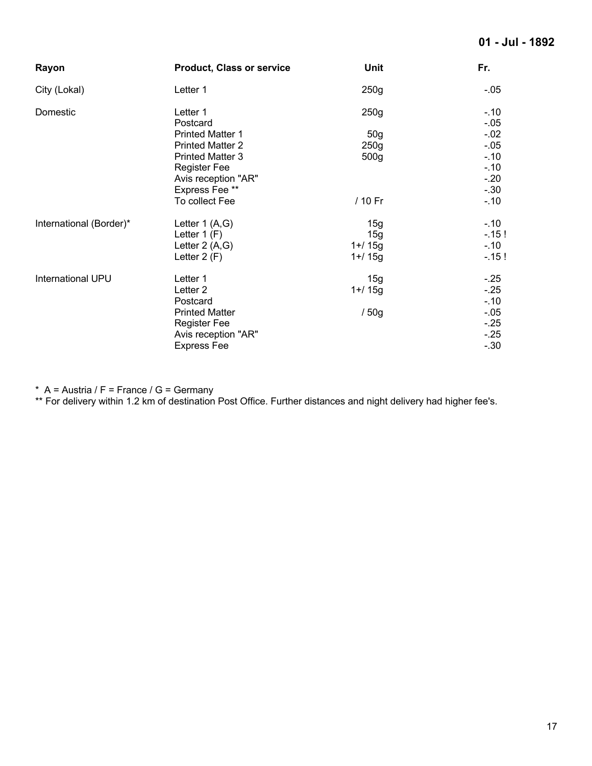**01 - Jul - 1892**

| Rayon | Product, Class or service | Unit | Fr. |
|---|---|---|---|
| City (Lokal) | Letter 1 | 250g | -.05 |
| Domestic | Letter 1 | 250g | -.10 |
| | Postcard | | -.05 |
| | Printed Matter 1 | 50g | -.02 |
| | Printed Matter 2 | 250g | -.05 |
| | Printed Matter 3 | 500g | -.10 |
| | Register Fee | | -.10 |
| | Avis reception "AR" | | -.20 |
| | Express Fee ** | | -.30 |
| | To collect Fee | / 10 Fr | -.10 |
| International (Border)* | Letter 1 (A,G) | 15g | -.10 |
| | Letter 1 (F) | 15g | -.15 ! |
| | Letter 2 (A,G) | 1+/ 15g | -.10 |
| | Letter 2 (F) | 1+/ 15g | -.15 ! |
| International UPU | Letter 1 | 15g | -.25 |
| | Letter 2 | 1+/ 15g | -.25 |
| | Postcard | | -.10 |
| | Printed Matter | / 50g | -.05 |
| | Register Fee | | -.25 |
| | Avis reception "AR" | | -.25 |
| | Express Fee | | -.30 |

\* A = Austria / F = France / G = Germany

** For delivery within 1.2 km of destination Post Office. Further distances and night delivery had higher fee's.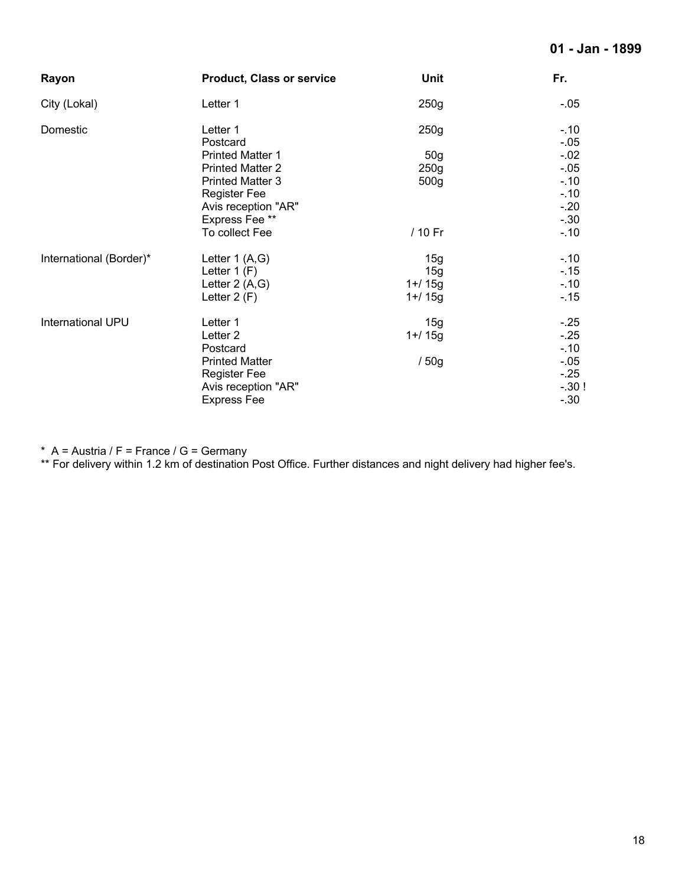**01 - Jan - 1899**

| Rayon | Product, Class or service | Unit | Fr. |
|---|---|---|---|
| City (Lokal) | Letter 1 | 250g | -.05 |
| Domestic | Letter 1 | 250g | -.10 |
| | Postcard | | -.05 |
| | Printed Matter 1 | 50g | -.02 |
| | Printed Matter 2 | 250g | -.05 |
| | Printed Matter 3 | 500g | -.10 |
| | Register Fee | | -.10 |
| | Avis reception "AR" | | -.20 |
| | Express Fee ** | | -.30 |
| | To collect Fee | / 10 Fr | -.10 |
| International (Border)* | Letter 1 (A,G) | 15g | -.10 |
| | Letter 1 (F) | 15g | -.15 |
| | Letter 2 (A,G) | 1+/ 15g | -.10 |
| | Letter 2 (F) | 1+/ 15g | -.15 |
| International UPU | Letter 1 | 15g | -.25 |
| | Letter 2 | 1+/ 15g | -.25 |
| | Postcard | | -.10 |
| | Printed Matter | / 50g | -.05 |
| | Register Fee | | -.25 |
| | Avis reception "AR" | | -.30 ! |
| | Express Fee | | -.30 |

* A = Austria / F = France / G = Germany

** For delivery within 1.2 km of destination Post Office. Further distances and night delivery had higher fee's.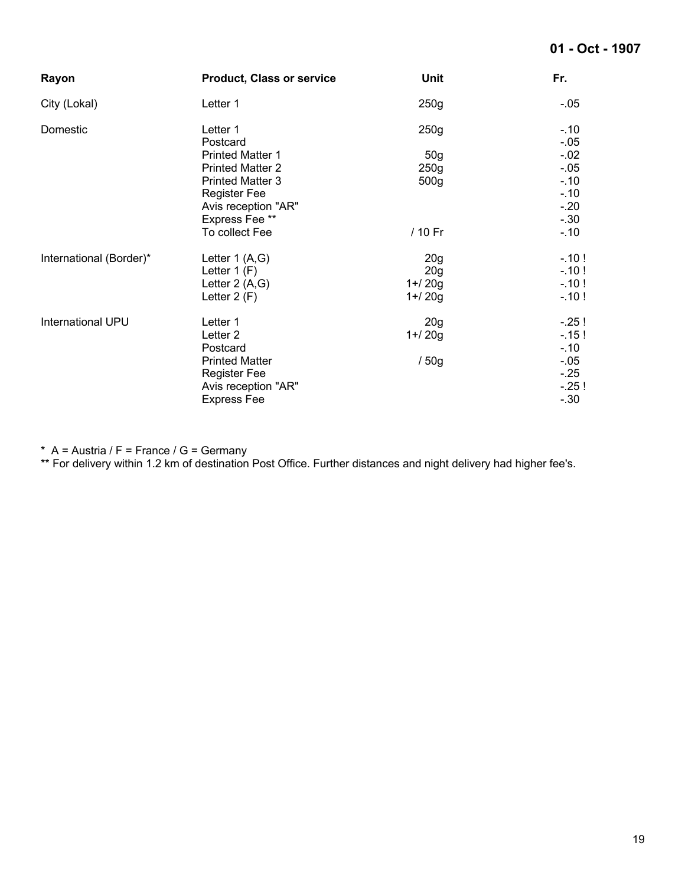**01 - Oct - 1907**

| Rayon | Product, Class or service | Unit | Fr. |
|---|---|---|---|
| City (Lokal) | Letter 1 | 250g | -.05 |
| Domestic | Letter 1 | 250g | -.10 |
| | Postcard | | -.05 |
| | Printed Matter 1 | 50g | -.02 |
| | Printed Matter 2 | 250g | -.05 |
| | Printed Matter 3 | 500g | -.10 |
| | Register Fee | | -.10 |
| | Avis reception "AR" | | -.20 |
| | Express Fee ** | | -.30 |
| | To collect Fee | / 10 Fr | -.10 |
| International (Border)* | Letter 1 (A,G) | 20g | -.10 ! |
| | Letter 1 (F) | 20g | -.10 ! |
| | Letter 2 (A,G) | 1+/ 20g | -.10 ! |
| | Letter 2 (F) | 1+/ 20g | -.10 ! |
| International UPU | Letter 1 | 20g | -.25 ! |
| | Letter 2 | 1+/ 20g | -.15 ! |
| | Postcard | | -.10 |
| | Printed Matter | / 50g | -.05 |
| | Register Fee | | -.25 |
| | Avis reception "AR" | | -.25 ! |
| | Express Fee | | -.30 |

\* A = Austria / F = France / G = Germany

** For delivery within 1.2 km of destination Post Office. Further distances and night delivery had higher fee's.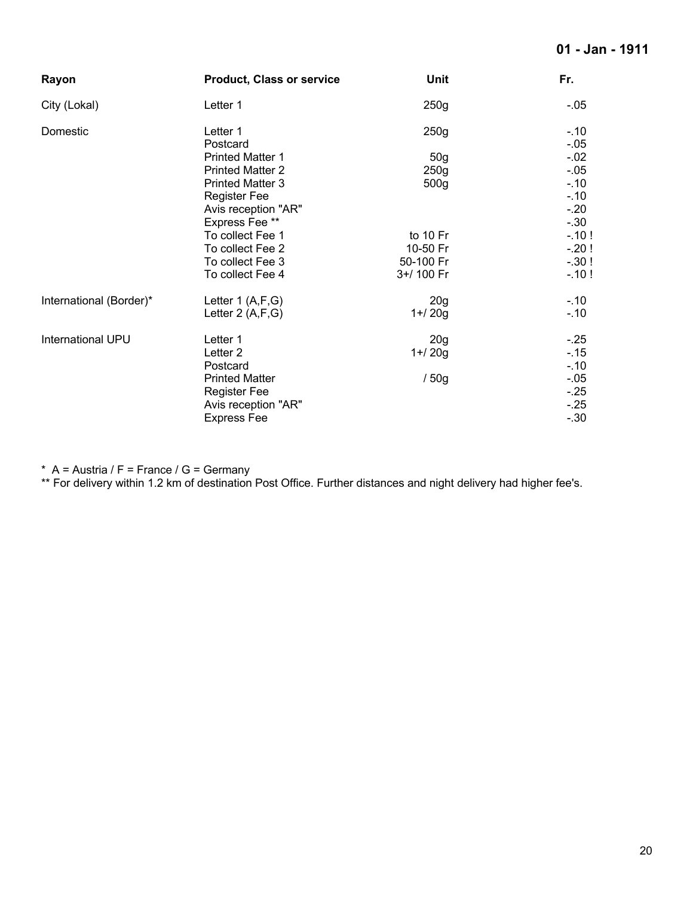**01 - Jan - 1911**

| Rayon | Product, Class or service | Unit | Fr. |
|---|---|---|---|
| City (Lokal) | Letter 1 | 250g | -.05 |
| Domestic | Letter 1 | 250g | -.10 |
| | Postcard | | -.05 |
| | Printed Matter 1 | 50g | -.02 |
| | Printed Matter 2 | 250g | -.05 |
| | Printed Matter 3 | 500g | -.10 |
| | Register Fee | | -.10 |
| | Avis reception "AR" | | -.20 |
| | Express Fee ** | | -.30 |
| | To collect Fee 1 | to 10 Fr | -.10 ! |
| | To collect Fee 2 | 10-50 Fr | -.20 ! |
| | To collect Fee 3 | 50-100 Fr | -.30 ! |
| | To collect Fee 4 | 3+/ 100 Fr | -.10 ! |
| International (Border)* | Letter 1 (A,F,G) | 20g | -.10 |
| | Letter 2 (A,F,G) | 1+/ 20g | -.10 |
| International UPU | Letter 1 | 20g | -.25 |
| | Letter 2 | 1+/ 20g | -.15 |
| | Postcard | | -.10 |
| | Printed Matter | / 50g | -.05 |
| | Register Fee | | -.25 |
| | Avis reception "AR" | | -.25 |
| | Express Fee | | -.30 |

* A = Austria / F = France / G = Germany

** For delivery within 1.2 km of destination Post Office. Further distances and night delivery had higher fee's.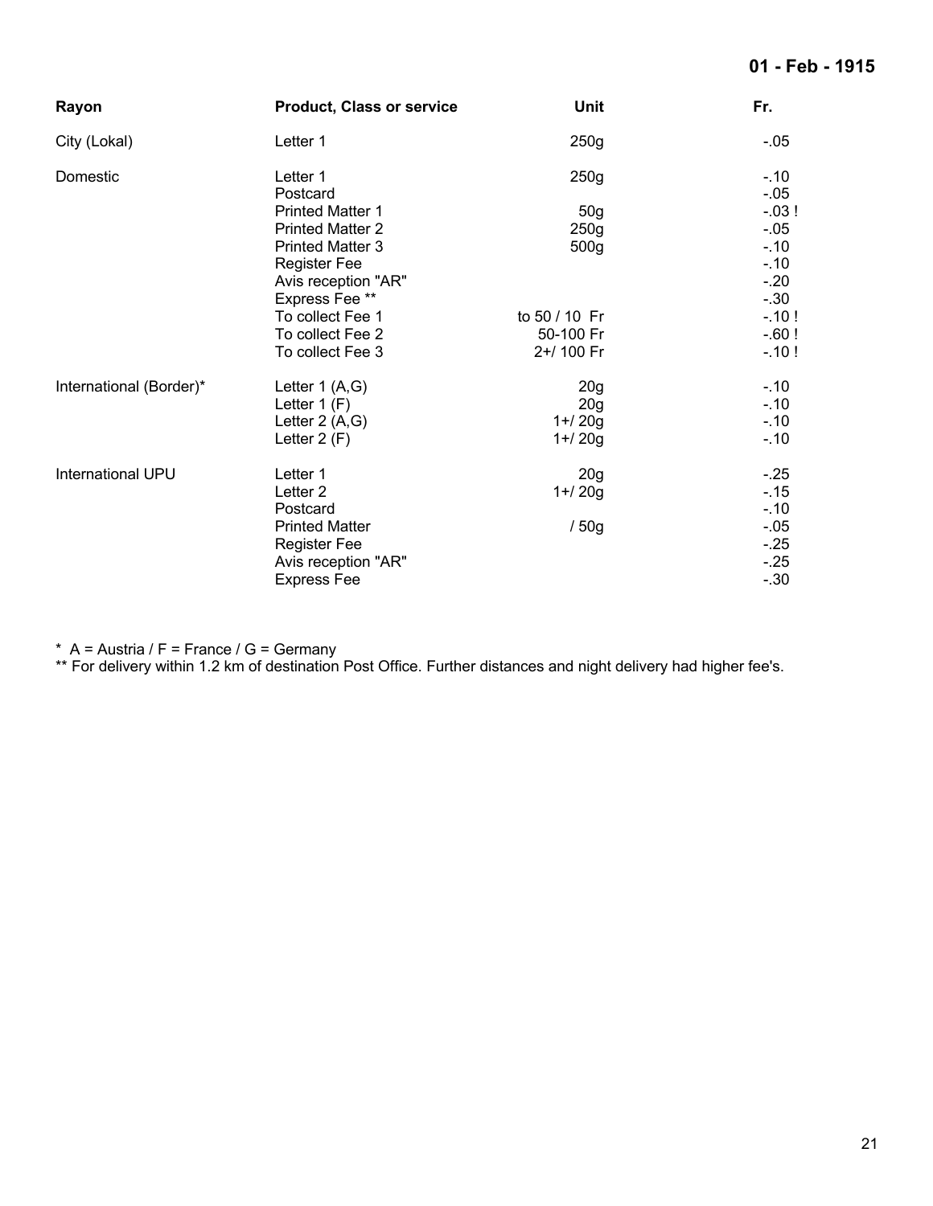**01 - Feb - 1915**

| Rayon | Product, Class or service | Unit | Fr. |
|---|---|---|---|
| City (Lokal) | Letter 1 | 250g | -.05 |
| Domestic | Letter 1 | 250g | -.10 |
| | Postcard | | -.05 |
| | Printed Matter 1 | 50g | -.03 ! |
| | Printed Matter 2 | 250g | -.05 |
| | Printed Matter 3 | 500g | -.10 |
| | Register Fee | | -.10 |
| | Avis reception "AR" | | -.20 |
| | Express Fee ** | | -.30 |
| | To collect Fee 1 | to 50 / 10 Fr | -.10 ! |
| | To collect Fee 2 | 50-100 Fr | -.60 ! |
| | To collect Fee 3 | 2+/ 100 Fr | -.10 ! |
| International (Border)* | Letter 1 (A,G) | 20g | -.10 |
| | Letter 1 (F) | 20g | -.10 |
| | Letter 2 (A,G) | 1+/ 20g | -.10 |
| | Letter 2 (F) | 1+/ 20g | -.10 |
| International UPU | Letter 1 | 20g | -.25 |
| | Letter 2 | 1+/ 20g | -.15 |
| | Postcard | | -.10 |
| | Printed Matter | / 50g | -.05 |
| | Register Fee | | -.25 |
| | Avis reception "AR" | | -.25 |
| | Express Fee | | -.30 |

\* A = Austria / F = France / G = Germany
** For delivery within 1.2 km of destination Post Office. Further distances and night delivery had higher fee's.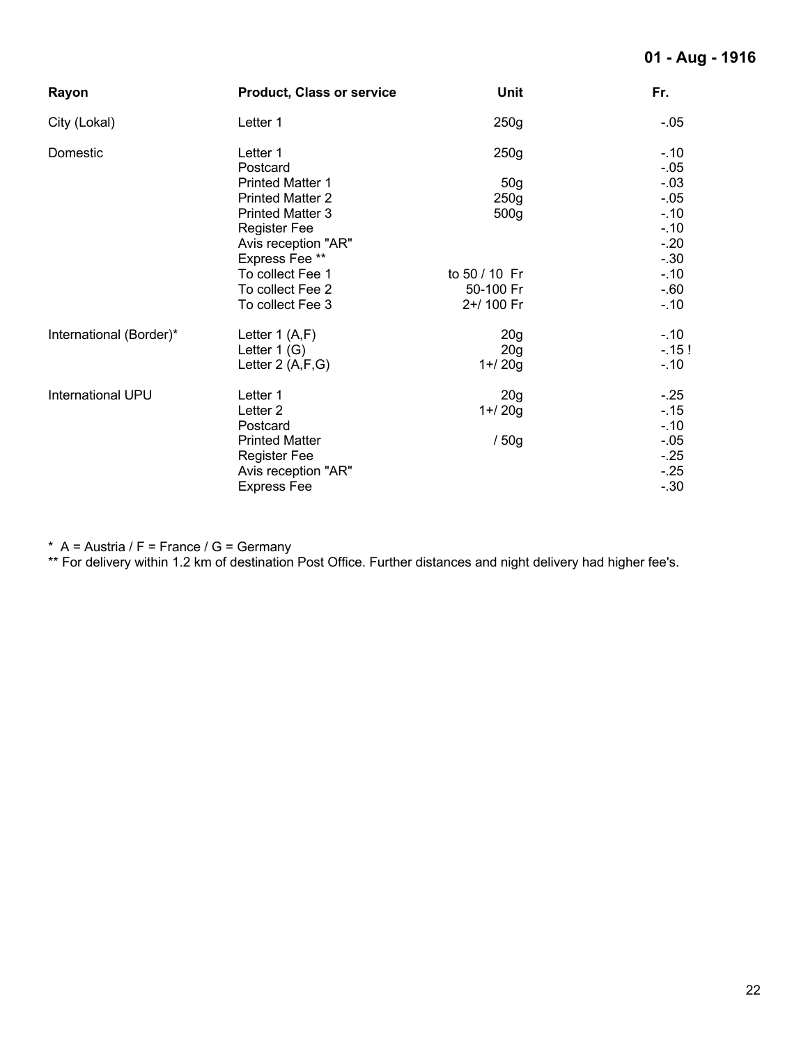**01 - Aug - 1916**

| Rayon | Product, Class or service | Unit | Fr. |
|---|---|---|---|
| City (Lokal) | Letter 1 | 250g | -.05 |
| Domestic | Letter 1 | 250g | -.10 |
| | Postcard | | -.05 |
| | Printed Matter 1 | 50g | -.03 |
| | Printed Matter 2 | 250g | -.05 |
| | Printed Matter 3 | 500g | -.10 |
| | Register Fee | | -.10 |
| | Avis reception "AR" | | -.20 |
| | Express Fee ** | | -.30 |
| | To collect Fee 1 | to 50 / 10 Fr | -.10 |
| | To collect Fee 2 | 50-100 Fr | -.60 |
| | To collect Fee 3 | 2+/ 100 Fr | -.10 |
| International (Border)* | Letter 1 (A,F) | 20g | -.10 |
| | Letter 1 (G) | 20g | -.15 ! |
| | Letter 2 (A,F,G) | 1+/ 20g | -.10 |
| International UPU | Letter 1 | 20g | -.25 |
| | Letter 2 | 1+/ 20g | -.15 |
| | Postcard | | -.10 |
| | Printed Matter | / 50g | -.05 |
| | Register Fee | | -.25 |
| | Avis reception "AR" | | -.25 |
| | Express Fee | | -.30 |

\* A = Austria / F = France / G = Germany

** For delivery within 1.2 km of destination Post Office. Further distances and night delivery had higher fee's.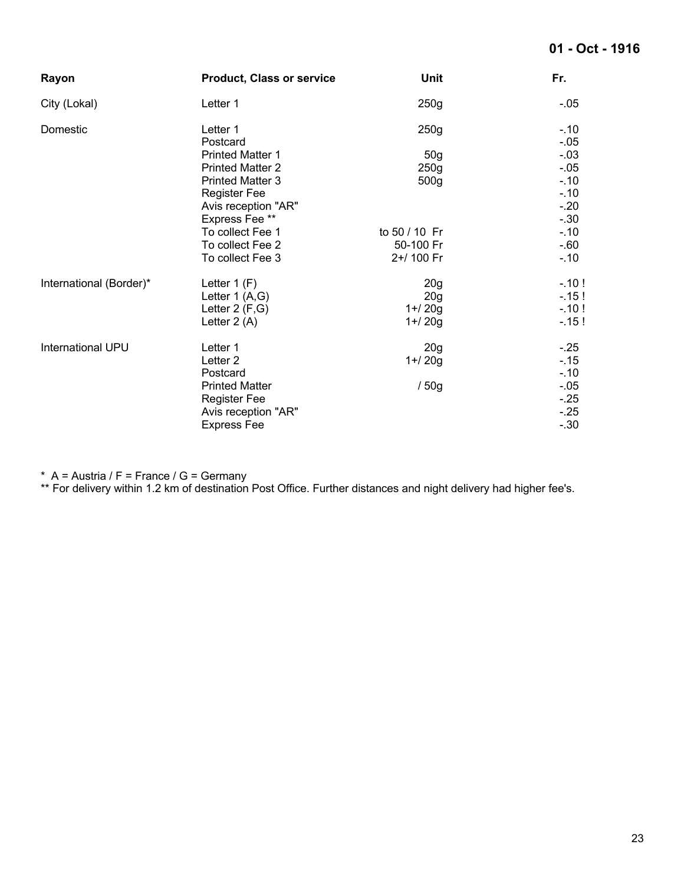**01 - Oct - 1916**

| Rayon | Product, Class or service | Unit | Fr. |
|---|---|---|---|
| City (Lokal) | Letter 1 | 250g | -.05 |
| Domestic | Letter 1 | 250g | -.10 |
| | Postcard | | -.05 |
| | Printed Matter 1 | 50g | -.03 |
| | Printed Matter 2 | 250g | -.05 |
| | Printed Matter 3 | 500g | -.10 |
| | Register Fee | | -.10 |
| | Avis reception "AR" | | -.20 |
| | Express Fee ** | | -.30 |
| | To collect Fee 1 | to 50 / 10 Fr | -.10 |
| | To collect Fee 2 | 50-100 Fr | -.60 |
| | To collect Fee 3 | 2+/ 100 Fr | -.10 |
| International (Border)* | Letter 1 (F) | 20g | -.10 ! |
| | Letter 1 (A,G) | 20g | -.15 ! |
| | Letter 2 (F,G) | 1+/ 20g | -.10 ! |
| | Letter 2 (A) | 1+/ 20g | -.15 ! |
| International UPU | Letter 1 | 20g | -.25 |
| | Letter 2 | 1+/ 20g | -.15 |
| | Postcard | | -.10 |
| | Printed Matter | / 50g | -.05 |
| | Register Fee | | -.25 |
| | Avis reception "AR" | | -.25 |
| | Express Fee | | -.30 |

\* A = Austria / F = France / G = Germany

** For delivery within 1.2 km of destination Post Office. Further distances and night delivery had higher fee's.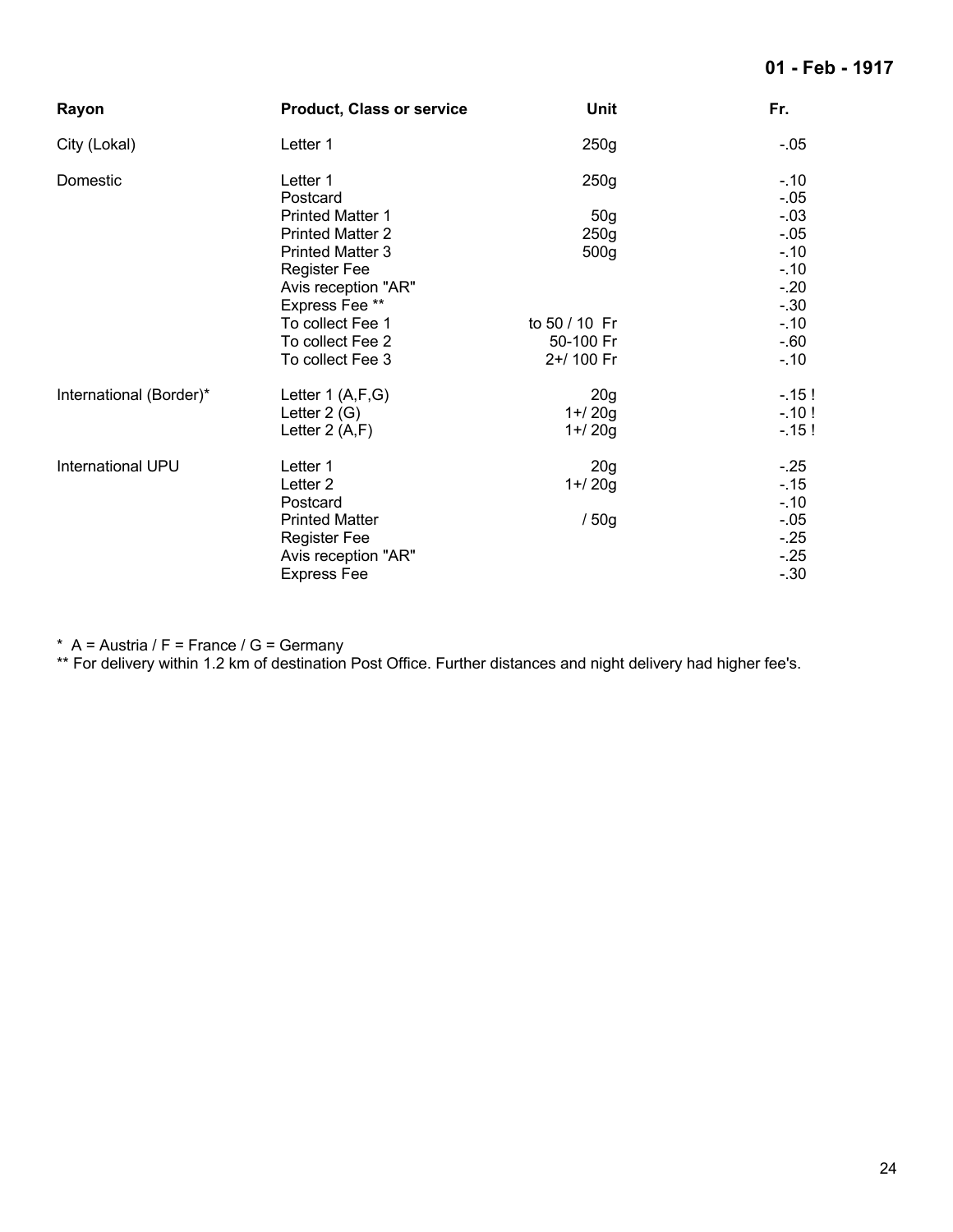**01 - Feb - 1917**

| Rayon | Product, Class or service | Unit | Fr. |
|---|---|---|---|
| City (Lokal) | Letter 1 | 250g | -.05 |
| Domestic | Letter 1 | 250g | -.10 |
| | Postcard | | -.05 |
| | Printed Matter 1 | 50g | -.03 |
| | Printed Matter 2 | 250g | -.05 |
| | Printed Matter 3 | 500g | -.10 |
| | Register Fee | | -.10 |
| | Avis reception "AR" | | -.20 |
| | Express Fee ** | | -.30 |
| | To collect Fee 1 | to 50 / 10 Fr | -.10 |
| | To collect Fee 2 | 50-100 Fr | -.60 |
| | To collect Fee 3 | 2+/ 100 Fr | -.10 |
| International (Border)* | Letter 1 (A,F,G) | 20g | -.15 ! |
| | Letter 2 (G) | 1+/ 20g | -.10 ! |
| | Letter 2 (A,F) | 1+/ 20g | -.15 ! |
| International UPU | Letter 1 | 20g | -.25 |
| | Letter 2 | 1+/ 20g | -.15 |
| | Postcard | | -.10 |
| | Printed Matter | / 50g | -.05 |
| | Register Fee | | -.25 |
| | Avis reception "AR" | | -.25 |
| | Express Fee | | -.30 |

* A = Austria / F = France / G = Germany
** For delivery within 1.2 km of destination Post Office. Further distances and night delivery had higher fee's.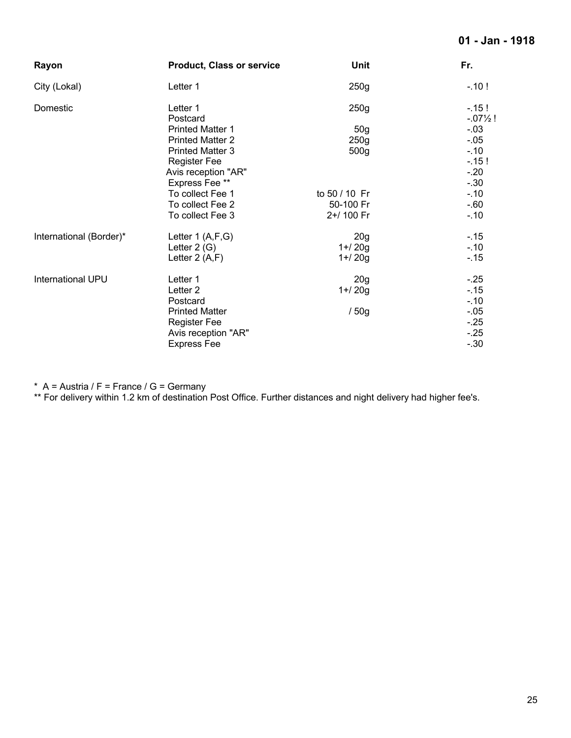**01 - Jan - 1918**

| Rayon | Product, Class or service | Unit | Fr. |
|---|---|---|---|
| City (Lokal) | Letter 1 | 250g | -.10 ! |
| Domestic | Letter 1 | 250g | -.15 ! |
| | Postcard | | -.07½ ! |
| | Printed Matter 1 | 50g | -.03 |
| | Printed Matter 2 | 250g | -.05 |
| | Printed Matter 3 | 500g | -.10 |
| | Register Fee | | -.15 ! |
| | Avis reception "AR" | | -.20 |
| | Express Fee ** | | -.30 |
| | To collect Fee 1 | to 50 / 10 Fr | -.10 |
| | To collect Fee 2 | 50-100 Fr | -.60 |
| | To collect Fee 3 | 2+/ 100 Fr | -.10 |
| International (Border)* | Letter 1 (A,F,G) | 20g | -.15 |
| | Letter 2 (G) | 1+/ 20g | -.10 |
| | Letter 2 (A,F) | 1+/ 20g | -.15 |
| International UPU | Letter 1 | 20g | -.25 |
| | Letter 2 | 1+/ 20g | -.15 |
| | Postcard | | -.10 |
| | Printed Matter | / 50g | -.05 |
| | Register Fee | | -.25 |
| | Avis reception "AR" | | -.25 |
| | Express Fee | | -.30 |

\* A = Austria / F = France / G = Germany

** For delivery within 1.2 km of destination Post Office. Further distances and night delivery had higher fee's.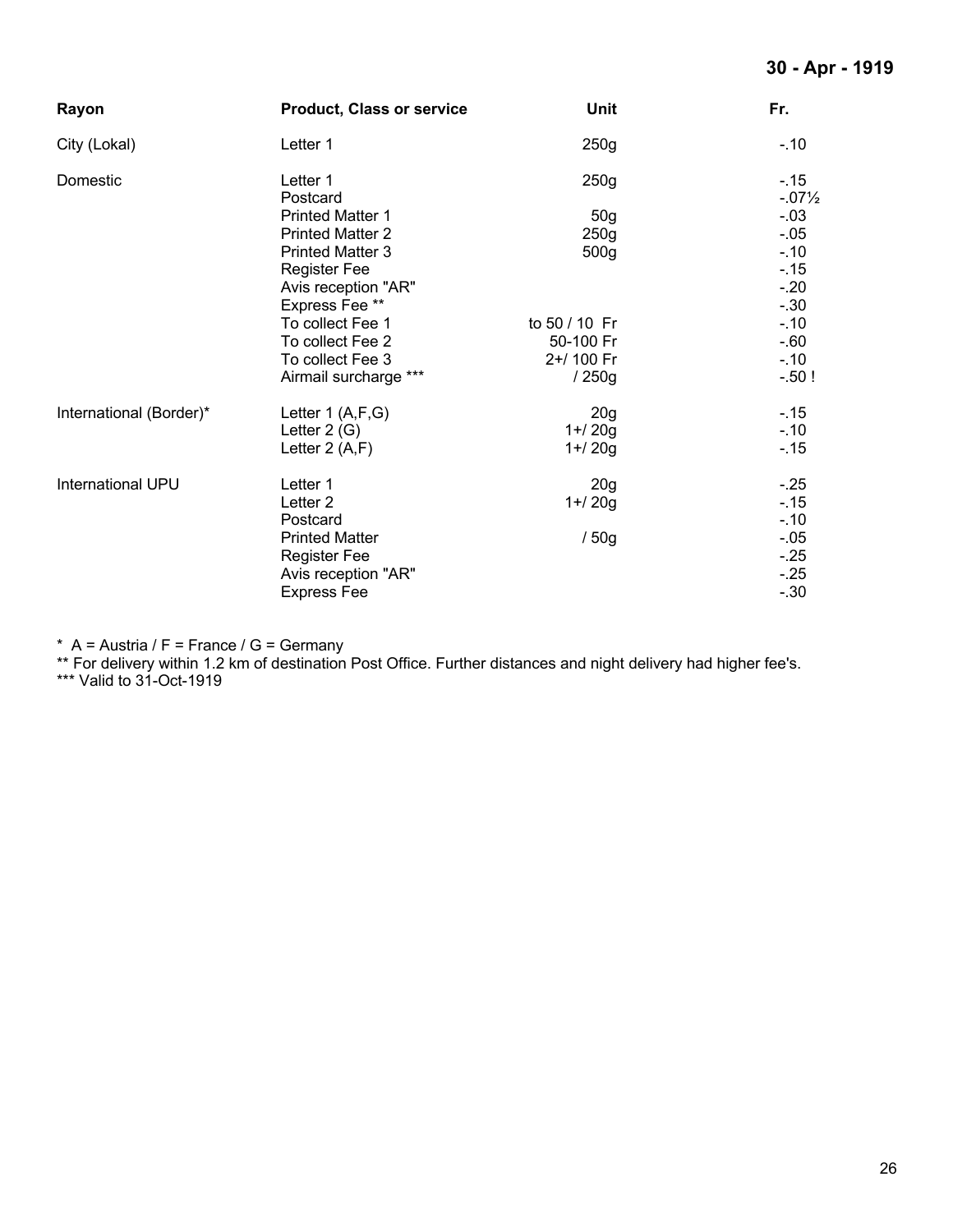**30 - Apr - 1919**

| Rayon | Product, Class or service | Unit | Fr. |
|---|---|---|---|
| City (Lokal) | Letter 1 | 250g | -.10 |
| Domestic | Letter 1 | 250g | -.15 |
| | Postcard | | -.07½ |
| | Printed Matter 1 | 50g | -.03 |
| | Printed Matter 2 | 250g | -.05 |
| | Printed Matter 3 | 500g | -.10 |
| | Register Fee | | -.15 |
| | Avis reception "AR" | | -.20 |
| | Express Fee ** | | -.30 |
| | To collect Fee 1 | to 50 / 10 Fr | -.10 |
| | To collect Fee 2 | 50-100 Fr | -.60 |
| | To collect Fee 3 | 2+/ 100 Fr | -.10 |
| | Airmail surcharge *** | / 250g | -.50 ! |
| International (Border)* | Letter 1 (A,F,G) | 20g | -.15 |
| | Letter 2 (G) | 1+/ 20g | -.10 |
| | Letter 2 (A,F) | 1+/ 20g | -.15 |
| International UPU | Letter 1 | 20g | -.25 |
| | Letter 2 | 1+/ 20g | -.15 |
| | Postcard | | -.10 |
| | Printed Matter | / 50g | -.05 |
| | Register Fee | | -.25 |
| | Avis reception "AR" | | -.25 |
| | Express Fee | | -.30 |

\* A = Austria / F = France / G = Germany
** For delivery within 1.2 km of destination Post Office. Further distances and night delivery had higher fee's.
*** Valid to 31-Oct-1919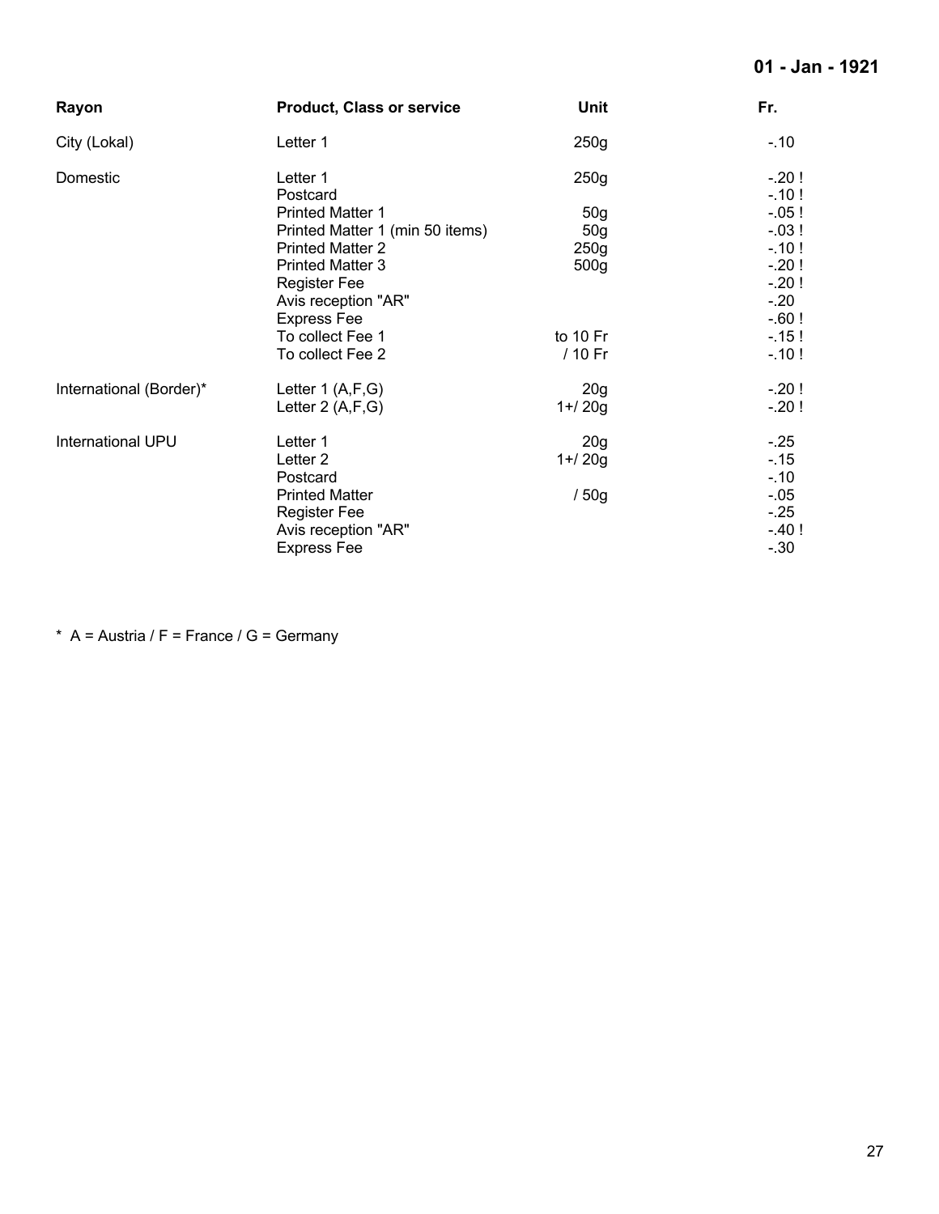**01 - Jan - 1921**

| Rayon | Product, Class or service | Unit | Fr. |
|---|---|---|---|
| City (Lokal) | Letter 1 | 250g | -.10 |
| Domestic | Letter 1 | 250g | -.20 ! |
| | Postcard | | -.10 ! |
| | Printed Matter 1 | 50g | -.05 ! |
| | Printed Matter 1 (min 50 items) | 50g | -.03 ! |
| | Printed Matter 2 | 250g | -.10 ! |
| | Printed Matter 3 | 500g | -.20 ! |
| | Register Fee | | -.20 ! |
| | Avis reception "AR" | | -.20 |
| | Express Fee | | -.60 ! |
| | To collect Fee 1 | to 10 Fr | -.15 ! |
| | To collect Fee 2 | / 10 Fr | -.10 ! |
| International (Border)* | Letter 1 (A,F,G) | 20g | -.20 ! |
| | Letter 2 (A,F,G) | 1+/ 20g | -.20 ! |
| International UPU | Letter 1 | 20g | -.25 |
| | Letter 2 | 1+/ 20g | -.15 |
| | Postcard | | -.10 |
| | Printed Matter | / 50g | -.05 |
| | Register Fee | | -.25 |
| | Avis reception "AR" | | -.40 ! |
| | Express Fee | | -.30 |

\* A = Austria / F = France / G = Germany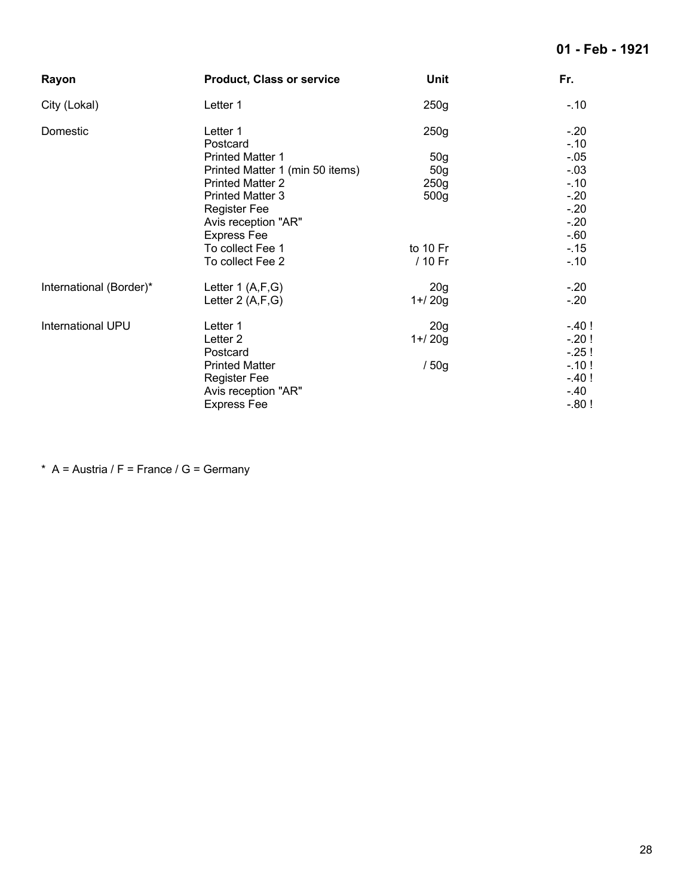**01 - Feb - 1921**

| Rayon | Product, Class or service | Unit | Fr. |
|---|---|---|---|
| City (Lokal) | Letter 1 | 250g | -.10 |
| Domestic | Letter 1 | 250g | -.20 |
| | Postcard | | -.10 |
| | Printed Matter 1 | 50g | -.05 |
| | Printed Matter 1 (min 50 items) | 50g | -.03 |
| | Printed Matter 2 | 250g | -.10 |
| | Printed Matter 3 | 500g | -.20 |
| | Register Fee | | -.20 |
| | Avis reception "AR" | | -.20 |
| | Express Fee | | -.60 |
| | To collect Fee 1 | to 10 Fr | -.15 |
| | To collect Fee 2 | / 10 Fr | -.10 |
| International (Border)* | Letter 1 (A,F,G) | 20g | -.20 |
| | Letter 2 (A,F,G) | 1+/ 20g | -.20 |
| International UPU | Letter 1 | 20g | -.40 ! |
| | Letter 2 | 1+/ 20g | -.20 ! |
| | Postcard | | -.25 ! |
| | Printed Matter | / 50g | -.10 ! |
| | Register Fee | | -.40 ! |
| | Avis reception "AR" | | -.40 |
| | Express Fee | | -.80 ! |

\* A = Austria / F = France / G = Germany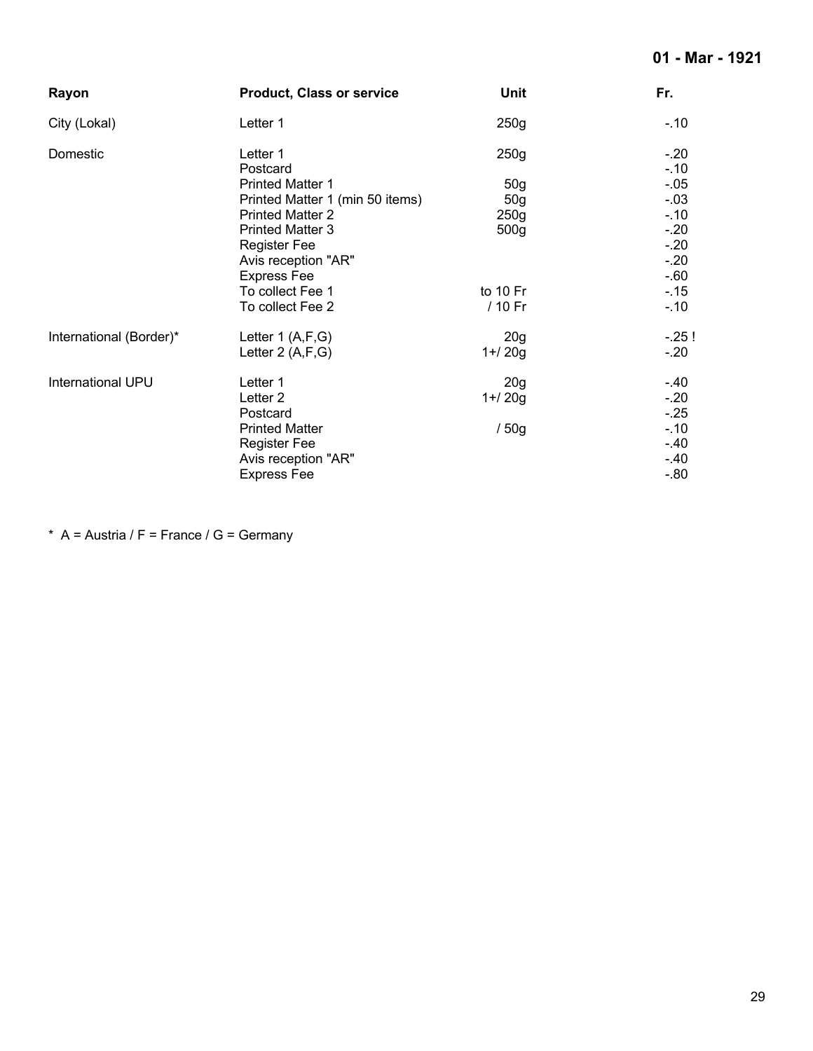**01 - Mar - 1921**

| Rayon | Product, Class or service | Unit | Fr. |
|---|---|---|---|
| City (Lokal) | Letter 1 | 250g | -.10 |
| Domestic | Letter 1 | 250g | -.20 |
| | Postcard | | -.10 |
| | Printed Matter 1 | 50g | -.05 |
| | Printed Matter 1 (min 50 items) | 50g | -.03 |
| | Printed Matter 2 | 250g | -.10 |
| | Printed Matter 3 | 500g | -.20 |
| | Register Fee | | -.20 |
| | Avis reception "AR" | | -.20 |
| | Express Fee | | -.60 |
| | To collect Fee 1 | to 10 Fr | -.15 |
| | To collect Fee 2 | / 10 Fr | -.10 |
| International (Border)* | Letter 1 (A,F,G) | 20g | -.25 ! |
| | Letter 2 (A,F,G) | 1+/ 20g | -.20 |
| International UPU | Letter 1 | 20g | -.40 |
| | Letter 2 | 1+/ 20g | -.20 |
| | Postcard | | -.25 |
| | Printed Matter | / 50g | -.10 |
| | Register Fee | | -.40 |
| | Avis reception "AR" | | -.40 |
| | Express Fee | | -.80 |

* A = Austria / F = France / G = Germany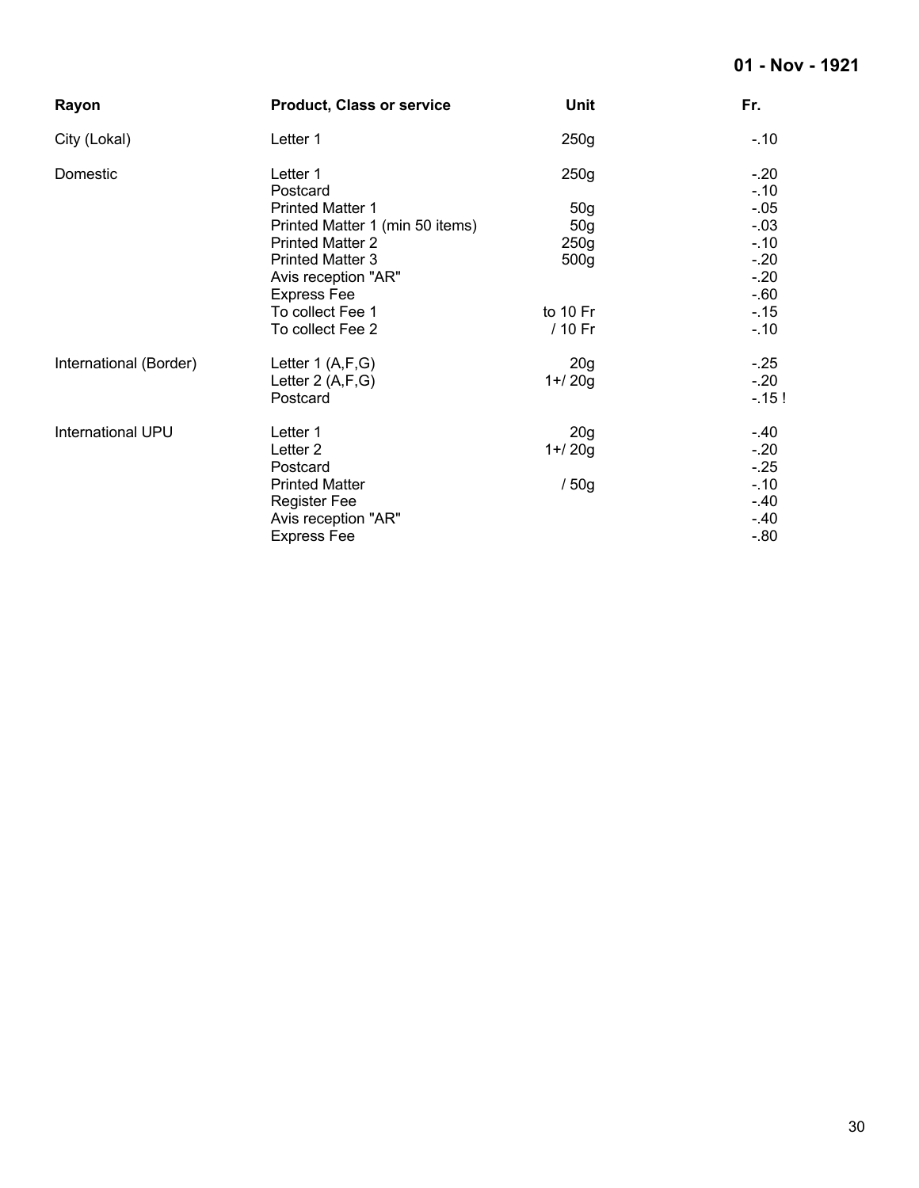**01 - Nov - 1921**

| Rayon | Product, Class or service | Unit | Fr. |
|---|---|---|---|
| City (Lokal) | Letter 1 | 250g | -.10 |
| Domestic | Letter 1 | 250g | -.20 |
| | Postcard | | -.10 |
| | Printed Matter 1 | 50g | -.05 |
| | Printed Matter 1 (min 50 items) | 50g | -.03 |
| | Printed Matter 2 | 250g | -.10 |
| | Printed Matter 3 | 500g | -.20 |
| | Avis reception "AR" | | -.20 |
| | Express Fee | | -.60 |
| | To collect Fee 1 | to 10 Fr | -.15 |
| | To collect Fee 2 | / 10 Fr | -.10 |
| International (Border) | Letter 1 (A,F,G) | 20g | -.25 |
| | Letter 2 (A,F,G) | 1+/ 20g | -.20 |
| | Postcard | | -.15 ! |
| International UPU | Letter 1 | 20g | -.40 |
| | Letter 2 | 1+/ 20g | -.20 |
| | Postcard | | -.25 |
| | Printed Matter | / 50g | -.10 |
| | Register Fee | | -.40 |
| | Avis reception "AR" | | -.40 |
| | Express Fee | | -.80 |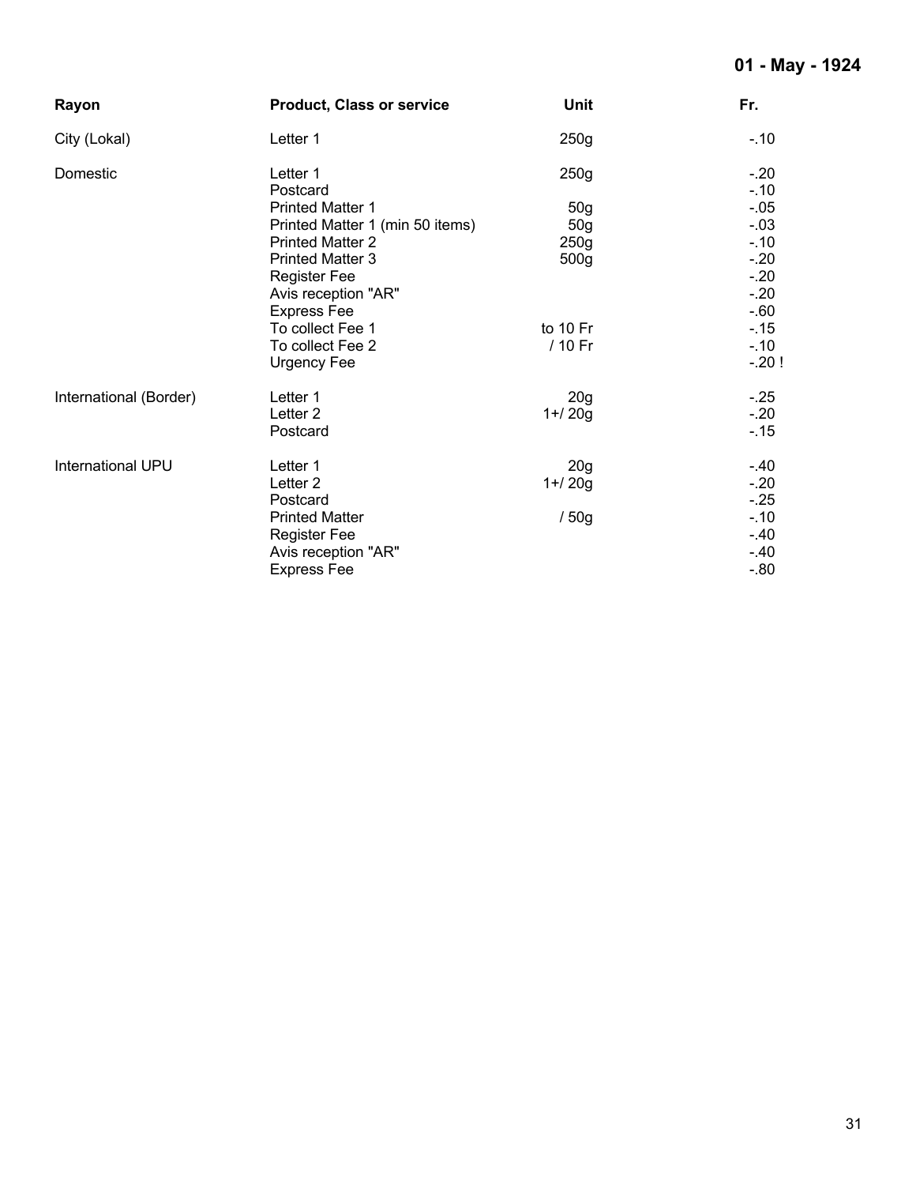**01 - May - 1924**

| Rayon | Product, Class or service | Unit | Fr. |
|---|---|---|---|
| City (Lokal) | Letter 1 | 250g | -.10 |
| Domestic | Letter 1 | 250g | -.20 |
| | Postcard | | -.10 |
| | Printed Matter 1 | 50g | -.05 |
| | Printed Matter 1 (min 50 items) | 50g | -.03 |
| | Printed Matter 2 | 250g | -.10 |
| | Printed Matter 3 | 500g | -.20 |
| | Register Fee | | -.20 |
| | Avis reception "AR" | | -.20 |
| | Express Fee | | -.60 |
| | To collect Fee 1 | to 10 Fr | -.15 |
| | To collect Fee 2 | / 10 Fr | -.10 |
| | Urgency Fee | | -.20 ! |
| International (Border) | Letter 1 | 20g | -.25 |
| | Letter 2 | 1+/ 20g | -.20 |
| | Postcard | | -.15 |
| International UPU | Letter 1 | 20g | -.40 |
| | Letter 2 | 1+/ 20g | -.20 |
| | Postcard | | -.25 |
| | Printed Matter | / 50g | -.10 |
| | Register Fee | | -.40 |
| | Avis reception "AR" | | -.40 |
| | Express Fee | | -.80 |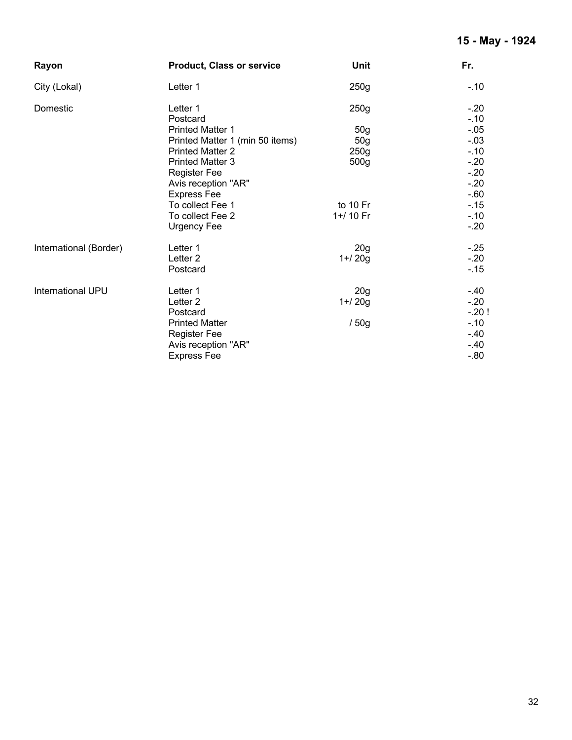**15 - May - 1924**

| Rayon | Product, Class or service | Unit | Fr. |
|---|---|---|---|
| City (Lokal) | Letter 1 | 250g | -.10 |
| Domestic | Letter 1 | 250g | -.20 |
| | Postcard | | -.10 |
| | Printed Matter 1 | 50g | -.05 |
| | Printed Matter 1 (min 50 items) | 50g | -.03 |
| | Printed Matter 2 | 250g | -.10 |
| | Printed Matter 3 | 500g | -.20 |
| | Register Fee | | -.20 |
| | Avis reception "AR" | | -.20 |
| | Express Fee | | -.60 |
| | To collect Fee 1 | to 10 Fr | -.15 |
| | To collect Fee 2 | 1+/ 10 Fr | -.10 |
| | Urgency Fee | | -.20 |
| International (Border) | Letter 1 | 20g | -.25 |
| | Letter 2 | 1+/ 20g | -.20 |
| | Postcard | | -.15 |
| International UPU | Letter 1 | 20g | -.40 |
| | Letter 2 | 1+/ 20g | -.20 |
| | Postcard | | -.20 ! |
| | Printed Matter | / 50g | -.10 |
| | Register Fee | | -.40 |
| | Avis reception "AR" | | -.40 |
| | Express Fee | | -.80 |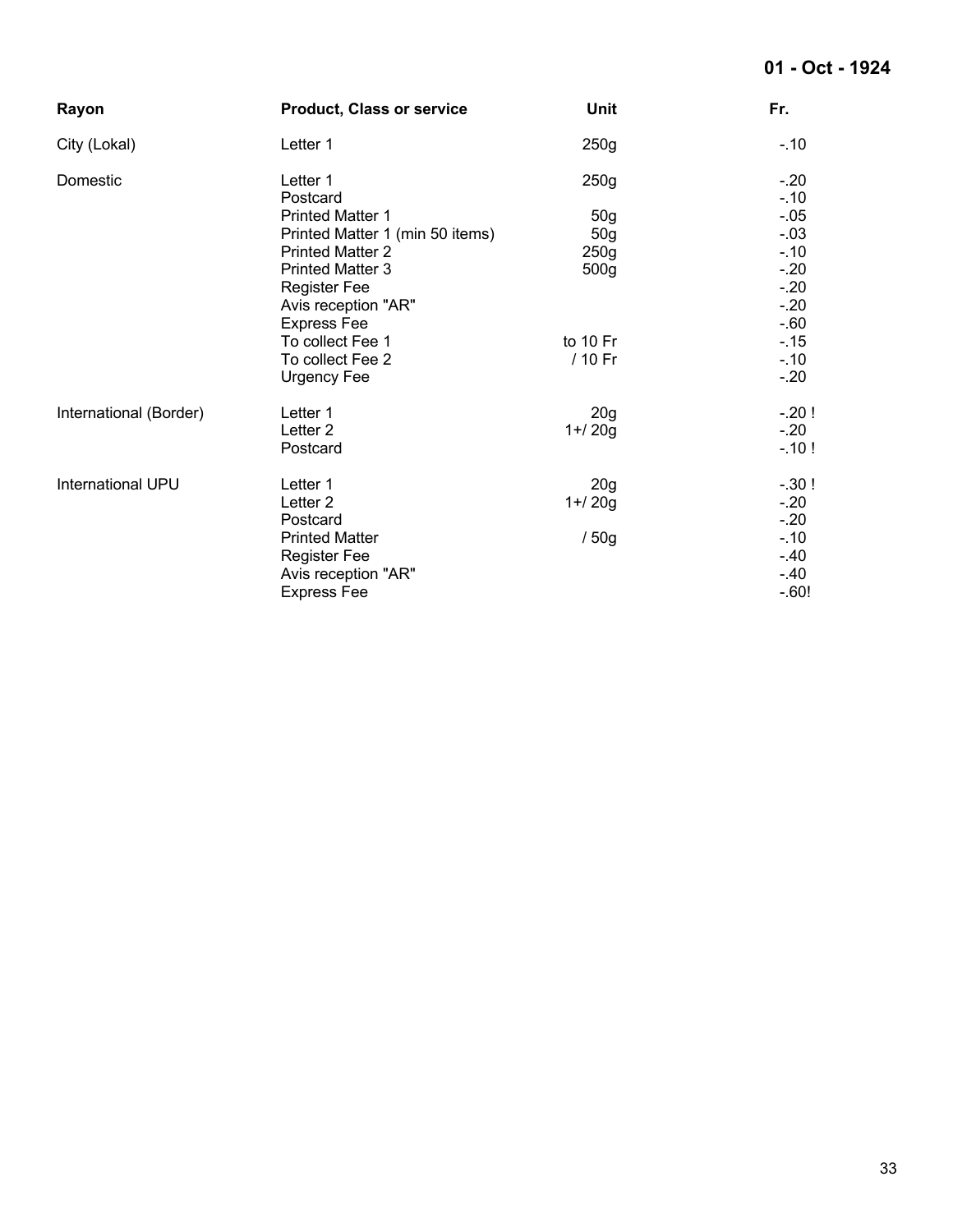**01 - Oct - 1924**

| Rayon | Product, Class or service | Unit | Fr. |
|---|---|---|---|
| City (Lokal) | Letter 1 | 250g | -.10 |
| Domestic | Letter 1 | 250g | -.20 |
| | Postcard | | -.10 |
| | Printed Matter 1 | 50g | -.05 |
| | Printed Matter 1 (min 50 items) | 50g | -.03 |
| | Printed Matter 2 | 250g | -.10 |
| | Printed Matter 3 | 500g | -.20 |
| | Register Fee | | -.20 |
| | Avis reception "AR" | | -.20 |
| | Express Fee | | -.60 |
| | To collect Fee 1 | to 10 Fr | -.15 |
| | To collect Fee 2 | / 10 Fr | -.10 |
| | Urgency Fee | | -.20 |
| International (Border) | Letter 1 | 20g | -.20 ! |
| | Letter 2 | 1+/ 20g | -.20 |
| | Postcard | | -.10 ! |
| International UPU | Letter 1 | 20g | -.30 ! |
| | Letter 2 | 1+/ 20g | -.20 |
| | Postcard | | -.20 |
| | Printed Matter | / 50g | -.10 |
| | Register Fee | | -.40 |
| | Avis reception "AR" | | -.40 |
| | Express Fee | | -.60! |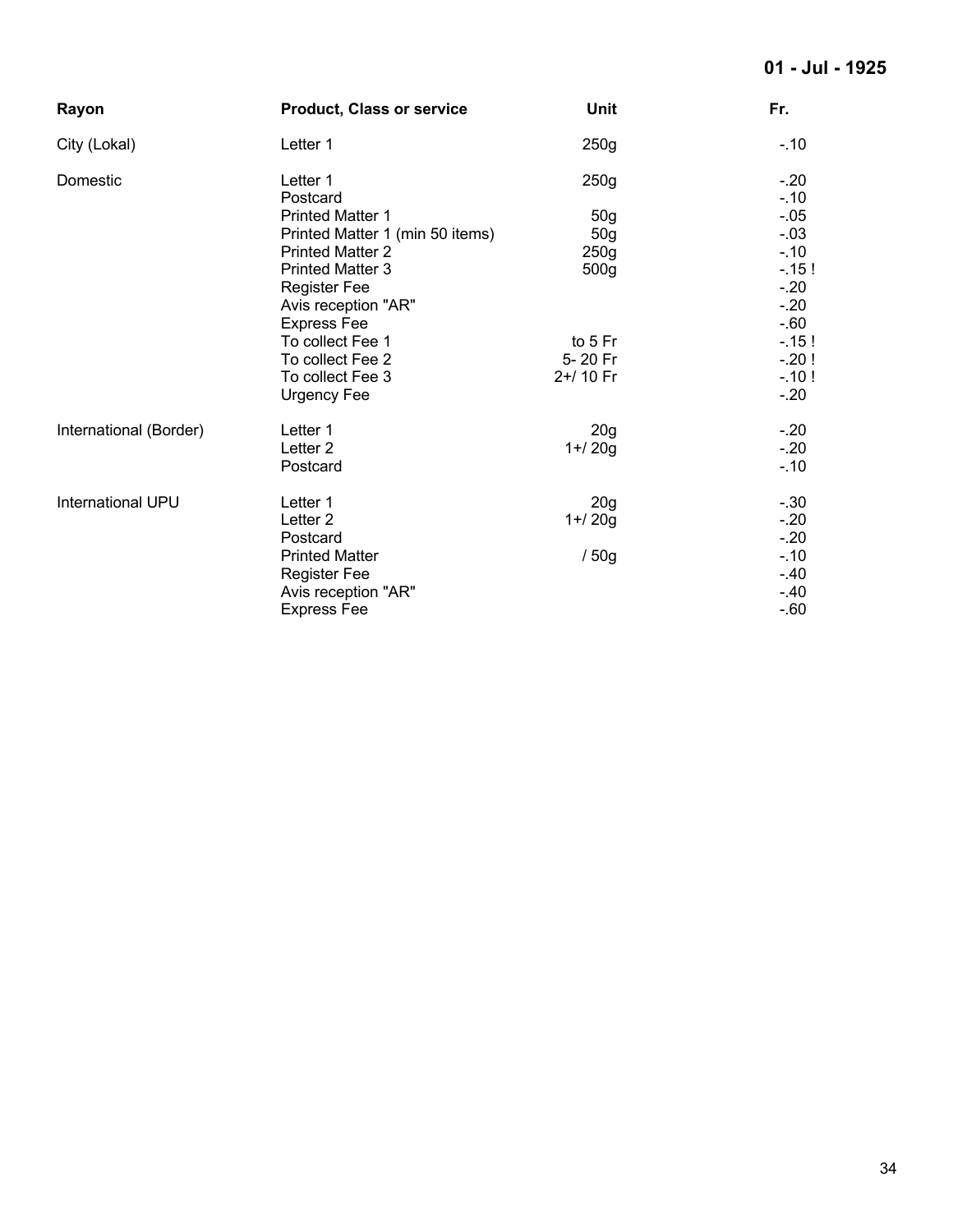**01 - Jul - 1925**

| Rayon | Product, Class or service | Unit | Fr. |
|---|---|---|---|
| City (Lokal) | Letter 1 | 250g | -.10 |
| Domestic | Letter 1 | 250g | -.20 |
| | Postcard | | -.10 |
| | Printed Matter 1 | 50g | -.05 |
| | Printed Matter 1 (min 50 items) | 50g | -.03 |
| | Printed Matter 2 | 250g | -.10 |
| | Printed Matter 3 | 500g | -.15 ! |
| | Register Fee | | -.20 |
| | Avis reception "AR" | | -.20 |
| | Express Fee | | -.60 |
| | To collect Fee 1 | to 5 Fr | -.15 ! |
| | To collect Fee 2 | 5- 20 Fr | -.20 ! |
| | To collect Fee 3 | 2+/ 10 Fr | -.10 ! |
| | Urgency Fee | | -.20 |
| International (Border) | Letter 1 | 20g | -.20 |
| | Letter 2 | 1+/ 20g | -.20 |
| | Postcard | | -.10 |
| International UPU | Letter 1 | 20g | -.30 |
| | Letter 2 | 1+/ 20g | -.20 |
| | Postcard | | -.20 |
| | Printed Matter | / 50g | -.10 |
| | Register Fee | | -.40 |
| | Avis reception "AR" | | -.40 |
| | Express Fee | | -.60 |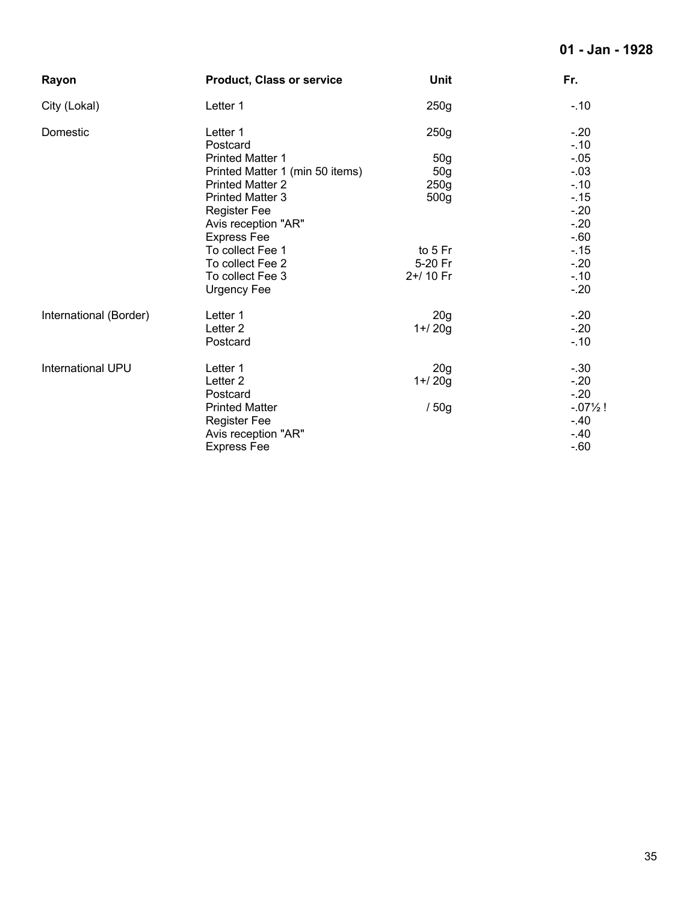**01 - Jan - 1928**

| Rayon | Product, Class or service | Unit | Fr. |
|---|---|---|---|
| City (Lokal) | Letter 1 | 250g | -.10 |
| Domestic | Letter 1 | 250g | -.20 |
| | Postcard | | -.10 |
| | Printed Matter 1 | 50g | -.05 |
| | Printed Matter 1 (min 50 items) | 50g | -.03 |
| | Printed Matter 2 | 250g | -.10 |
| | Printed Matter 3 | 500g | -.15 |
| | Register Fee | | -.20 |
| | Avis reception "AR" | | -.20 |
| | Express Fee | | -.60 |
| | To collect Fee 1 | to 5 Fr | -.15 |
| | To collect Fee 2 | 5-20 Fr | -.20 |
| | To collect Fee 3 | 2+/ 10 Fr | -.10 |
| | Urgency Fee | | -.20 |
| International (Border) | Letter 1 | 20g | -.20 |
| | Letter 2 | 1+/ 20g | -.20 |
| | Postcard | | -.10 |
| International UPU | Letter 1 | 20g | -.30 |
| | Letter 2 | 1+/ 20g | -.20 |
| | Postcard | | -.20 |
| | Printed Matter | / 50g | -.07½ ! |
| | Register Fee | | -.40 |
| | Avis reception "AR" | | -.40 |
| | Express Fee | | -.60 |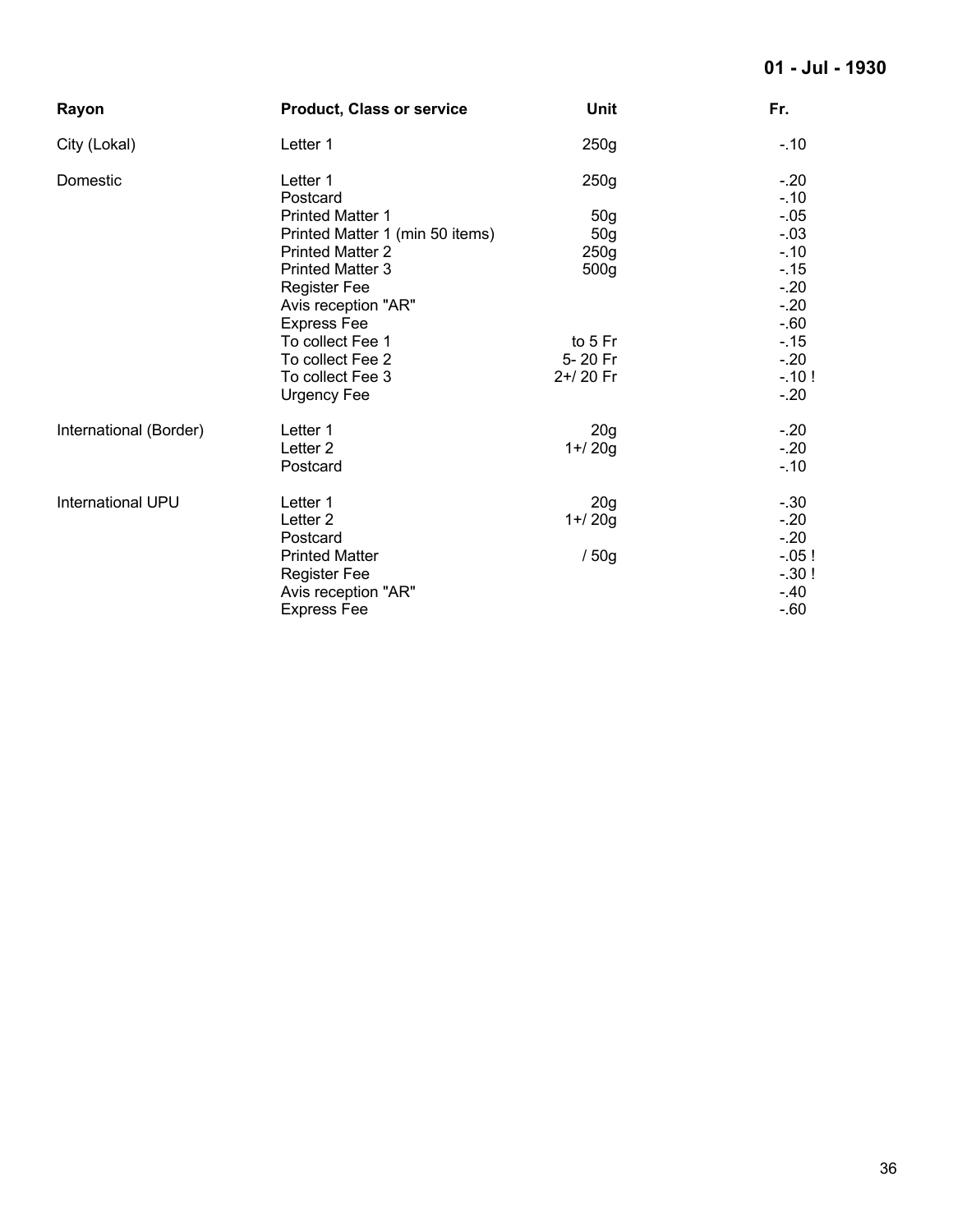**01 - Jul - 1930**

| Rayon | Product, Class or service | Unit | Fr. |
|---|---|---|---|
| City (Lokal) | Letter 1 | 250g | -.10 |
| Domestic | Letter 1 | 250g | -.20 |
| | Postcard | | -.10 |
| | Printed Matter 1 | 50g | -.05 |
| | Printed Matter 1 (min 50 items) | 50g | -.03 |
| | Printed Matter 2 | 250g | -.10 |
| | Printed Matter 3 | 500g | -.15 |
| | Register Fee | | -.20 |
| | Avis reception "AR" | | -.20 |
| | Express Fee | | -.60 |
| | To collect Fee 1 | to 5 Fr | -.15 |
| | To collect Fee 2 | 5- 20 Fr | -.20 |
| | To collect Fee 3 | 2+/ 20 Fr | -.10 ! |
| | Urgency Fee | | -.20 |
| International (Border) | Letter 1 | 20g | -.20 |
| | Letter 2 | 1+/ 20g | -.20 |
| | Postcard | | -.10 |
| International UPU | Letter 1 | 20g | -.30 |
| | Letter 2 | 1+/ 20g | -.20 |
| | Postcard | | -.20 |
| | Printed Matter | / 50g | -.05 ! |
| | Register Fee | | -.30 ! |
| | Avis reception "AR" | | -.40 |
| | Express Fee | | -.60 |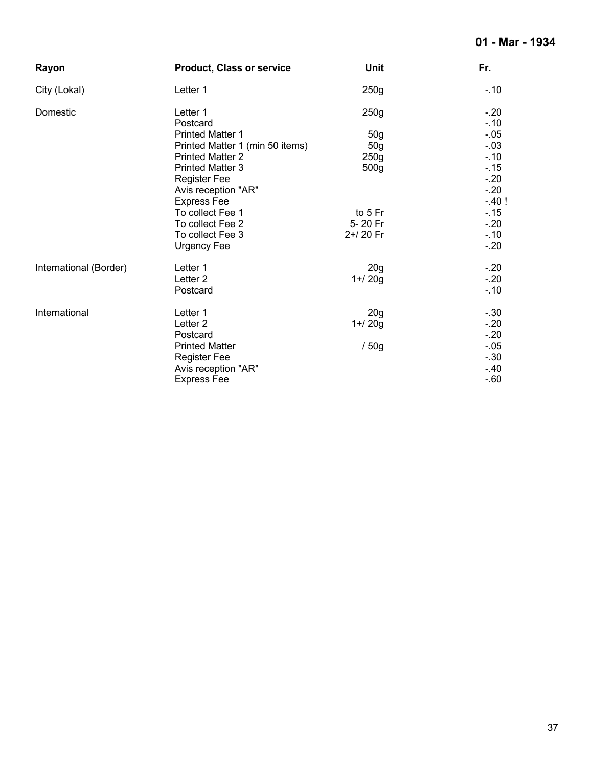**01 - Mar - 1934**

| Rayon | Product, Class or service | Unit | Fr. |
|---|---|---|---|
| City (Lokal) | Letter 1 | 250g | -.10 |
| Domestic | Letter 1 | 250g | -.20 |
| | Postcard | | -.10 |
| | Printed Matter 1 | 50g | -.05 |
| | Printed Matter 1 (min 50 items) | 50g | -.03 |
| | Printed Matter 2 | 250g | -.10 |
| | Printed Matter 3 | 500g | -.15 |
| | Register Fee | | -.20 |
| | Avis reception "AR" | | -.20 |
| | Express Fee | | -.40 ! |
| | To collect Fee 1 | to 5 Fr | -.15 |
| | To collect Fee 2 | 5- 20 Fr | -.20 |
| | To collect Fee 3 | 2+/ 20 Fr | -.10 |
| | Urgency Fee | | -.20 |
| International (Border) | Letter 1 | 20g | -.20 |
| | Letter 2 | 1+/ 20g | -.20 |
| | Postcard | | -.10 |
| International | Letter 1 | 20g | -.30 |
| | Letter 2 | 1+/ 20g | -.20 |
| | Postcard | | -.20 |
| | Printed Matter | / 50g | -.05 |
| | Register Fee | | -.30 |
| | Avis reception "AR" | | -.40 |
| | Express Fee | | -.60 |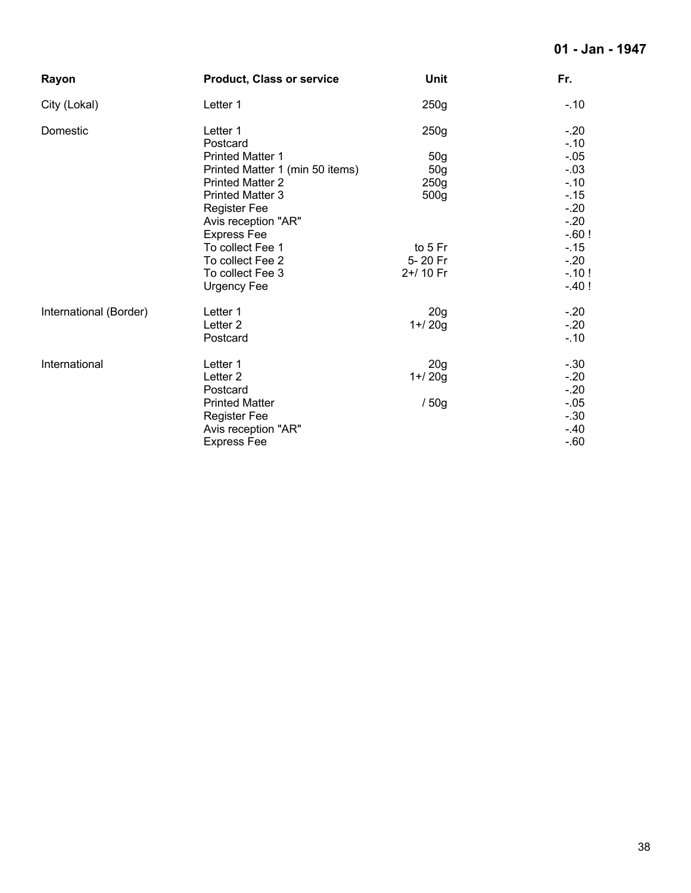**01 - Jan - 1947**

| Rayon | Product, Class or service | Unit | Fr. |
|---|---|---|---|
| City (Lokal) | Letter 1 | 250g | -.10 |
| Domestic | Letter 1 | 250g | -.20 |
| | Postcard | | -.10 |
| | Printed Matter 1 | 50g | -.05 |
| | Printed Matter 1 (min 50 items) | 50g | -.03 |
| | Printed Matter 2 | 250g | -.10 |
| | Printed Matter 3 | 500g | -.15 |
| | Register Fee | | -.20 |
| | Avis reception "AR" | | -.20 |
| | Express Fee | | -.60 ! |
| | To collect Fee 1 | to 5 Fr | -.15 |
| | To collect Fee 2 | 5- 20 Fr | -.20 |
| | To collect Fee 3 | 2+/ 10 Fr | -.10 ! |
| | Urgency Fee | | -.40 ! |
| International (Border) | Letter 1 | 20g | -.20 |
| | Letter 2 | 1+/ 20g | -.20 |
| | Postcard | | -.10 |
| International | Letter 1 | 20g | -.30 |
| | Letter 2 | 1+/ 20g | -.20 |
| | Postcard | | -.20 |
| | Printed Matter | / 50g | -.05 |
| | Register Fee | | -.30 |
| | Avis reception "AR" | | -.40 |
| | Express Fee | | -.60 |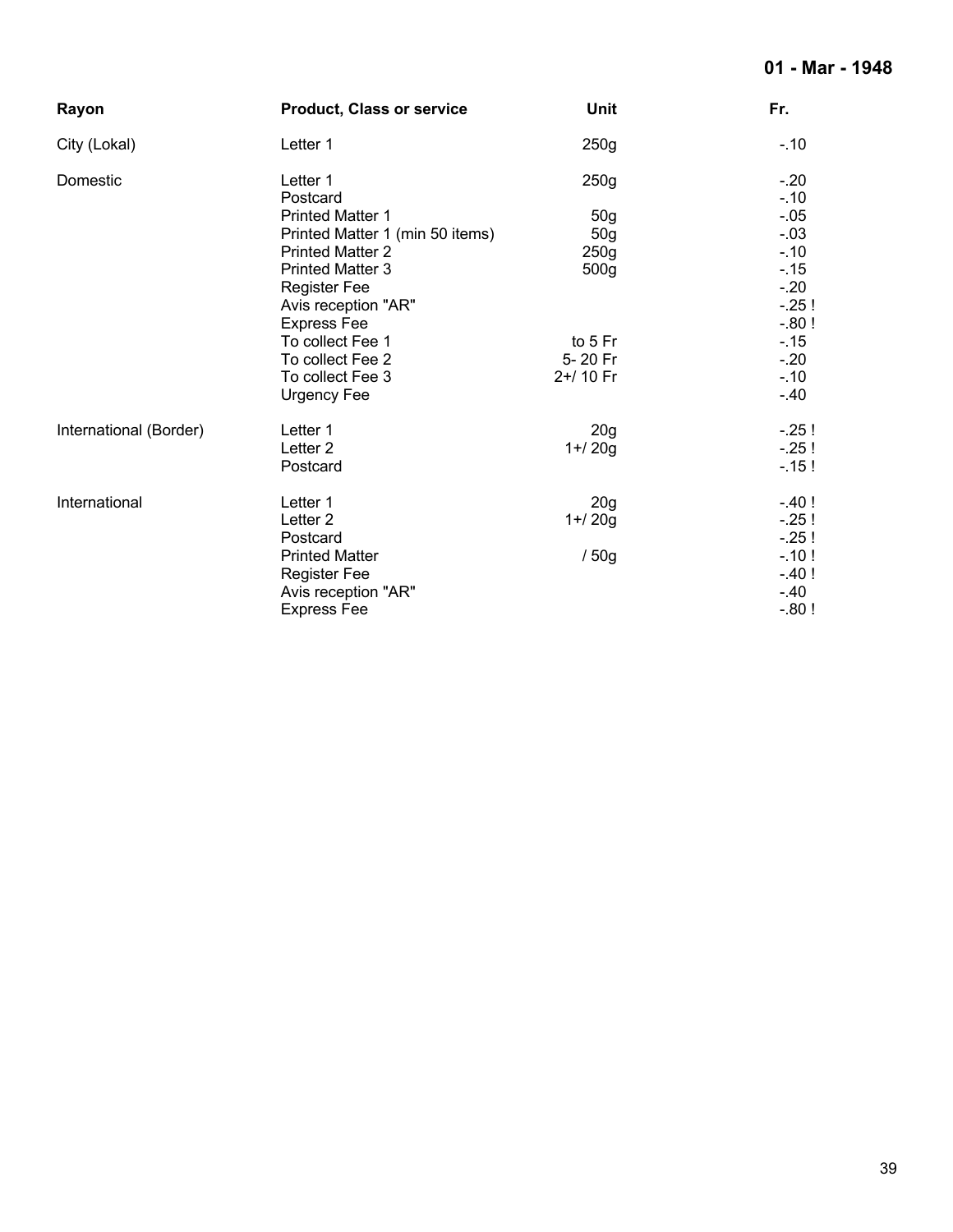**01 - Mar - 1948**

| Rayon | Product, Class or service | Unit | Fr. |
|---|---|---|---|
| City (Lokal) | Letter 1 | 250g | -.10 |
| Domestic | Letter 1 | 250g | -.20 |
| | Postcard | | -.10 |
| | Printed Matter 1 | 50g | -.05 |
| | Printed Matter 1 (min 50 items) | 50g | -.03 |
| | Printed Matter 2 | 250g | -.10 |
| | Printed Matter 3 | 500g | -.15 |
| | Register Fee | | -.20 |
| | Avis reception "AR" | | -.25 ! |
| | Express Fee | | -.80 ! |
| | To collect Fee 1 | to 5 Fr | -.15 |
| | To collect Fee 2 | 5- 20 Fr | -.20 |
| | To collect Fee 3 | 2+/ 10 Fr | -.10 |
| | Urgency Fee | | -.40 |
| International (Border) | Letter 1 | 20g | -.25 ! |
| | Letter 2 | 1+/ 20g | -.25 ! |
| | Postcard | | -.15 ! |
| International | Letter 1 | 20g | -.40 ! |
| | Letter 2 | 1+/ 20g | -.25 ! |
| | Postcard | | -.25 ! |
| | Printed Matter | / 50g | -.10 ! |
| | Register Fee | | -.40 ! |
| | Avis reception "AR" | | -.40 |
| | Express Fee | | -.80 ! |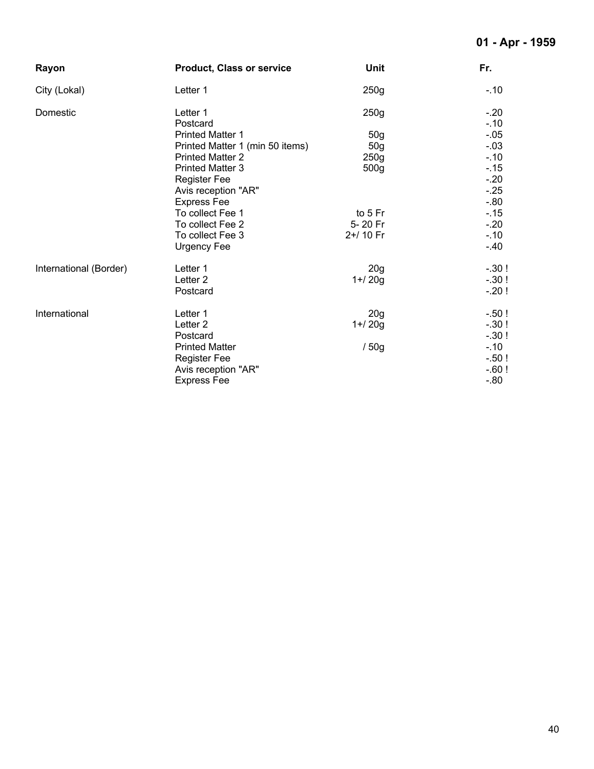**01 - Apr - 1959**

| Rayon | Product, Class or service | Unit | Fr. |
|---|---|---|---|
| City (Lokal) | Letter 1 | 250g | -.10 |
| Domestic | Letter 1 | 250g | -.20 |
| | Postcard | | -.10 |
| | Printed Matter 1 | 50g | -.05 |
| | Printed Matter 1 (min 50 items) | 50g | -.03 |
| | Printed Matter 2 | 250g | -.10 |
| | Printed Matter 3 | 500g | -.15 |
| | Register Fee | | -.20 |
| | Avis reception "AR" | | -.25 |
| | Express Fee | | -.80 |
| | To collect Fee 1 | to 5 Fr | -.15 |
| | To collect Fee 2 | 5- 20 Fr | -.20 |
| | To collect Fee 3 | 2+/ 10 Fr | -.10 |
| | Urgency Fee | | -.40 |
| International (Border) | Letter 1 | 20g | -.30 ! |
| | Letter 2 | 1+/ 20g | -.30 ! |
| | Postcard | | -.20 ! |
| International | Letter 1 | 20g | -.50 ! |
| | Letter 2 | 1+/ 20g | -.30 ! |
| | Postcard | | -.30 ! |
| | Printed Matter | / 50g | -.10 |
| | Register Fee | | -.50 ! |
| | Avis reception "AR" | | -.60 ! |
| | Express Fee | | -.80 |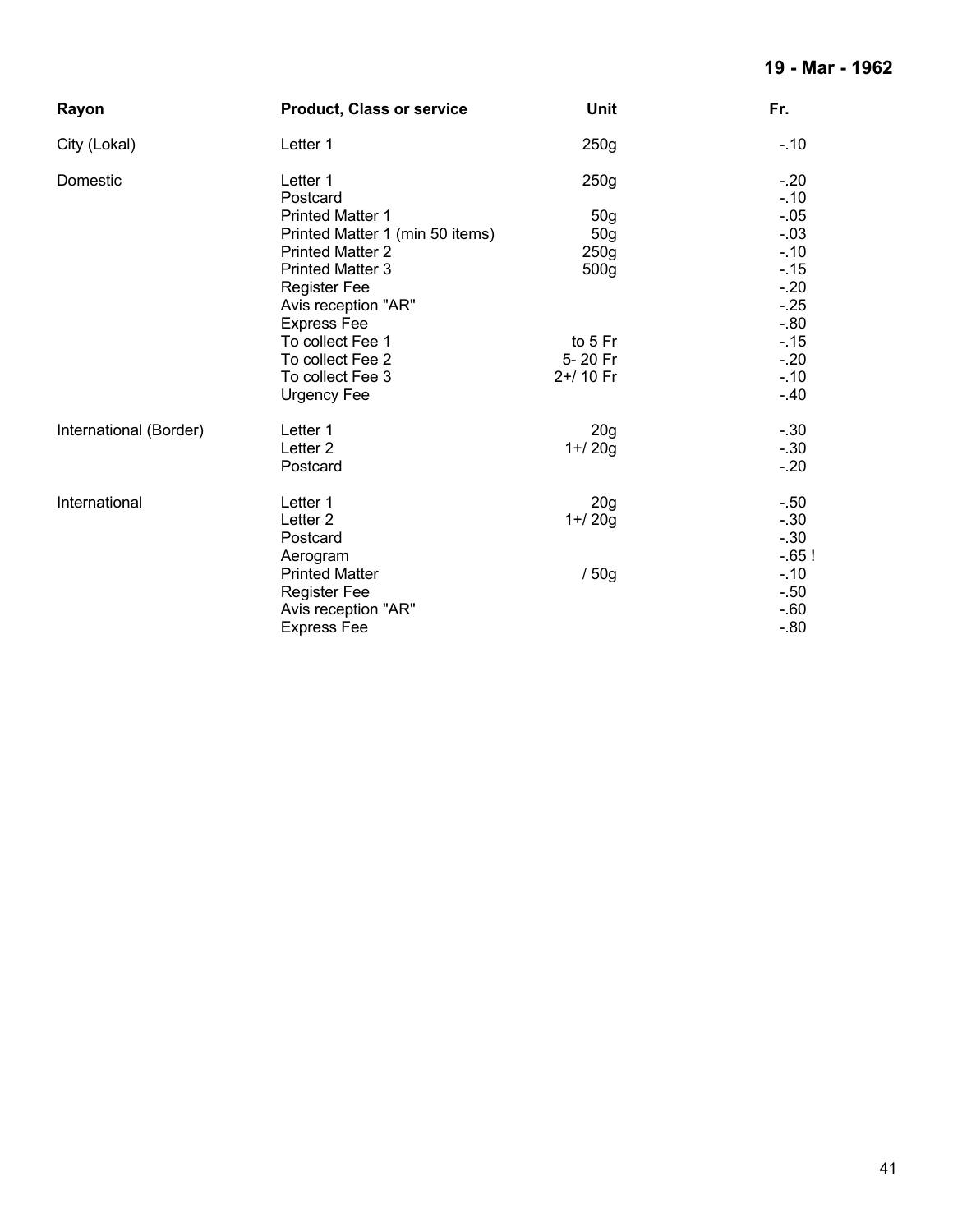**19 - Mar - 1962**

| Rayon | Product, Class or service | Unit | Fr. |
|---|---|---|---|
| City (Lokal) | Letter 1 | 250g | -.10 |
| Domestic | Letter 1 | 250g | -.20 |
| | Postcard | | -.10 |
| | Printed Matter 1 | 50g | -.05 |
| | Printed Matter 1 (min 50 items) | 50g | -.03 |
| | Printed Matter 2 | 250g | -.10 |
| | Printed Matter 3 | 500g | -.15 |
| | Register Fee | | -.20 |
| | Avis reception "AR" | | -.25 |
| | Express Fee | | -.80 |
| | To collect Fee 1 | to 5 Fr | -.15 |
| | To collect Fee 2 | 5- 20 Fr | -.20 |
| | To collect Fee 3 | 2+/ 10 Fr | -.10 |
| | Urgency Fee | | -.40 |
| International (Border) | Letter 1 | 20g | -.30 |
| | Letter 2 | 1+/ 20g | -.30 |
| | Postcard | | -.20 |
| International | Letter 1 | 20g | -.50 |
| | Letter 2 | 1+/ 20g | -.30 |
| | Postcard | | -.30 |
| | Aerogram | | -.65 ! |
| | Printed Matter | / 50g | -.10 |
| | Register Fee | | -.50 |
| | Avis reception "AR" | | -.60 |
| | Express Fee | | -.80 |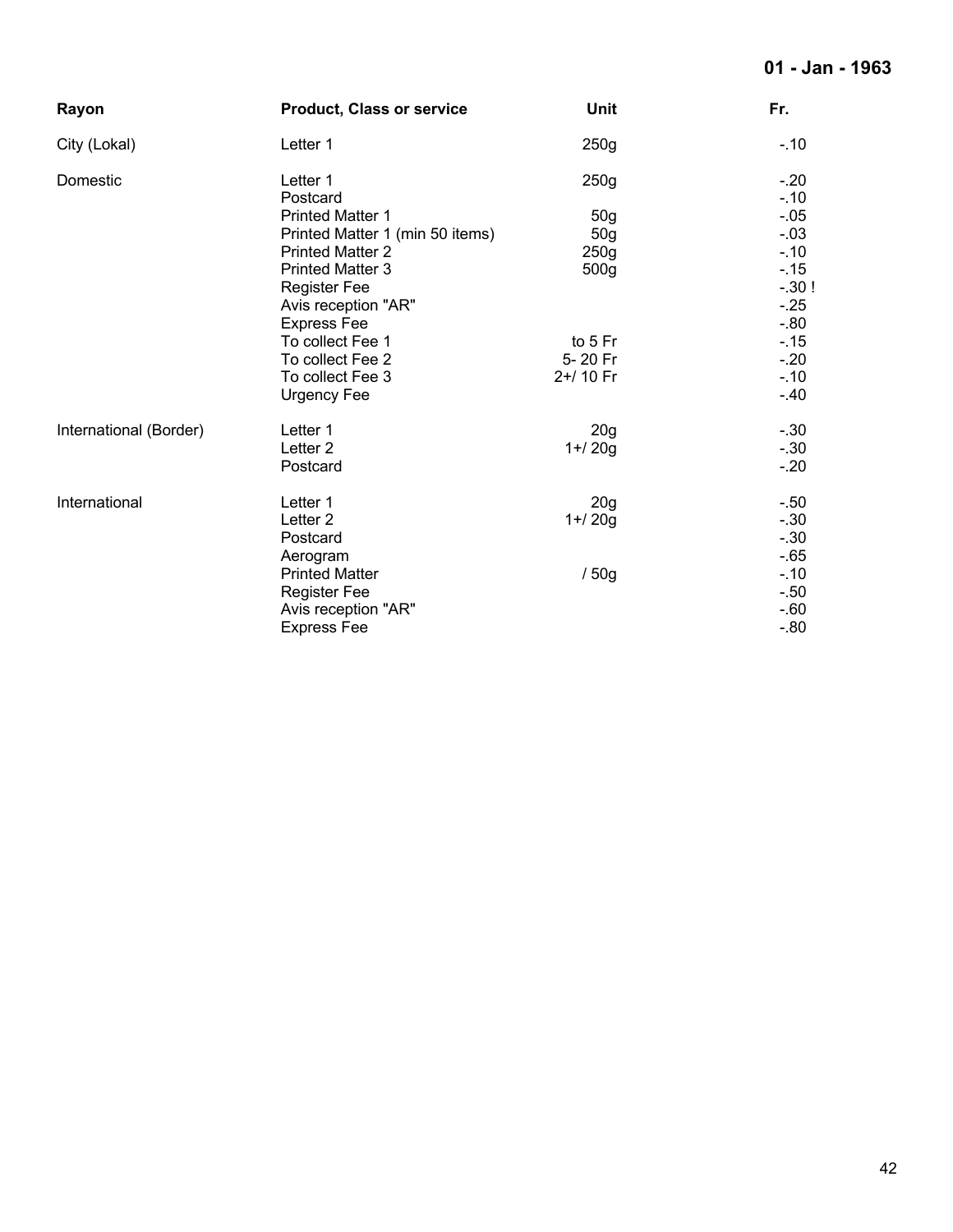**01 - Jan - 1963**

| Rayon | Product, Class or service | Unit | Fr. |
|---|---|---|---|
| City (Lokal) | Letter 1 | 250g | -.10 |
| Domestic | Letter 1 | 250g | -.20 |
| | Postcard | | -.10 |
| | Printed Matter 1 | 50g | -.05 |
| | Printed Matter 1 (min 50 items) | 50g | -.03 |
| | Printed Matter 2 | 250g | -.10 |
| | Printed Matter 3 | 500g | -.15 |
| | Register Fee | | -.30 ! |
| | Avis reception "AR" | | -.25 |
| | Express Fee | | -.80 |
| | To collect Fee 1 | to 5 Fr | -.15 |
| | To collect Fee 2 | 5- 20 Fr | -.20 |
| | To collect Fee 3 | 2+/ 10 Fr | -.10 |
| | Urgency Fee | | -.40 |
| International (Border) | Letter 1 | 20g | -.30 |
| | Letter 2 | 1+/ 20g | -.30 |
| | Postcard | | -.20 |
| International | Letter 1 | 20g | -.50 |
| | Letter 2 | 1+/ 20g | -.30 |
| | Postcard | | -.30 |
| | Aerogram | | -.65 |
| | Printed Matter | / 50g | -.10 |
| | Register Fee | | -.50 |
| | Avis reception "AR" | | -.60 |
| | Express Fee | | -.80 |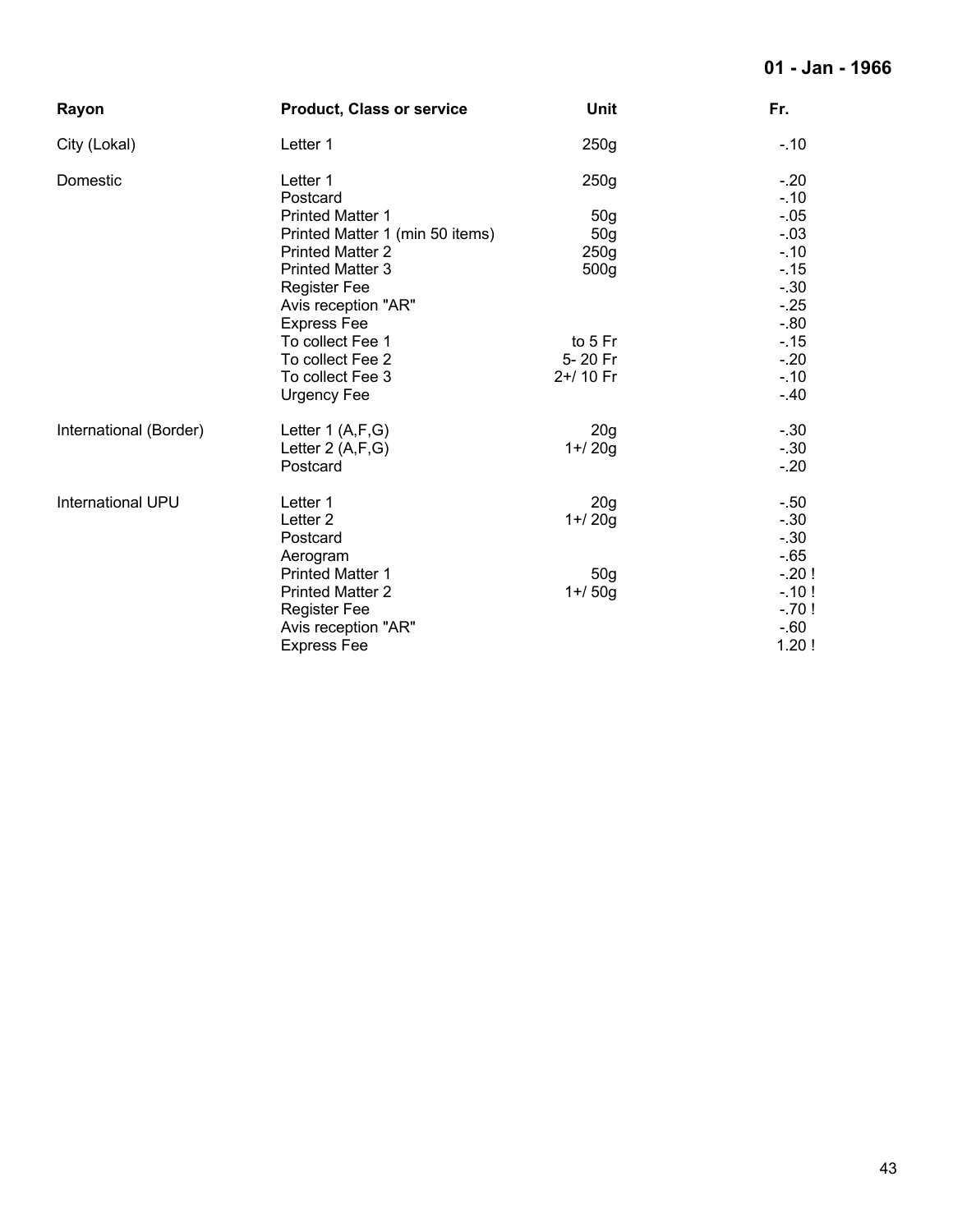**01 - Jan - 1966**

| Rayon | Product, Class or service | Unit | Fr. |
|---|---|---|---|
| City (Lokal) | Letter 1 | 250g | -.10 |
| Domestic | Letter 1 | 250g | -.20 |
| | Postcard | | -.10 |
| | Printed Matter 1 | 50g | -.05 |
| | Printed Matter 1 (min 50 items) | 50g | -.03 |
| | Printed Matter 2 | 250g | -.10 |
| | Printed Matter 3 | 500g | -.15 |
| | Register Fee | | -.30 |
| | Avis reception "AR" | | -.25 |
| | Express Fee | | -.80 |
| | To collect Fee 1 | to 5 Fr | -.15 |
| | To collect Fee 2 | 5- 20 Fr | -.20 |
| | To collect Fee 3 | 2+/ 10 Fr | -.10 |
| | Urgency Fee | | -.40 |
| International (Border) | Letter 1 (A,F,G) | 20g | -.30 |
| | Letter 2 (A,F,G) | 1+/ 20g | -.30 |
| | Postcard | | -.20 |
| International UPU | Letter 1 | 20g | -.50 |
| | Letter 2 | 1+/ 20g | -.30 |
| | Postcard | | -.30 |
| | Aerogram | | -.65 |
| | Printed Matter 1 | 50g | -.20 ! |
| | Printed Matter 2 | 1+/ 50g | -.10 ! |
| | Register Fee | | -.70 ! |
| | Avis reception "AR" | | -.60 |
| | Express Fee | | 1.20 ! |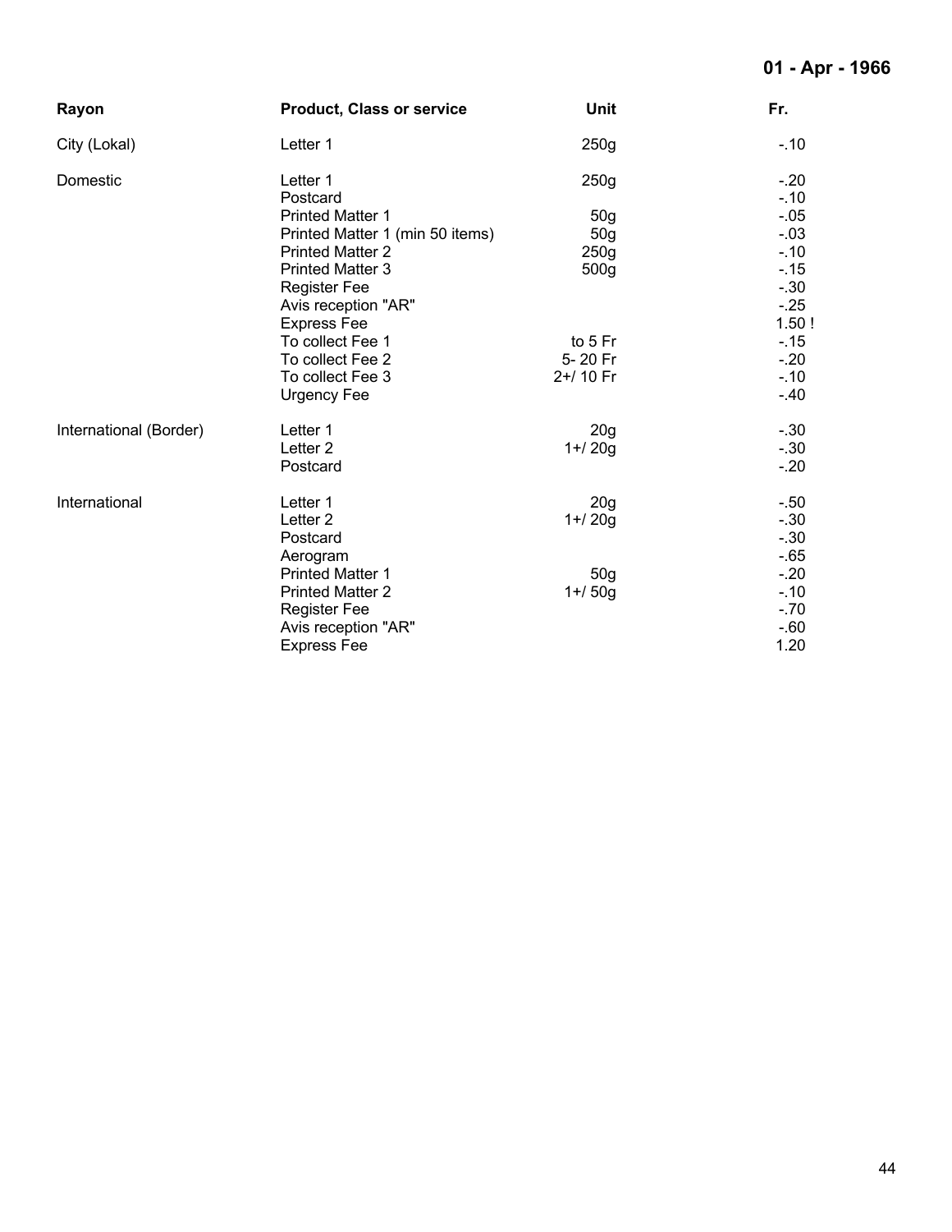**01 - Apr - 1966**

| Rayon | Product, Class or service | Unit | Fr. |
|---|---|---|---|
| City (Lokal) | Letter 1 | 250g | -.10 |
| Domestic | Letter 1 | 250g | -.20 |
| | Postcard | | -.10 |
| | Printed Matter 1 | 50g | -.05 |
| | Printed Matter 1 (min 50 items) | 50g | -.03 |
| | Printed Matter 2 | 250g | -.10 |
| | Printed Matter 3 | 500g | -.15 |
| | Register Fee | | -.30 |
| | Avis reception "AR" | | -.25 |
| | Express Fee | | 1.50 ! |
| | To collect Fee 1 | to 5 Fr | -.15 |
| | To collect Fee 2 | 5- 20 Fr | -.20 |
| | To collect Fee 3 | 2+/ 10 Fr | -.10 |
| | Urgency Fee | | -.40 |
| International (Border) | Letter 1 | 20g | -.30 |
| | Letter 2 | 1+/ 20g | -.30 |
| | Postcard | | -.20 |
| International | Letter 1 | 20g | -.50 |
| | Letter 2 | 1+/ 20g | -.30 |
| | Postcard | | -.30 |
| | Aerogram | | -.65 |
| | Printed Matter 1 | 50g | -.20 |
| | Printed Matter 2 | 1+/ 50g | -.10 |
| | Register Fee | | -.70 |
| | Avis reception "AR" | | -.60 |
| | Express Fee | | 1.20 |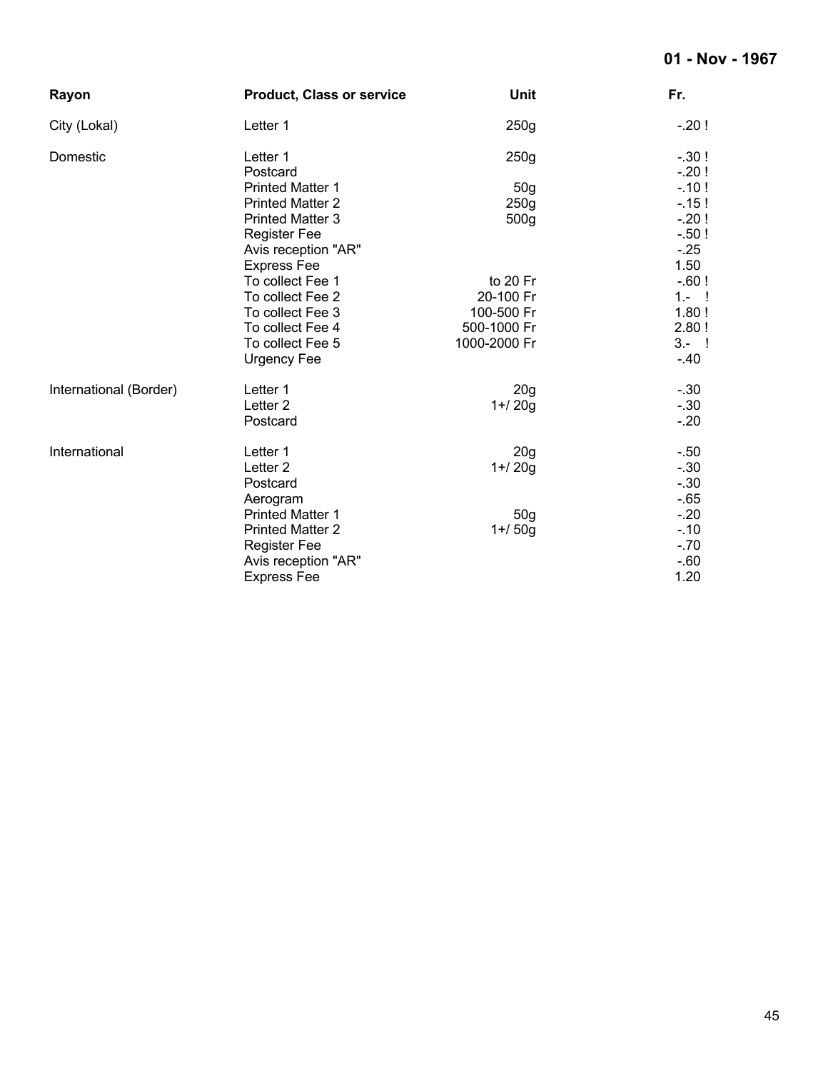**01 - Nov - 1967**

| Rayon | Product, Class or service | Unit | Fr. |
|---|---|---|---|
| City (Lokal) | Letter 1 | 250g | -.20 ! |
| Domestic | Letter 1 | 250g | -.30 ! |
| | Postcard | | -.20 ! |
| | Printed Matter 1 | 50g | -.10 ! |
| | Printed Matter 2 | 250g | -.15 ! |
| | Printed Matter 3 | 500g | -.20 ! |
| | Register Fee | | -.50 ! |
| | Avis reception "AR" | | -.25 |
| | Express Fee | | 1.50 |
| | To collect Fee 1 | to 20 Fr | -.60 ! |
| | To collect Fee 2 | 20-100 Fr | 1.- ! |
| | To collect Fee 3 | 100-500 Fr | 1.80 ! |
| | To collect Fee 4 | 500-1000 Fr | 2.80 ! |
| | To collect Fee 5 | 1000-2000 Fr | 3.- ! |
| | Urgency Fee | | -.40 |
| International (Border) | Letter 1 | 20g | -.30 |
| | Letter 2 | 1+/ 20g | -.30 |
| | Postcard | | -.20 |
| International | Letter 1 | 20g | -.50 |
| | Letter 2 | 1+/ 20g | -.30 |
| | Postcard | | -.30 |
| | Aerogram | | -.65 |
| | Printed Matter 1 | 50g | -.20 |
| | Printed Matter 2 | 1+/ 50g | -.10 |
| | Register Fee | | -.70 |
| | Avis reception "AR" | | -.60 |
| | Express Fee | | 1.20 |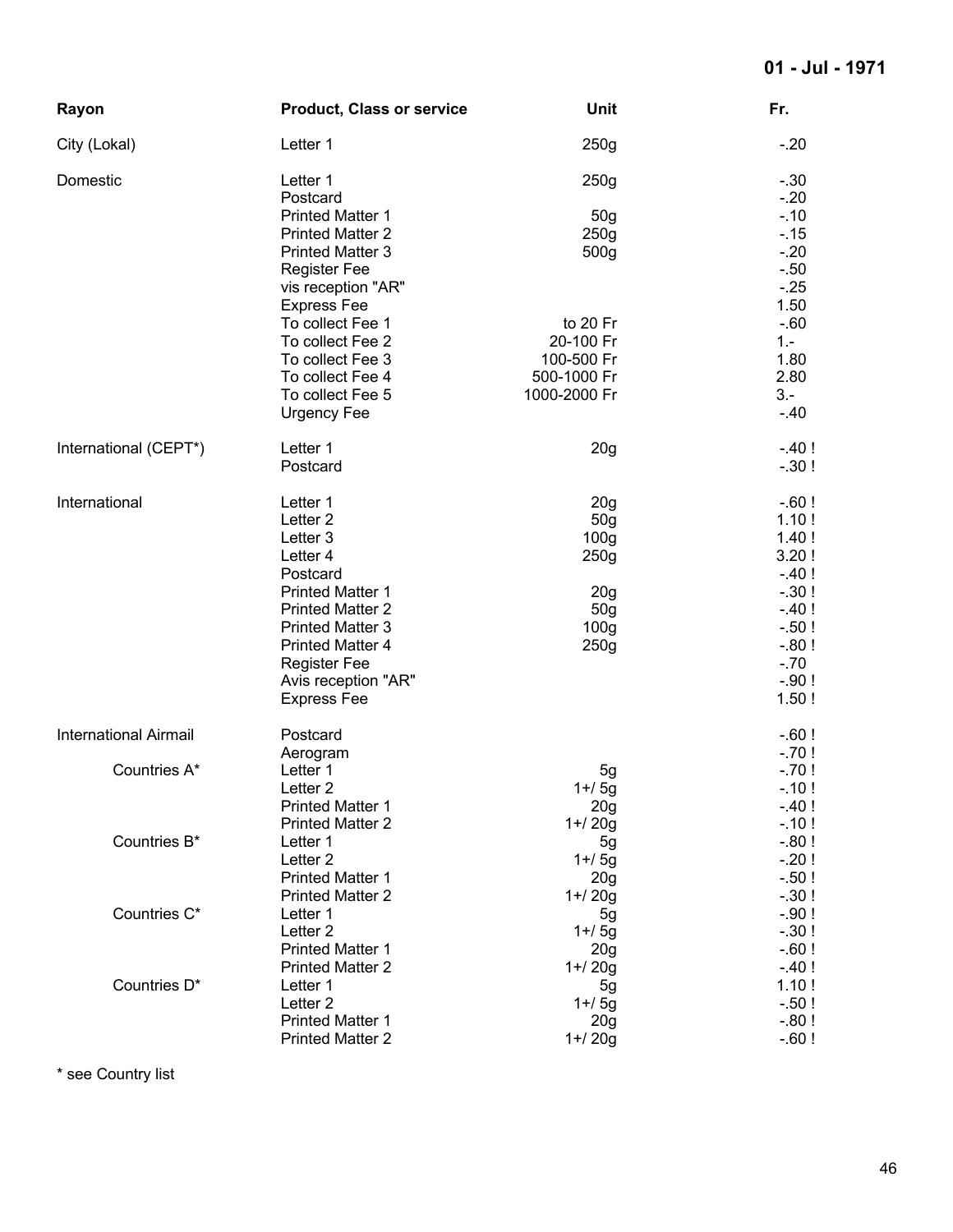**01 - Jul - 1971**

| Rayon | Product, Class or service | Unit | Fr. |
|---|---|---|---|
| City (Lokal) | Letter 1 | 250g | -.20 |
| Domestic | Letter 1 | 250g | -.30 |
| | Postcard | | -.20 |
| | Printed Matter 1 | 50g | -.10 |
| | Printed Matter 2 | 250g | -.15 |
| | Printed Matter 3 | 500g | -.20 |
| | Register Fee | | -.50 |
| | vis reception "AR" | | -.25 |
| | Express Fee | | 1.50 |
| | To collect Fee 1 | to 20 Fr | -.60 |
| | To collect Fee 2 | 20-100 Fr | 1.- |
| | To collect Fee 3 | 100-500 Fr | 1.80 |
| | To collect Fee 4 | 500-1000 Fr | 2.80 |
| | To collect Fee 5 | 1000-2000 Fr | 3.- |
| | Urgency Fee | | -.40 |
| International (CEPT*) | Letter 1 | 20g | -.40 ! |
| | Postcard | | -.30 ! |
| International | Letter 1 | 20g | -.60 ! |
| | Letter 2 | 50g | 1.10 ! |
| | Letter 3 | 100g | 1.40 ! |
| | Letter 4 | 250g | 3.20 ! |
| | Postcard | | -.40 ! |
| | Printed Matter 1 | 20g | -.30 ! |
| | Printed Matter 2 | 50g | -.40 ! |
| | Printed Matter 3 | 100g | -.50 ! |
| | Printed Matter 4 | 250g | -.80 ! |
| | Register Fee | | -.70 |
| | Avis reception "AR" | | -.90 ! |
| | Express Fee | | 1.50 ! |
| International Airmail | Postcard | | -.60 ! |
| | Aerogram | | -.70 ! |
| Countries A* | Letter 1 | 5g | -.70 ! |
| | Letter 2 | 1+/ 5g | -.10 ! |
| | Printed Matter 1 | 20g | -.40 ! |
| | Printed Matter 2 | 1+/ 20g | -.10 ! |
| Countries B* | Letter 1 | 5g | -.80 ! |
| | Letter 2 | 1+/ 5g | -.20 ! |
| | Printed Matter 1 | 20g | -.50 ! |
| | Printed Matter 2 | 1+/ 20g | -.30 ! |
| Countries C* | Letter 1 | 5g | -.90 ! |
| | Letter 2 | 1+/ 5g | -.30 ! |
| | Printed Matter 1 | 20g | -.60 ! |
| | Printed Matter 2 | 1+/ 20g | -.40 ! |
| Countries D* | Letter 1 | 5g | 1.10 ! |
| | Letter 2 | 1+/ 5g | -.50 ! |
| | Printed Matter 1 | 20g | -.80 ! |
| | Printed Matter 2 | 1+/ 20g | -.60 ! |

* see Country list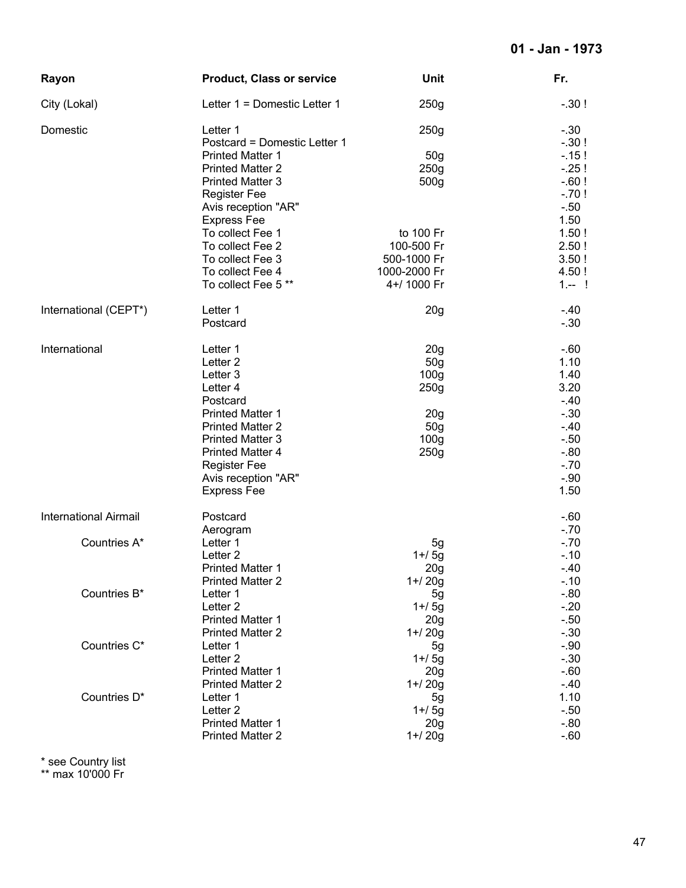**01 - Jan - 1973**

| Rayon | Product, Class or service | Unit | Fr. |
|---|---|---|---|
| City (Lokal) | Letter 1 = Domestic Letter 1 | 250g | -.30 ! |
| Domestic | Letter 1 | 250g | -.30 |
| | Postcard = Domestic Letter 1 | | -.30 ! |
| | Printed Matter 1 | 50g | -.15 ! |
| | Printed Matter 2 | 250g | -.25 ! |
| | Printed Matter 3 | 500g | -.60 ! |
| | Register Fee | | -.70 ! |
| | Avis reception "AR" | | -.50 |
| | Express Fee | | 1.50 |
| | To collect Fee 1 | to 100 Fr | 1.50 ! |
| | To collect Fee 2 | 100-500 Fr | 2.50 ! |
| | To collect Fee 3 | 500-1000 Fr | 3.50 ! |
| | To collect Fee 4 | 1000-2000 Fr | 4.50 ! |
| | To collect Fee 5 ** | 4+/ 1000 Fr | 1.-- ! |
| International (CEPT*) | Letter 1 | 20g | -.40 |
| | Postcard | | -.30 |
| International | Letter 1 | 20g | -.60 |
| | Letter 2 | 50g | 1.10 |
| | Letter 3 | 100g | 1.40 |
| | Letter 4 | 250g | 3.20 |
| | Postcard | | -.40 |
| | Printed Matter 1 | 20g | -.30 |
| | Printed Matter 2 | 50g | -.40 |
| | Printed Matter 3 | 100g | -.50 |
| | Printed Matter 4 | 250g | -.80 |
| | Register Fee | | -.70 |
| | Avis reception "AR" | | -.90 |
| | Express Fee | | 1.50 |
| International Airmail | Postcard | | -.60 |
| | Aerogram | | -.70 |
| Countries A* | Letter 1 | 5g | -.70 |
| | Letter 2 | 1+/ 5g | -.10 |
| | Printed Matter 1 | 20g | -.40 |
| | Printed Matter 2 | 1+/ 20g | -.10 |
| Countries B* | Letter 1 | 5g | -.80 |
| | Letter 2 | 1+/ 5g | -.20 |
| | Printed Matter 1 | 20g | -.50 |
| | Printed Matter 2 | 1+/ 20g | -.30 |
| Countries C* | Letter 1 | 5g | -.90 |
| | Letter 2 | 1+/ 5g | -.30 |
| | Printed Matter 1 | 20g | -.60 |
| | Printed Matter 2 | 1+/ 20g | -.40 |
| Countries D* | Letter 1 | 5g | 1.10 |
| | Letter 2 | 1+/ 5g | -.50 |
| | Printed Matter 1 | 20g | -.80 |
| | Printed Matter 2 | 1+/ 20g | -.60 |

\* see Country list
\** max 10'000 Fr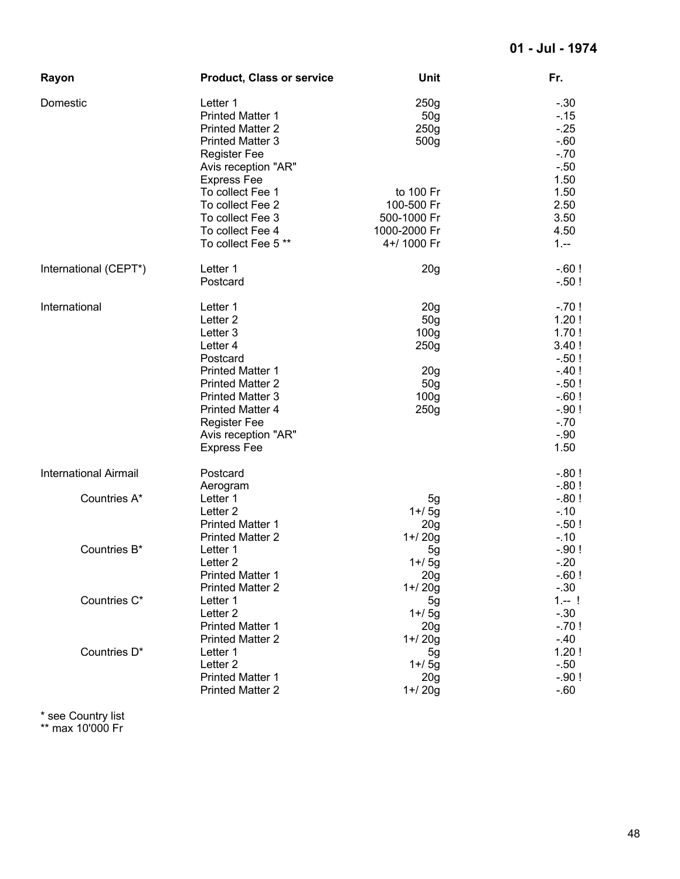**01 - Jul - 1974**

| Rayon | Product, Class or service | Unit | Fr. |
|---|---|---|---|
| Domestic | Letter 1 | 250g | -.30 |
| | Printed Matter 1 | 50g | -.15 |
| | Printed Matter 2 | 250g | -.25 |
| | Printed Matter 3 | 500g | -.60 |
| | Register Fee | | -.70 |
| | Avis reception "AR" | | -.50 |
| | Express Fee | | 1.50 |
| | To collect Fee 1 | to 100 Fr | 1.50 |
| | To collect Fee 2 | 100-500 Fr | 2.50 |
| | To collect Fee 3 | 500-1000 Fr | 3.50 |
| | To collect Fee 4 | 1000-2000 Fr | 4.50 |
| | To collect Fee 5 ** | 4+/ 1000 Fr | 1.-- |
| International (CEPT*) | Letter 1 | 20g | -.60 ! |
| | Postcard | | -.50 ! |
| International | Letter 1 | 20g | -.70 ! |
| | Letter 2 | 50g | 1.20 ! |
| | Letter 3 | 100g | 1.70 ! |
| | Letter 4 | 250g | 3.40 ! |
| | Postcard | | -.50 ! |
| | Printed Matter 1 | 20g | -.40 ! |
| | Printed Matter 2 | 50g | -.50 ! |
| | Printed Matter 3 | 100g | -.60 ! |
| | Printed Matter 4 | 250g | -.90 ! |
| | Register Fee | | -.70 |
| | Avis reception "AR" | | -.90 |
| | Express Fee | | 1.50 |
| International Airmail | Postcard | | -.80 ! |
| | Aerogram | | -.80 ! |
| Countries A* | Letter 1 | 5g | -.80 ! |
| | Letter 2 | 1+/ 5g | -.10 |
| | Printed Matter 1 | 20g | -.50 ! |
| | Printed Matter 2 | 1+/ 20g | -.10 |
| Countries B* | Letter 1 | 5g | -.90 ! |
| | Letter 2 | 1+/ 5g | -.20 |
| | Printed Matter 1 | 20g | -.60 ! |
| | Printed Matter 2 | 1+/ 20g | -.30 |
| Countries C* | Letter 1 | 5g | 1.-- ! |
| | Letter 2 | 1+/ 5g | -.30 |
| | Printed Matter 1 | 20g | -.70 ! |
| | Printed Matter 2 | 1+/ 20g | -.40 |
| Countries D* | Letter 1 | 5g | 1.20 ! |
| | Letter 2 | 1+/ 5g | -.50 |
| | Printed Matter 1 | 20g | -.90 ! |
| | Printed Matter 2 | 1+/ 20g | -.60 |

\* see Country list
\*\* max 10'000 Fr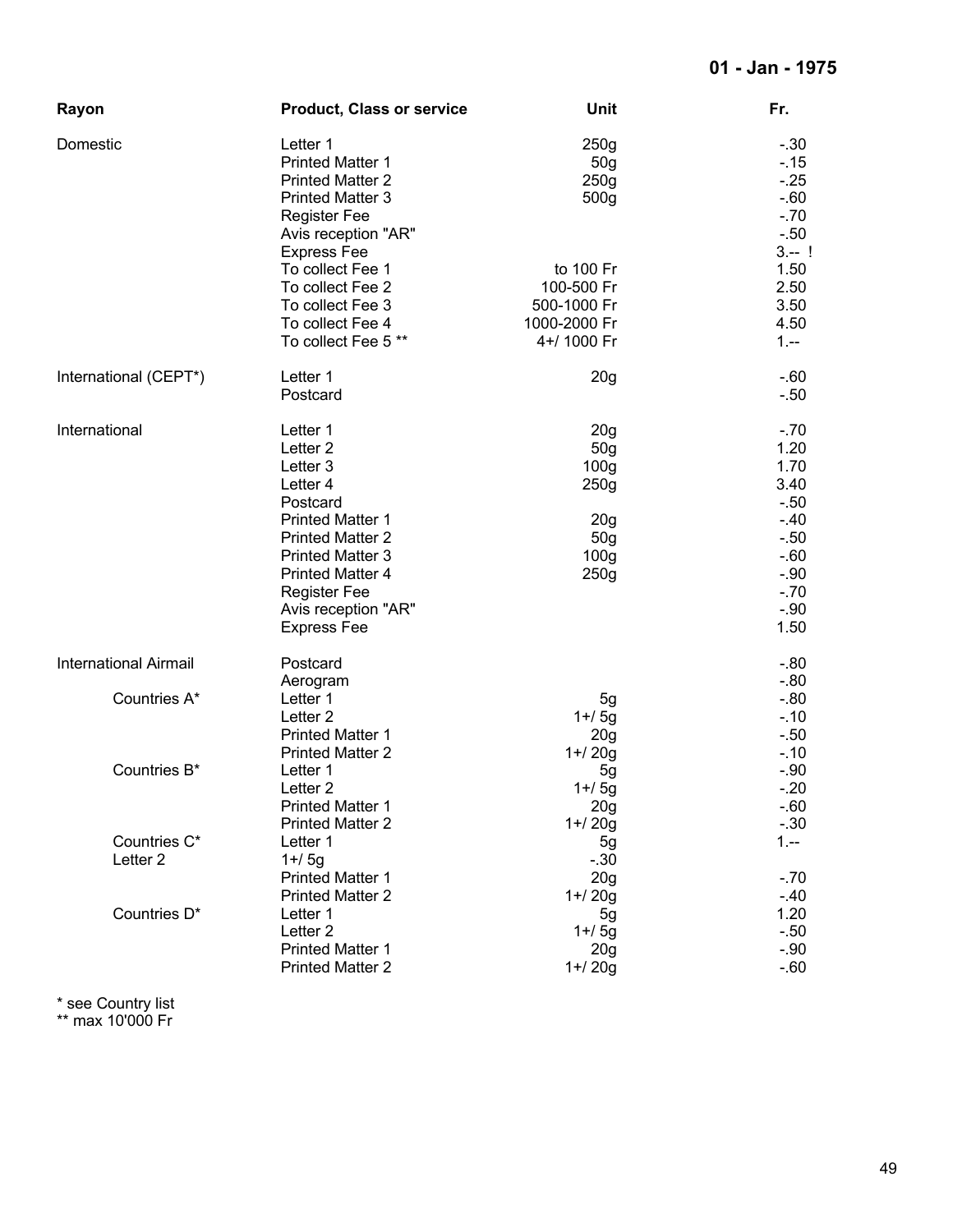**01 - Jan - 1975**

| Rayon | Product, Class or service | Unit | Fr. |
|---|---|---|---|
| Domestic | Letter 1 | 250g | -.30 |
| | Printed Matter 1 | 50g | -.15 |
| | Printed Matter 2 | 250g | -.25 |
| | Printed Matter 3 | 500g | -.60 |
| | Register Fee | | -.70 |
| | Avis reception "AR" | | -.50 |
| | Express Fee | | 3.-- ! |
| | To collect Fee 1 | to 100 Fr | 1.50 |
| | To collect Fee 2 | 100-500 Fr | 2.50 |
| | To collect Fee 3 | 500-1000 Fr | 3.50 |
| | To collect Fee 4 | 1000-2000 Fr | 4.50 |
| | To collect Fee 5 ** | 4+/ 1000 Fr | 1.-- |
| International (CEPT*) | Letter 1 | 20g | -.60 |
| | Postcard | | -.50 |
| International | Letter 1 | 20g | -.70 |
| | Letter 2 | 50g | 1.20 |
| | Letter 3 | 100g | 1.70 |
| | Letter 4 | 250g | 3.40 |
| | Postcard | | -.50 |
| | Printed Matter 1 | 20g | -.40 |
| | Printed Matter 2 | 50g | -.50 |
| | Printed Matter 3 | 100g | -.60 |
| | Printed Matter 4 | 250g | -.90 |
| | Register Fee | | -.70 |
| | Avis reception "AR" | | -.90 |
| | Express Fee | | 1.50 |
| International Airmail | Postcard | | -.80 |
| | Aerogram | | -.80 |
| Countries A* | Letter 1 | 5g | -.80 |
| | Letter 2 | 1+/ 5g | -.10 |
| | Printed Matter 1 | 20g | -.50 |
| | Printed Matter 2 | 1+/ 20g | -.10 |
| Countries B* | Letter 1 | 5g | -.90 |
| | Letter 2 | 1+/ 5g | -.20 |
| | Printed Matter 1 | 20g | -.60 |
| | Printed Matter 2 | 1+/ 20g | -.30 |
| Countries C* | Letter 1 | 5g | 1.-- |
| Letter 2 | 1+/ 5g | -.30 | |
| | Printed Matter 1 | 20g | -.70 |
| | Printed Matter 2 | 1+/ 20g | -.40 |
| Countries D* | Letter 1 | 5g | 1.20 |
| | Letter 2 | 1+/ 5g | -.50 |
| | Printed Matter 1 | 20g | -.90 |
| | Printed Matter 2 | 1+/ 20g | -.60 |

\* see Country list
\*\* max 10'000 Fr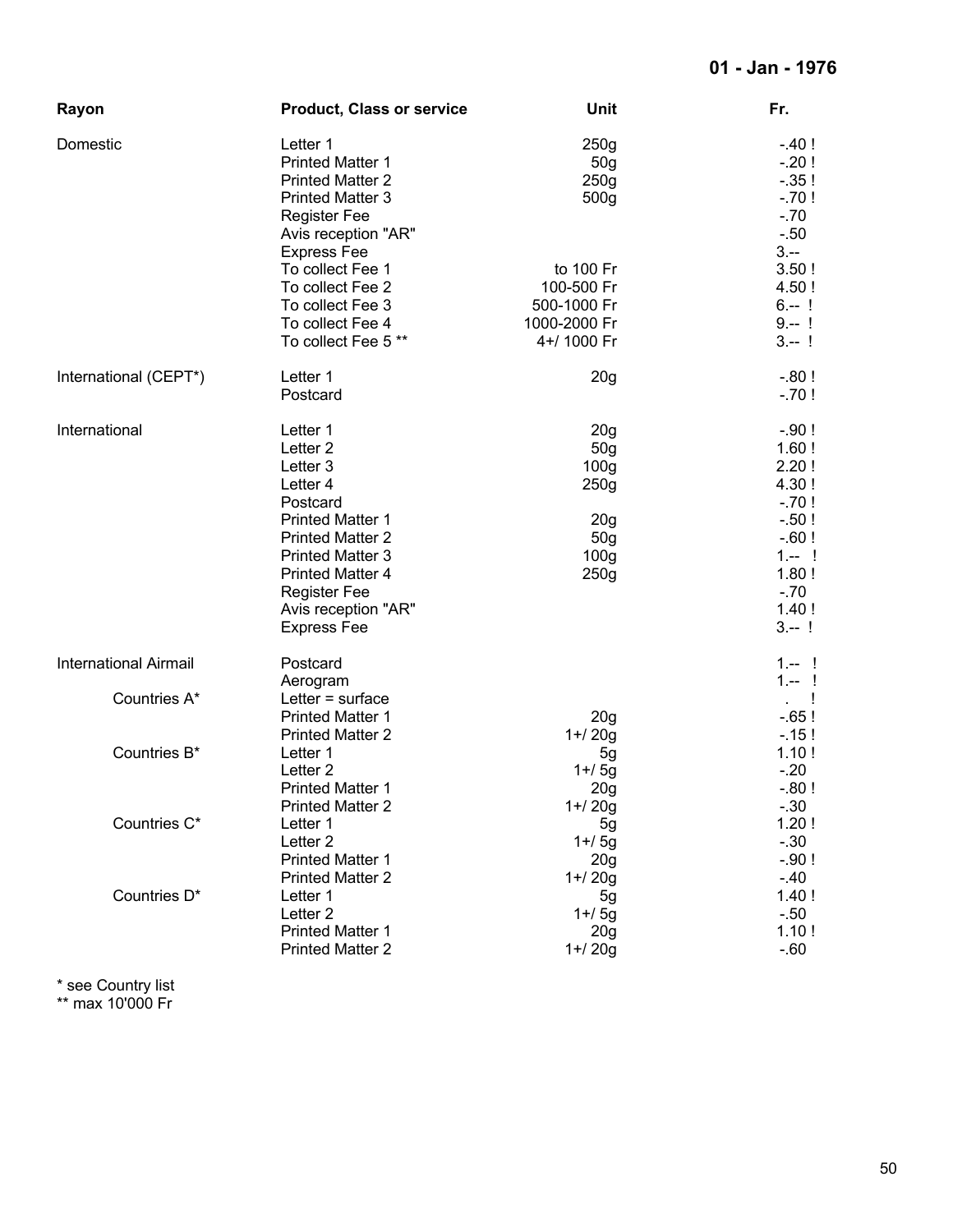**01 - Jan - 1976**

| Rayon | Product, Class or service | Unit | Fr. |
|---|---|---|---|
| Domestic | Letter 1 | 250g | -.40 ! |
| | Printed Matter 1 | 50g | -.20 ! |
| | Printed Matter 2 | 250g | -.35 ! |
| | Printed Matter 3 | 500g | -.70 ! |
| | Register Fee | | -.70 |
| | Avis reception "AR" | | -.50 |
| | Express Fee | | 3.-- |
| | To collect Fee 1 | to 100 Fr | 3.50 ! |
| | To collect Fee 2 | 100-500 Fr | 4.50 ! |
| | To collect Fee 3 | 500-1000 Fr | 6.-- ! |
| | To collect Fee 4 | 1000-2000 Fr | 9.-- ! |
| | To collect Fee 5 ** | 4+/ 1000 Fr | 3.-- ! |
| International (CEPT*) | Letter 1 | 20g | -.80 ! |
| | Postcard | | -.70 ! |
| International | Letter 1 | 20g | -.90 ! |
| | Letter 2 | 50g | 1.60 ! |
| | Letter 3 | 100g | 2.20 ! |
| | Letter 4 | 250g | 4.30 ! |
| | Postcard | | -.70 ! |
| | Printed Matter 1 | 20g | -.50 ! |
| | Printed Matter 2 | 50g | -.60 ! |
| | Printed Matter 3 | 100g | 1.-- ! |
| | Printed Matter 4 | 250g | 1.80 ! |
| | Register Fee | | -.70 |
| | Avis reception "AR" | | 1.40 ! |
| | Express Fee | | 3.-- ! |
| International Airmail | Postcard | | 1.-- ! |
| | Aerogram | | 1.-- ! |
| Countries A* | Letter = surface | | . ! |
| | Printed Matter 1 | 20g | -.65 ! |
| | Printed Matter 2 | 1+/ 20g | -.15 ! |
| Countries B* | Letter 1 | 5g | 1.10 ! |
| | Letter 2 | 1+/ 5g | -.20 |
| | Printed Matter 1 | 20g | -.80 ! |
| | Printed Matter 2 | 1+/ 20g | -.30 |
| Countries C* | Letter 1 | 5g | 1.20 ! |
| | Letter 2 | 1+/ 5g | -.30 |
| | Printed Matter 1 | 20g | -.90 ! |
| | Printed Matter 2 | 1+/ 20g | -.40 |
| Countries D* | Letter 1 | 5g | 1.40 ! |
| | Letter 2 | 1+/ 5g | -.50 |
| | Printed Matter 1 | 20g | 1.10 ! |
| | Printed Matter 2 | 1+/ 20g | -.60 |

* see Country list
** max 10'000 Fr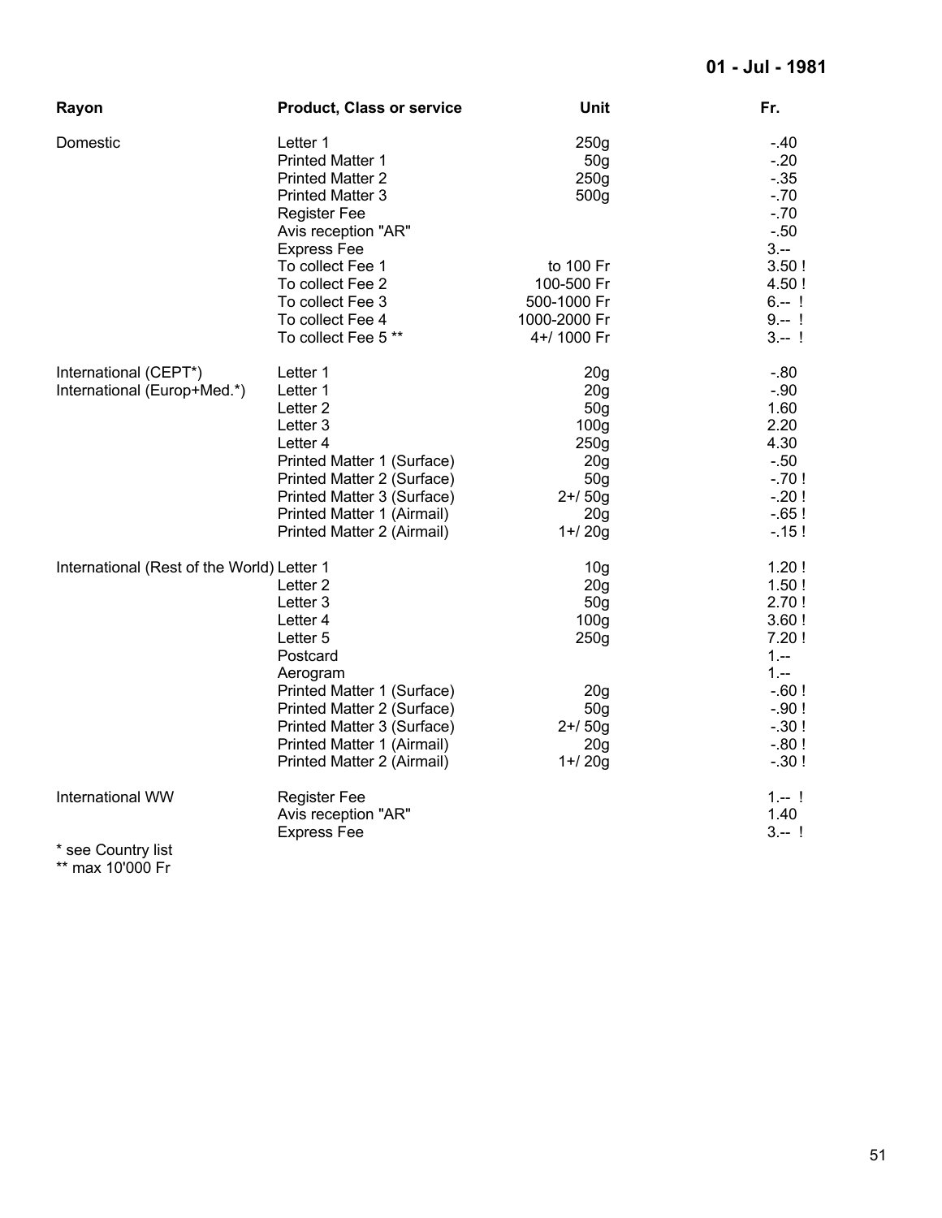**01 - Jul - 1981**

| Rayon | Product, Class or service | Unit | Fr. |
|---|---|---|---|
| Domestic | Letter 1 | 250g | -.40 |
| | Printed Matter 1 | 50g | -.20 |
| | Printed Matter 2 | 250g | -.35 |
| | Printed Matter 3 | 500g | -.70 |
| | Register Fee | | -.70 |
| | Avis reception "AR" | | -.50 |
| | Express Fee | | 3.-- |
| | To collect Fee 1 | to 100 Fr | 3.50 ! |
| | To collect Fee 2 | 100-500 Fr | 4.50 ! |
| | To collect Fee 3 | 500-1000 Fr | 6.-- ! |
| | To collect Fee 4 | 1000-2000 Fr | 9.-- ! |
| | To collect Fee 5 ** | 4+/ 1000 Fr | 3.-- ! |
| International (CEPT*) | Letter 1 | 20g | -.80 |
| International (Europ+Med.*) | Letter 1 | 20g | -.90 |
| | Letter 2 | 50g | 1.60 |
| | Letter 3 | 100g | 2.20 |
| | Letter 4 | 250g | 4.30 |
| | Printed Matter 1 (Surface) | 20g | -.50 |
| | Printed Matter 2 (Surface) | 50g | -.70 ! |
| | Printed Matter 3 (Surface) | 2+/ 50g | -.20 ! |
| | Printed Matter 1 (Airmail) | 20g | -.65 ! |
| | Printed Matter 2 (Airmail) | 1+/ 20g | -.15 ! |
| International (Rest of the World) | Letter 1 | 10g | 1.20 ! |
| | Letter 2 | 20g | 1.50 ! |
| | Letter 3 | 50g | 2.70 ! |
| | Letter 4 | 100g | 3.60 ! |
| | Letter 5 | 250g | 7.20 ! |
| | Postcard | | 1.-- |
| | Aerogram | | 1.-- |
| | Printed Matter 1 (Surface) | 20g | -.60 ! |
| | Printed Matter 2 (Surface) | 50g | -.90 ! |
| | Printed Matter 3 (Surface) | 2+/ 50g | -.30 ! |
| | Printed Matter 1 (Airmail) | 20g | -.80 ! |
| | Printed Matter 2 (Airmail) | 1+/ 20g | -.30 ! |
| International WW | Register Fee | | 1.-- ! |
| | Avis reception "AR" | | 1.40 |
| | Express Fee | | 3.-- ! |

* see Country list
** max 10'000 Fr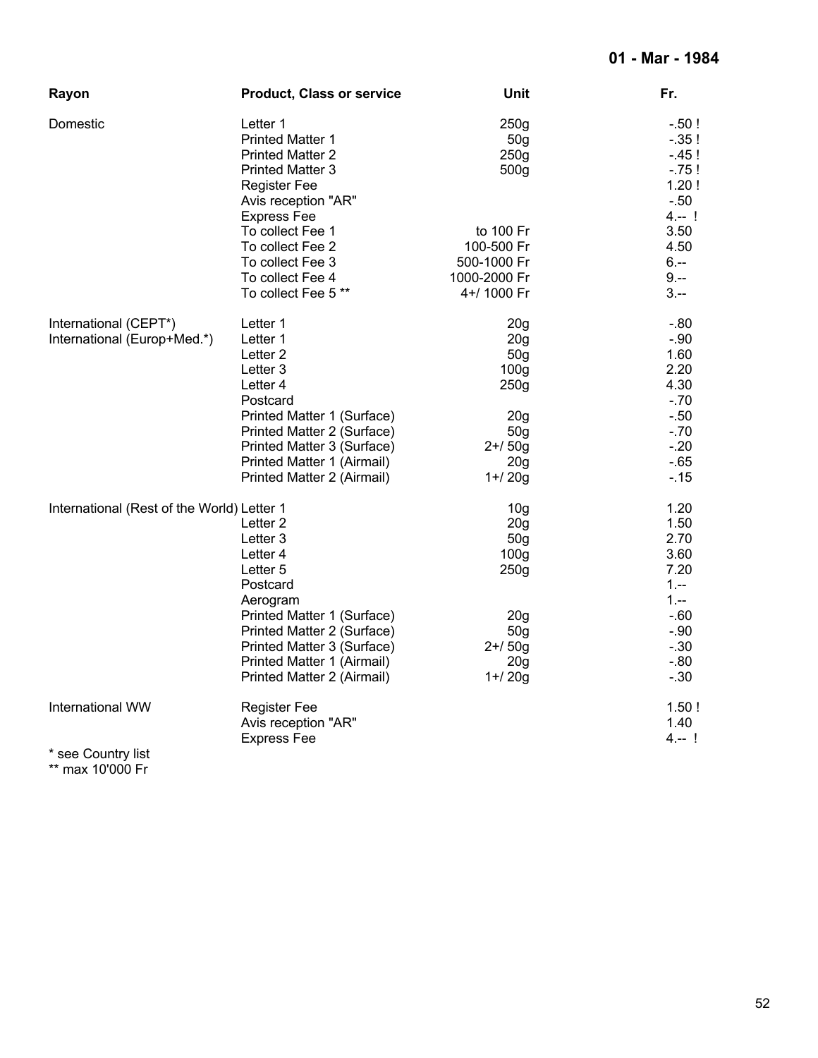**01 - Mar - 1984**

| Rayon | Product, Class or service | Unit | Fr. |
|---|---|---|---|
| Domestic | Letter 1 | 250g | -.50 ! |
| | Printed Matter 1 | 50g | -.35 ! |
| | Printed Matter 2 | 250g | -.45 ! |
| | Printed Matter 3 | 500g | -.75 ! |
| | Register Fee | | 1.20 ! |
| | Avis reception "AR" | | -.50 |
| | Express Fee | | 4.-- ! |
| | To collect Fee 1 | to 100 Fr | 3.50 |
| | To collect Fee 2 | 100-500 Fr | 4.50 |
| | To collect Fee 3 | 500-1000 Fr | 6.-- |
| | To collect Fee 4 | 1000-2000 Fr | 9.-- |
| | To collect Fee 5 ** | 4+/ 1000 Fr | 3.-- |
| International (CEPT*) | Letter 1 | 20g | -.80 |
| International (Europ+Med.*) | Letter 1 | 20g | -.90 |
| | Letter 2 | 50g | 1.60 |
| | Letter 3 | 100g | 2.20 |
| | Letter 4 | 250g | 4.30 |
| | Postcard | | -.70 |
| | Printed Matter 1 (Surface) | 20g | -.50 |
| | Printed Matter 2 (Surface) | 50g | -.70 |
| | Printed Matter 3 (Surface) | 2+/ 50g | -.20 |
| | Printed Matter 1 (Airmail) | 20g | -.65 |
| | Printed Matter 2 (Airmail) | 1+/ 20g | -.15 |
| International (Rest of the World) | Letter 1 | 10g | 1.20 |
| | Letter 2 | 20g | 1.50 |
| | Letter 3 | 50g | 2.70 |
| | Letter 4 | 100g | 3.60 |
| | Letter 5 | 250g | 7.20 |
| | Postcard | | 1.-- |
| | Aerogram | | 1.-- |
| | Printed Matter 1 (Surface) | 20g | -.60 |
| | Printed Matter 2 (Surface) | 50g | -.90 |
| | Printed Matter 3 (Surface) | 2+/ 50g | -.30 |
| | Printed Matter 1 (Airmail) | 20g | -.80 |
| | Printed Matter 2 (Airmail) | 1+/ 20g | -.30 |
| International WW | Register Fee | | 1.50 ! |
| | Avis reception "AR" | | 1.40 |
| | Express Fee | | 4.-- ! |

* see Country list
** max 10'000 Fr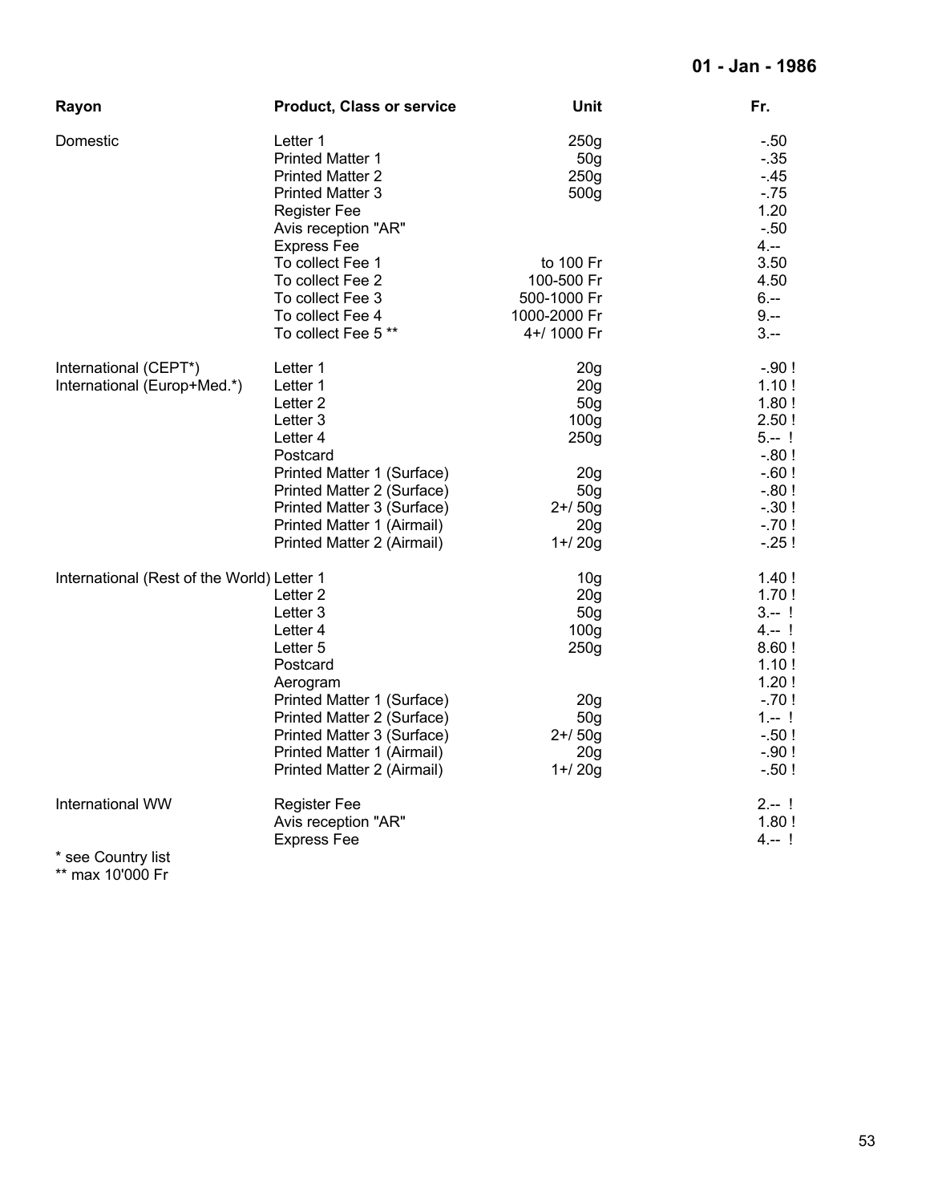**01 - Jan - 1986**

| Rayon | Product, Class or service | Unit | Fr. |
|---|---|---|---|
| Domestic | Letter 1 | 250g | -.50 |
| | Printed Matter 1 | 50g | -.35 |
| | Printed Matter 2 | 250g | -.45 |
| | Printed Matter 3 | 500g | -.75 |
| | Register Fee | | 1.20 |
| | Avis reception "AR" | | -.50 |
| | Express Fee | | 4.-- |
| | To collect Fee 1 | to 100 Fr | 3.50 |
| | To collect Fee 2 | 100-500 Fr | 4.50 |
| | To collect Fee 3 | 500-1000 Fr | 6.-- |
| | To collect Fee 4 | 1000-2000 Fr | 9.-- |
| | To collect Fee 5 ** | 4+/ 1000 Fr | 3.-- |
| International (CEPT*) | Letter 1 | 20g | -.90 ! |
| International (Europ+Med.*) | Letter 1 | 20g | 1.10 ! |
| | Letter 2 | 50g | 1.80 ! |
| | Letter 3 | 100g | 2.50 ! |
| | Letter 4 | 250g | 5.-- ! |
| | Postcard | | -.80 ! |
| | Printed Matter 1 (Surface) | 20g | -.60 ! |
| | Printed Matter 2 (Surface) | 50g | -.80 ! |
| | Printed Matter 3 (Surface) | 2+/ 50g | -.30 ! |
| | Printed Matter 1 (Airmail) | 20g | -.70 ! |
| | Printed Matter 2 (Airmail) | 1+/ 20g | -.25 ! |
| International (Rest of the World) | Letter 1 | 10g | 1.40 ! |
| | Letter 2 | 20g | 1.70 ! |
| | Letter 3 | 50g | 3.-- ! |
| | Letter 4 | 100g | 4.-- ! |
| | Letter 5 | 250g | 8.60 ! |
| | Postcard | | 1.10 ! |
| | Aerogram | | 1.20 ! |
| | Printed Matter 1 (Surface) | 20g | -.70 ! |
| | Printed Matter 2 (Surface) | 50g | 1.-- ! |
| | Printed Matter 3 (Surface) | 2+/ 50g | -.50 ! |
| | Printed Matter 1 (Airmail) | 20g | -.90 ! |
| | Printed Matter 2 (Airmail) | 1+/ 20g | -.50 ! |
| International WW | Register Fee | | 2.-- ! |
| | Avis reception "AR" | | 1.80 ! |
| | Express Fee | | 4.-- ! |

* see Country list
** max 10'000 Fr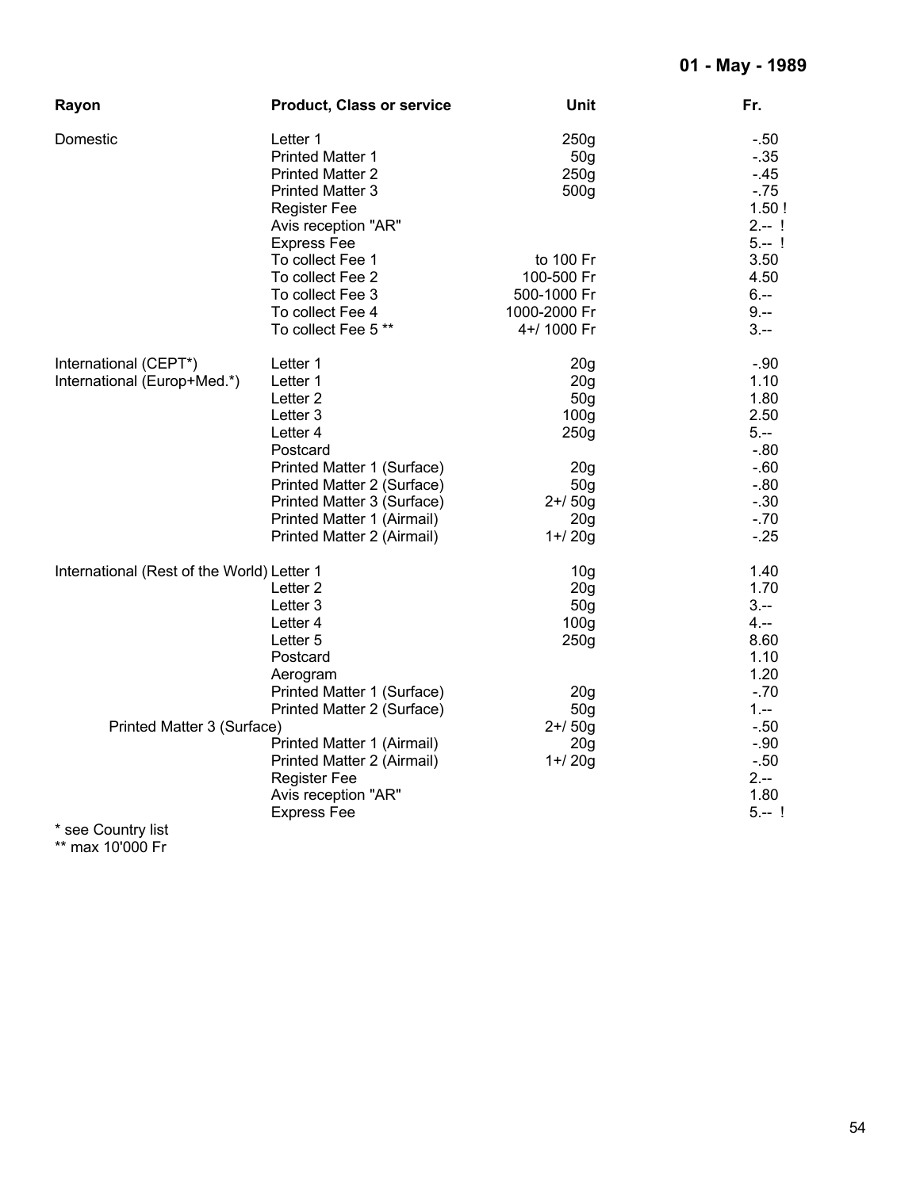**01 - May - 1989**

| Rayon | Product, Class or service | Unit | Fr. |
|---|---|---|---|
| Domestic | Letter 1 | 250g | -.50 |
| | Printed Matter 1 | 50g | -.35 |
| | Printed Matter 2 | 250g | -.45 |
| | Printed Matter 3 | 500g | -.75 |
| | Register Fee | | 1.50 ! |
| | Avis reception "AR" | | 2.-- ! |
| | Express Fee | | 5.-- ! |
| | To collect Fee 1 | to 100 Fr | 3.50 |
| | To collect Fee 2 | 100-500 Fr | 4.50 |
| | To collect Fee 3 | 500-1000 Fr | 6.-- |
| | To collect Fee 4 | 1000-2000 Fr | 9.-- |
| | To collect Fee 5 ** | 4+/ 1000 Fr | 3.-- |
| International (CEPT*) | Letter 1 | 20g | -.90 |
| International (Europ+Med.*) | Letter 1 | 20g | 1.10 |
| | Letter 2 | 50g | 1.80 |
| | Letter 3 | 100g | 2.50 |
| | Letter 4 | 250g | 5.-- |
| | Postcard | | -.80 |
| | Printed Matter 1 (Surface) | 20g | -.60 |
| | Printed Matter 2 (Surface) | 50g | -.80 |
| | Printed Matter 3 (Surface) | 2+/ 50g | -.30 |
| | Printed Matter 1 (Airmail) | 20g | -.70 |
| | Printed Matter 2 (Airmail) | 1+/ 20g | -.25 |
| International (Rest of the World) | Letter 1 | 10g | 1.40 |
| | Letter 2 | 20g | 1.70 |
| | Letter 3 | 50g | 3.-- |
| | Letter 4 | 100g | 4.-- |
| | Letter 5 | 250g | 8.60 |
| | Postcard | | 1.10 |
| | Aerogram | | 1.20 |
| | Printed Matter 1 (Surface) | 20g | -.70 |
| | Printed Matter 2 (Surface) | 50g | 1.-- |
| | Printed Matter 3 (Surface) | 2+/ 50g | -.50 |
| | Printed Matter 1 (Airmail) | 20g | -.90 |
| | Printed Matter 2 (Airmail) | 1+/ 20g | -.50 |
| | Register Fee | | 2.-- |
| | Avis reception "AR" | | 1.80 |
| | Express Fee | | 5.-- ! |

* see Country list
** max 10'000 Fr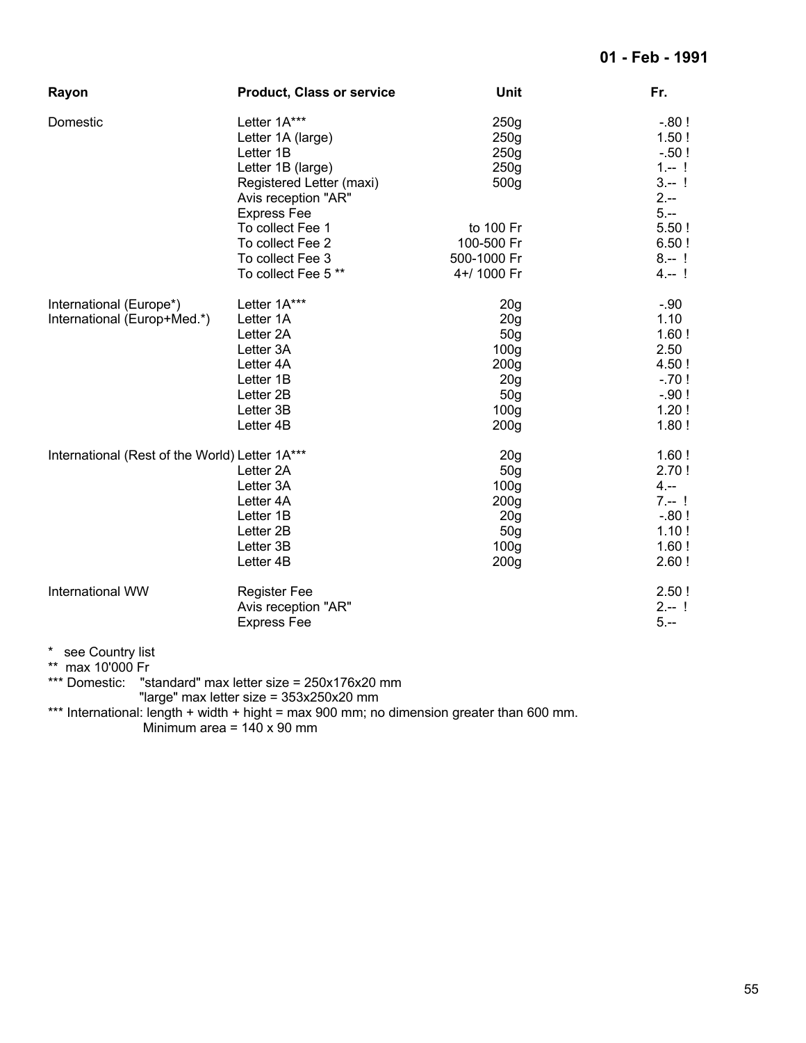**01 - Feb - 1991**

| Rayon | Product, Class or service | Unit | Fr. |
|---|---|---|---|
| Domestic | Letter 1A*** | 250g | -.80 ! |
| | Letter 1A (large) | 250g | 1.50 ! |
| | Letter 1B | 250g | -.50 ! |
| | Letter 1B (large) | 250g | 1.-- ! |
| | Registered Letter (maxi) | 500g | 3.-- ! |
| | Avis reception "AR" | | 2.-- |
| | Express Fee | | 5.-- |
| | To collect Fee 1 | to 100 Fr | 5.50 ! |
| | To collect Fee 2 | 100-500 Fr | 6.50 ! |
| | To collect Fee 3 | 500-1000 Fr | 8.-- ! |
| | To collect Fee 5 ** | 4+/ 1000 Fr | 4.-- ! |
| International (Europe*) | Letter 1A*** | 20g | -.90 |
| International (Europ+Med.*) | Letter 1A | 20g | 1.10 |
| | Letter 2A | 50g | 1.60 ! |
| | Letter 3A | 100g | 2.50 |
| | Letter 4A | 200g | 4.50 ! |
| | Letter 1B | 20g | -.70 ! |
| | Letter 2B | 50g | -.90 ! |
| | Letter 3B | 100g | 1.20 ! |
| | Letter 4B | 200g | 1.80 ! |
| International (Rest of the World) | Letter 1A*** | 20g | 1.60 ! |
| | Letter 2A | 50g | 2.70 ! |
| | Letter 3A | 100g | 4.-- |
| | Letter 4A | 200g | 7.-- ! |
| | Letter 1B | 20g | -.80 ! |
| | Letter 2B | 50g | 1.10 ! |
| | Letter 3B | 100g | 1.60 ! |
| | Letter 4B | 200g | 2.60 ! |
| International WW | Register Fee | | 2.50 ! |
| | Avis reception "AR" | | 2.-- ! |
| | Express Fee | | 5.-- |

\* see Country list

** max 10'000 Fr

*** Domestic: "standard" max letter size = 250x176x20 mm
"large" max letter size = 353x250x20 mm

*** International: length + width + hight = max 900 mm; no dimension greater than 600 mm.
Minimum area = 140 x 90 mm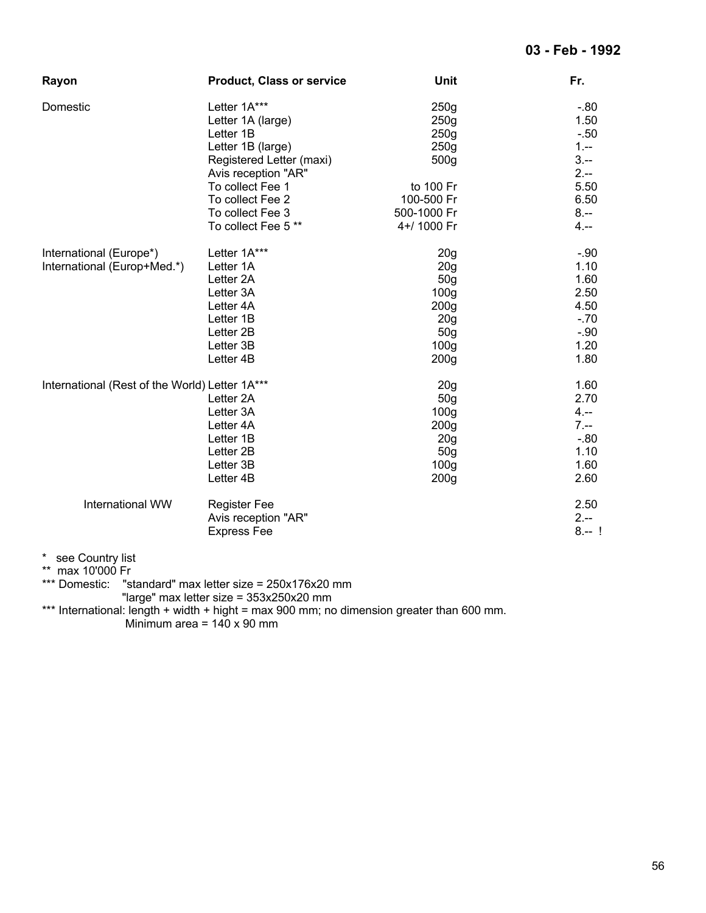**03 - Feb - 1992**

| Rayon | Product, Class or service | Unit | Fr. |
|---|---|---|---|
| Domestic | Letter 1A*** | 250g | -.80 |
| | Letter 1A (large) | 250g | 1.50 |
| | Letter 1B | 250g | -.50 |
| | Letter 1B (large) | 250g | 1.-- |
| | Registered Letter (maxi) | 500g | 3.-- |
| | Avis reception "AR" | | 2.-- |
| | To collect Fee 1 | to 100 Fr | 5.50 |
| | To collect Fee 2 | 100-500 Fr | 6.50 |
| | To collect Fee 3 | 500-1000 Fr | 8.-- |
| | To collect Fee 5 ** | 4+/ 1000 Fr | 4.-- |
| International (Europe*) | Letter 1A*** | 20g | -.90 |
| International (Europ+Med.*) | Letter 1A | 20g | 1.10 |
| | Letter 2A | 50g | 1.60 |
| | Letter 3A | 100g | 2.50 |
| | Letter 4A | 200g | 4.50 |
| | Letter 1B | 20g | -.70 |
| | Letter 2B | 50g | -.90 |
| | Letter 3B | 100g | 1.20 |
| | Letter 4B | 200g | 1.80 |
| International (Rest of the World) | Letter 1A*** | 20g | 1.60 |
| | Letter 2A | 50g | 2.70 |
| | Letter 3A | 100g | 4.-- |
| | Letter 4A | 200g | 7.-- |
| | Letter 1B | 20g | -.80 |
| | Letter 2B | 50g | 1.10 |
| | Letter 3B | 100g | 1.60 |
| | Letter 4B | 200g | 2.60 |
| International WW | Register Fee | | 2.50 |
| | Avis reception "AR" | | 2.-- |
| | Express Fee | | 8.-- ! |

\* see Country list

** max 10'000 Fr

*** Domestic: "standard" max letter size = 250x176x20 mm
"large" max letter size = 353x250x20 mm

*** International: length + width + hight = max 900 mm; no dimension greater than 600 mm.
Minimum area = 140 x 90 mm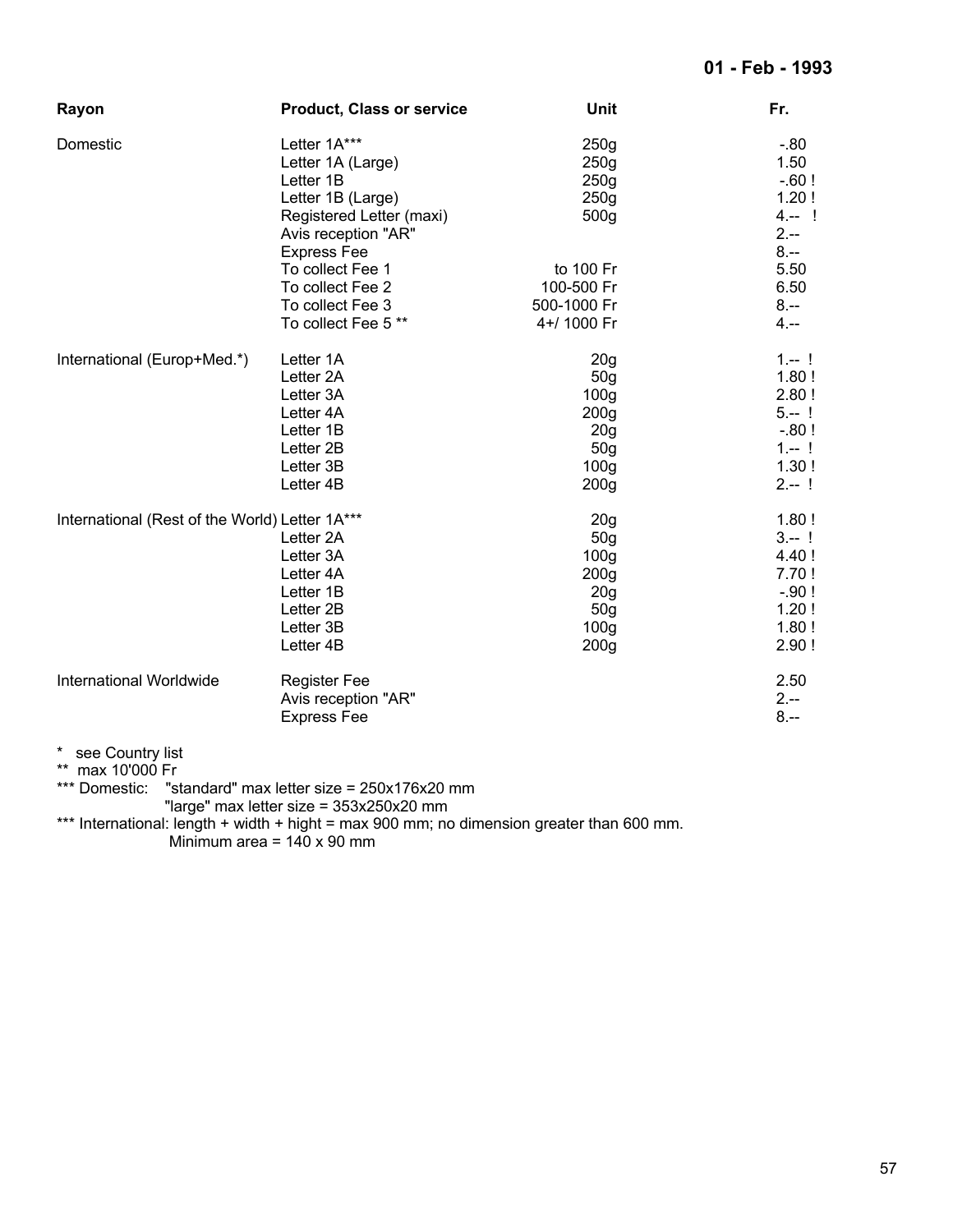**01 - Feb - 1993**

| Rayon | Product, Class or service | Unit | Fr. |
|---|---|---|---|
| Domestic | Letter 1A*** | 250g | -.80 |
| | Letter 1A (Large) | 250g | 1.50 |
| | Letter 1B | 250g | -.60 ! |
| | Letter 1B (Large) | 250g | 1.20 ! |
| | Registered Letter (maxi) | 500g | 4.-- ! |
| | Avis reception "AR" | | 2.-- |
| | Express Fee | | 8.-- |
| | To collect Fee 1 | to 100 Fr | 5.50 |
| | To collect Fee 2 | 100-500 Fr | 6.50 |
| | To collect Fee 3 | 500-1000 Fr | 8.-- |
| | To collect Fee 5 ** | 4+/ 1000 Fr | 4.-- |
| International (Europ+Med.*) | Letter 1A | 20g | 1.-- ! |
| | Letter 2A | 50g | 1.80 ! |
| | Letter 3A | 100g | 2.80 ! |
| | Letter 4A | 200g | 5.-- ! |
| | Letter 1B | 20g | -.80 ! |
| | Letter 2B | 50g | 1.-- ! |
| | Letter 3B | 100g | 1.30 ! |
| | Letter 4B | 200g | 2.-- ! |
| International (Rest of the World) | Letter 1A*** | 20g | 1.80 ! |
| | Letter 2A | 50g | 3.-- ! |
| | Letter 3A | 100g | 4.40 ! |
| | Letter 4A | 200g | 7.70 ! |
| | Letter 1B | 20g | -.90 ! |
| | Letter 2B | 50g | 1.20 ! |
| | Letter 3B | 100g | 1.80 ! |
| | Letter 4B | 200g | 2.90 ! |
| International Worldwide | Register Fee | | 2.50 |
| | Avis reception "AR" | | 2.-- |
| | Express Fee | | 8.-- |

\* see Country list

** max 10'000 Fr

*** Domestic: "standard" max letter size = 250x176x20 mm
"large" max letter size = 353x250x20 mm

*** International: length + width + hight = max 900 mm; no dimension greater than 600 mm.
Minimum area = 140 x 90 mm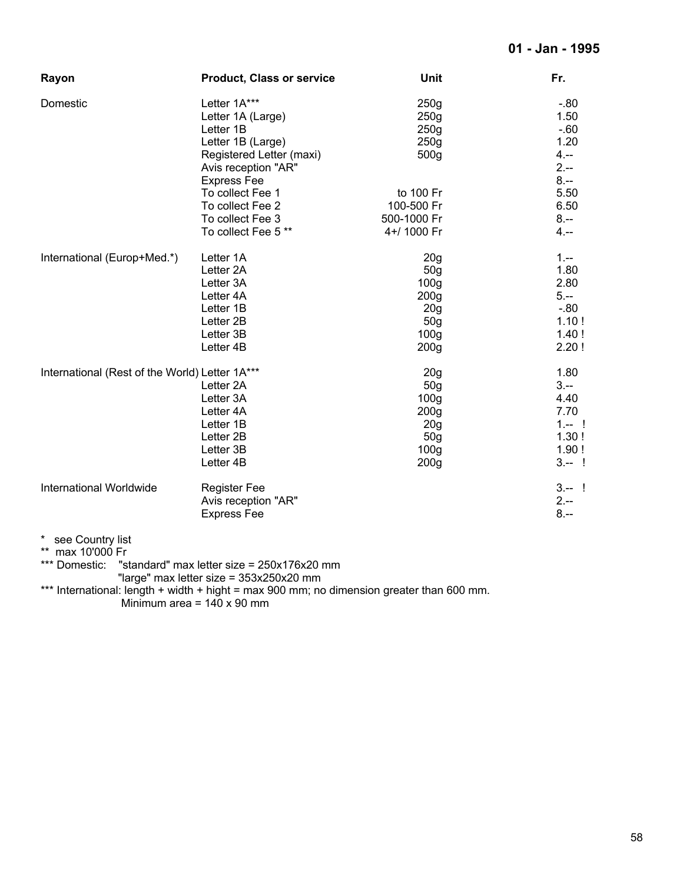**01 - Jan - 1995**

| Rayon | Product, Class or service | Unit | Fr. |
|---|---|---|---|
| Domestic | Letter 1A*** | 250g | -.80 |
| | Letter 1A (Large) | 250g | 1.50 |
| | Letter 1B | 250g | -.60 |
| | Letter 1B (Large) | 250g | 1.20 |
| | Registered Letter (maxi) | 500g | 4.-- |
| | Avis reception "AR" | | 2.-- |
| | Express Fee | | 8.-- |
| | To collect Fee 1 | to 100 Fr | 5.50 |
| | To collect Fee 2 | 100-500 Fr | 6.50 |
| | To collect Fee 3 | 500-1000 Fr | 8.-- |
| | To collect Fee 5 ** | 4+/ 1000 Fr | 4.-- |
| International (Europ+Med.*) | Letter 1A | 20g | 1.-- |
| | Letter 2A | 50g | 1.80 |
| | Letter 3A | 100g | 2.80 |
| | Letter 4A | 200g | 5.-- |
| | Letter 1B | 20g | -.80 |
| | Letter 2B | 50g | 1.10 ! |
| | Letter 3B | 100g | 1.40 ! |
| | Letter 4B | 200g | 2.20 ! |
| International (Rest of the World) | Letter 1A*** | 20g | 1.80 |
| | Letter 2A | 50g | 3.-- |
| | Letter 3A | 100g | 4.40 |
| | Letter 4A | 200g | 7.70 |
| | Letter 1B | 20g | 1.-- ! |
| | Letter 2B | 50g | 1.30 ! |
| | Letter 3B | 100g | 1.90 ! |
| | Letter 4B | 200g | 3.-- ! |
| International Worldwide | Register Fee | | 3.-- ! |
| | Avis reception "AR" | | 2.-- |
| | Express Fee | | 8.-- |

\* see Country list

** max 10'000 Fr

*** Domestic: "standard" max letter size = 250x176x20 mm
"large" max letter size = 353x250x20 mm

*** International: length + width + hight = max 900 mm; no dimension greater than 600 mm.
Minimum area = 140 x 90 mm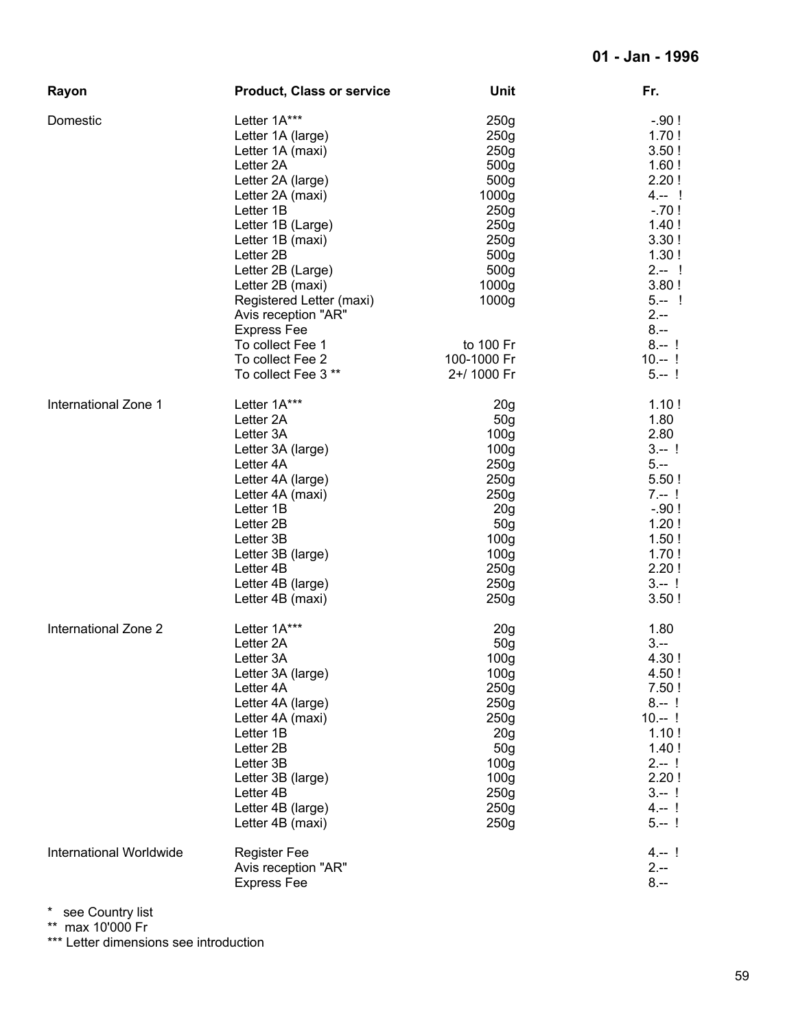**01 - Jan - 1996**

| Rayon | Product, Class or service | Unit | Fr. |
|---|---|---|---|
| Domestic | Letter 1A*** | 250g | -.90 ! |
| | Letter 1A (large) | 250g | 1.70 ! |
| | Letter 1A (maxi) | 250g | 3.50 ! |
| | Letter 2A | 500g | 1.60 ! |
| | Letter 2A (large) | 500g | 2.20 ! |
| | Letter 2A (maxi) | 1000g | 4.-- ! |
| | Letter 1B | 250g | -.70 ! |
| | Letter 1B (Large) | 250g | 1.40 ! |
| | Letter 1B (maxi) | 250g | 3.30 ! |
| | Letter 2B | 500g | 1.30 ! |
| | Letter 2B (Large) | 500g | 2.-- ! |
| | Letter 2B (maxi) | 1000g | 3.80 ! |
| | Registered Letter (maxi) | 1000g | 5.-- ! |
| | Avis reception "AR" | | 2.-- |
| | Express Fee | | 8.-- |
| | To collect Fee 1 | to 100 Fr | 8.-- ! |
| | To collect Fee 2 | 100-1000 Fr | 10.-- ! |
| | To collect Fee 3 ** | 2+/ 1000 Fr | 5.-- ! |
| International Zone 1 | Letter 1A*** | 20g | 1.10 ! |
| | Letter 2A | 50g | 1.80 |
| | Letter 3A | 100g | 2.80 |
| | Letter 3A (large) | 100g | 3.-- ! |
| | Letter 4A | 250g | 5.-- |
| | Letter 4A (large) | 250g | 5.50 ! |
| | Letter 4A (maxi) | 250g | 7.-- ! |
| | Letter 1B | 20g | -.90 ! |
| | Letter 2B | 50g | 1.20 ! |
| | Letter 3B | 100g | 1.50 ! |
| | Letter 3B (large) | 100g | 1.70 ! |
| | Letter 4B | 250g | 2.20 ! |
| | Letter 4B (large) | 250g | 3.-- ! |
| | Letter 4B (maxi) | 250g | 3.50 ! |
| International Zone 2 | Letter 1A*** | 20g | 1.80 |
| | Letter 2A | 50g | 3.-- |
| | Letter 3A | 100g | 4.30 ! |
| | Letter 3A (large) | 100g | 4.50 ! |
| | Letter 4A | 250g | 7.50 ! |
| | Letter 4A (large) | 250g | 8.-- ! |
| | Letter 4A (maxi) | 250g | 10.-- ! |
| | Letter 1B | 20g | 1.10 ! |
| | Letter 2B | 50g | 1.40 ! |
| | Letter 3B | 100g | 2.-- ! |
| | Letter 3B (large) | 100g | 2.20 ! |
| | Letter 4B | 250g | 3.-- ! |
| | Letter 4B (large) | 250g | 4.-- ! |
| | Letter 4B (maxi) | 250g | 5.-- ! |
| International Worldwide | Register Fee | | 4.-- ! |
| | Avis reception "AR" | | 2.-- |
| | Express Fee | | 8.-- |

\* see Country list
** max 10'000 Fr
*** Letter dimensions see introduction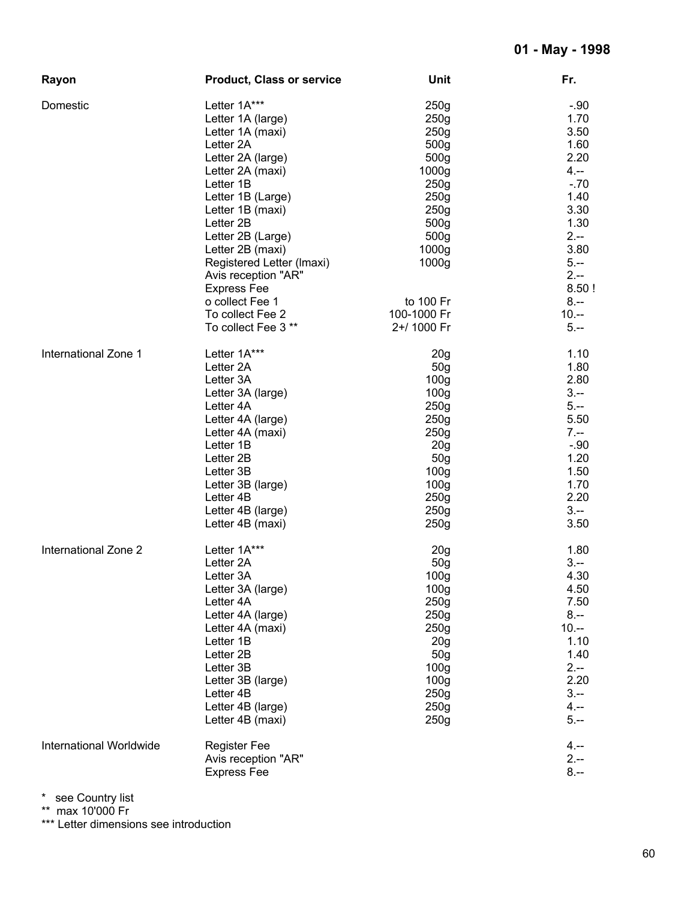**01 - May - 1998**

| Rayon | Product, Class or service | Unit | Fr. |
|---|---|---|---|
| Domestic | Letter 1A*** | 250g | -.90 |
| | Letter 1A (large) | 250g | 1.70 |
| | Letter 1A (maxi) | 250g | 3.50 |
| | Letter 2A | 500g | 1.60 |
| | Letter 2A (large) | 500g | 2.20 |
| | Letter 2A (maxi) | 1000g | 4.-- |
| | Letter 1B | 250g | -.70 |
| | Letter 1B (Large) | 250g | 1.40 |
| | Letter 1B (maxi) | 250g | 3.30 |
| | Letter 2B | 500g | 1.30 |
| | Letter 2B (Large) | 500g | 2.-- |
| | Letter 2B (maxi) | 1000g | 3.80 |
| | Registered Letter (Imaxi) | 1000g | 5.-- |
| | Avis reception "AR" | | 2.-- |
| | Express Fee | | 8.50 ! |
| | o collect Fee 1 | to 100 Fr | 8.-- |
| | To collect Fee 2 | 100-1000 Fr | 10.-- |
| | To collect Fee 3 ** | 2+/ 1000 Fr | 5.-- |
| International Zone 1 | Letter 1A*** | 20g | 1.10 |
| | Letter 2A | 50g | 1.80 |
| | Letter 3A | 100g | 2.80 |
| | Letter 3A (large) | 100g | 3.-- |
| | Letter 4A | 250g | 5.-- |
| | Letter 4A (large) | 250g | 5.50 |
| | Letter 4A (maxi) | 250g | 7.-- |
| | Letter 1B | 20g | -.90 |
| | Letter 2B | 50g | 1.20 |
| | Letter 3B | 100g | 1.50 |
| | Letter 3B (large) | 100g | 1.70 |
| | Letter 4B | 250g | 2.20 |
| | Letter 4B (large) | 250g | 3.-- |
| | Letter 4B (maxi) | 250g | 3.50 |
| International Zone 2 | Letter 1A*** | 20g | 1.80 |
| | Letter 2A | 50g | 3.-- |
| | Letter 3A | 100g | 4.30 |
| | Letter 3A (large) | 100g | 4.50 |
| | Letter 4A | 250g | 7.50 |
| | Letter 4A (large) | 250g | 8.-- |
| | Letter 4A (maxi) | 250g | 10.-- |
| | Letter 1B | 20g | 1.10 |
| | Letter 2B | 50g | 1.40 |
| | Letter 3B | 100g | 2.-- |
| | Letter 3B (large) | 100g | 2.20 |
| | Letter 4B | 250g | 3.-- |
| | Letter 4B (large) | 250g | 4.-- |
| | Letter 4B (maxi) | 250g | 5.-- |
| International Worldwide | Register Fee | | 4.-- |
| | Avis reception "AR" | | 2.-- |
| | Express Fee | | 8.-- |

\* see Country list

** max 10'000 Fr

*** Letter dimensions see introduction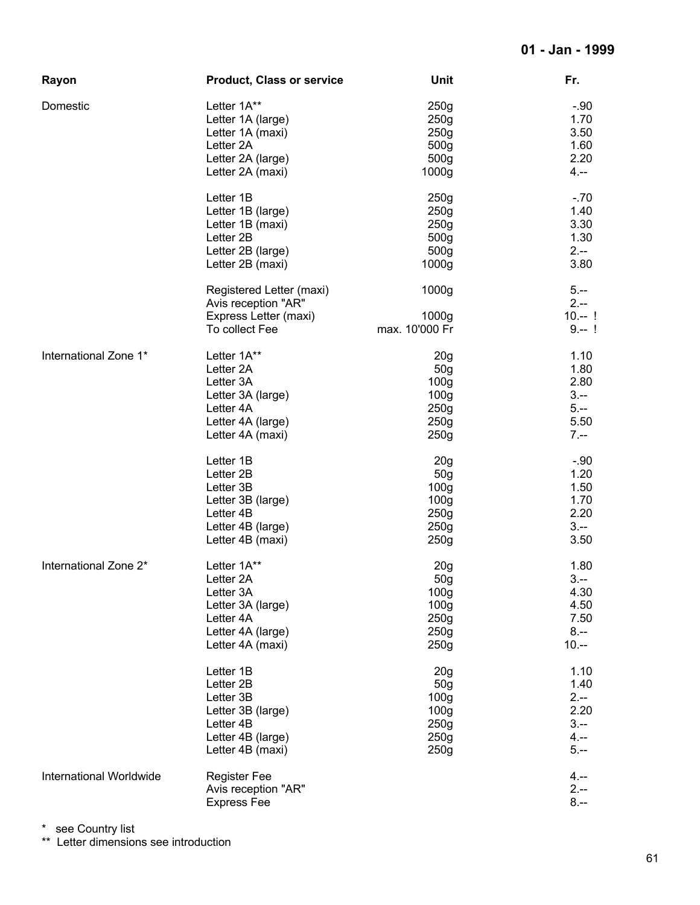**01 - Jan - 1999**

| Rayon | Product, Class or service | Unit | Fr. |
|---|---|---|---|
| Domestic | Letter 1A** | 250g | -.90 |
| | Letter 1A (large) | 250g | 1.70 |
| | Letter 1A (maxi) | 250g | 3.50 |
| | Letter 2A | 500g | 1.60 |
| | Letter 2A (large) | 500g | 2.20 |
| | Letter 2A (maxi) | 1000g | 4.-- |
| | Letter 1B | 250g | -.70 |
| | Letter 1B (large) | 250g | 1.40 |
| | Letter 1B (maxi) | 250g | 3.30 |
| | Letter 2B | 500g | 1.30 |
| | Letter 2B (large) | 500g | 2.-- |
| | Letter 2B (maxi) | 1000g | 3.80 |
| | Registered Letter (maxi) | 1000g | 5.-- |
| | Avis reception "AR" | | 2.-- |
| | Express Letter (maxi) | 1000g | 10.-- ! |
| | To collect Fee | max. 10'000 Fr | 9.-- ! |
| International Zone 1* | Letter 1A** | 20g | 1.10 |
| | Letter 2A | 50g | 1.80 |
| | Letter 3A | 100g | 2.80 |
| | Letter 3A (large) | 100g | 3.-- |
| | Letter 4A | 250g | 5.-- |
| | Letter 4A (large) | 250g | 5.50 |
| | Letter 4A (maxi) | 250g | 7.-- |
| | Letter 1B | 20g | -.90 |
| | Letter 2B | 50g | 1.20 |
| | Letter 3B | 100g | 1.50 |
| | Letter 3B (large) | 100g | 1.70 |
| | Letter 4B | 250g | 2.20 |
| | Letter 4B (large) | 250g | 3.-- |
| | Letter 4B (maxi) | 250g | 3.50 |
| International Zone 2* | Letter 1A** | 20g | 1.80 |
| | Letter 2A | 50g | 3.-- |
| | Letter 3A | 100g | 4.30 |
| | Letter 3A (large) | 100g | 4.50 |
| | Letter 4A | 250g | 7.50 |
| | Letter 4A (large) | 250g | 8.-- |
| | Letter 4A (maxi) | 250g | 10.-- |
| | Letter 1B | 20g | 1.10 |
| | Letter 2B | 50g | 1.40 |
| | Letter 3B | 100g | 2.-- |
| | Letter 3B (large) | 100g | 2.20 |
| | Letter 4B | 250g | 3.-- |
| | Letter 4B (large) | 250g | 4.-- |
| | Letter 4B (maxi) | 250g | 5.-- |
| International Worldwide | Register Fee | | 4.-- |
| | Avis reception "AR" | | 2.-- |
| | Express Fee | | 8.-- |

\* see Country list
** Letter dimensions see introduction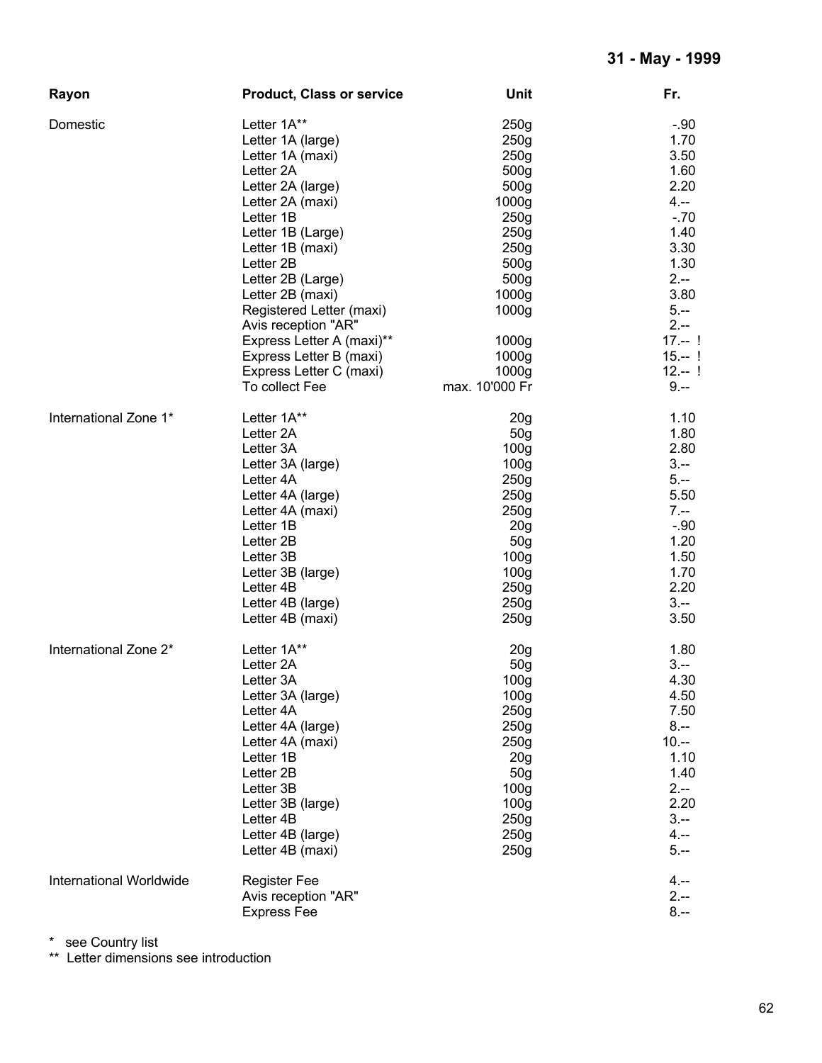**31 - May - 1999**

| Rayon | Product, Class or service | Unit | Fr. |
|---|---|---|---|
| Domestic | Letter 1A** | 250g | -.90 |
| | Letter 1A (large) | 250g | 1.70 |
| | Letter 1A (maxi) | 250g | 3.50 |
| | Letter 2A | 500g | 1.60 |
| | Letter 2A (large) | 500g | 2.20 |
| | Letter 2A (maxi) | 1000g | 4.-- |
| | Letter 1B | 250g | -.70 |
| | Letter 1B (Large) | 250g | 1.40 |
| | Letter 1B (maxi) | 250g | 3.30 |
| | Letter 2B | 500g | 1.30 |
| | Letter 2B (Large) | 500g | 2.-- |
| | Letter 2B (maxi) | 1000g | 3.80 |
| | Registered Letter (maxi) | 1000g | 5.-- |
| | Avis reception "AR" | | 2.-- |
| | Express Letter A (maxi)** | 1000g | 17.-- ! |
| | Express Letter B (maxi) | 1000g | 15.-- ! |
| | Express Letter C (maxi) | 1000g | 12.-- ! |
| | To collect Fee | max. 10'000 Fr | 9.-- |
| International Zone 1* | Letter 1A** | 20g | 1.10 |
| | Letter 2A | 50g | 1.80 |
| | Letter 3A | 100g | 2.80 |
| | Letter 3A (large) | 100g | 3.-- |
| | Letter 4A | 250g | 5.-- |
| | Letter 4A (large) | 250g | 5.50 |
| | Letter 4A (maxi) | 250g | 7.-- |
| | Letter 1B | 20g | -.90 |
| | Letter 2B | 50g | 1.20 |
| | Letter 3B | 100g | 1.50 |
| | Letter 3B (large) | 100g | 1.70 |
| | Letter 4B | 250g | 2.20 |
| | Letter 4B (large) | 250g | 3.-- |
| | Letter 4B (maxi) | 250g | 3.50 |
| International Zone 2* | Letter 1A** | 20g | 1.80 |
| | Letter 2A | 50g | 3.-- |
| | Letter 3A | 100g | 4.30 |
| | Letter 3A (large) | 100g | 4.50 |
| | Letter 4A | 250g | 7.50 |
| | Letter 4A (large) | 250g | 8.-- |
| | Letter 4A (maxi) | 250g | 10.-- |
| | Letter 1B | 20g | 1.10 |
| | Letter 2B | 50g | 1.40 |
| | Letter 3B | 100g | 2.-- |
| | Letter 3B (large) | 100g | 2.20 |
| | Letter 4B | 250g | 3.-- |
| | Letter 4B (large) | 250g | 4.-- |
| | Letter 4B (maxi) | 250g | 5.-- |
| International Worldwide | Register Fee | | 4.-- |
| | Avis reception "AR" | | 2.-- |
| | Express Fee | | 8.-- |

\* see Country list

** Letter dimensions see introduction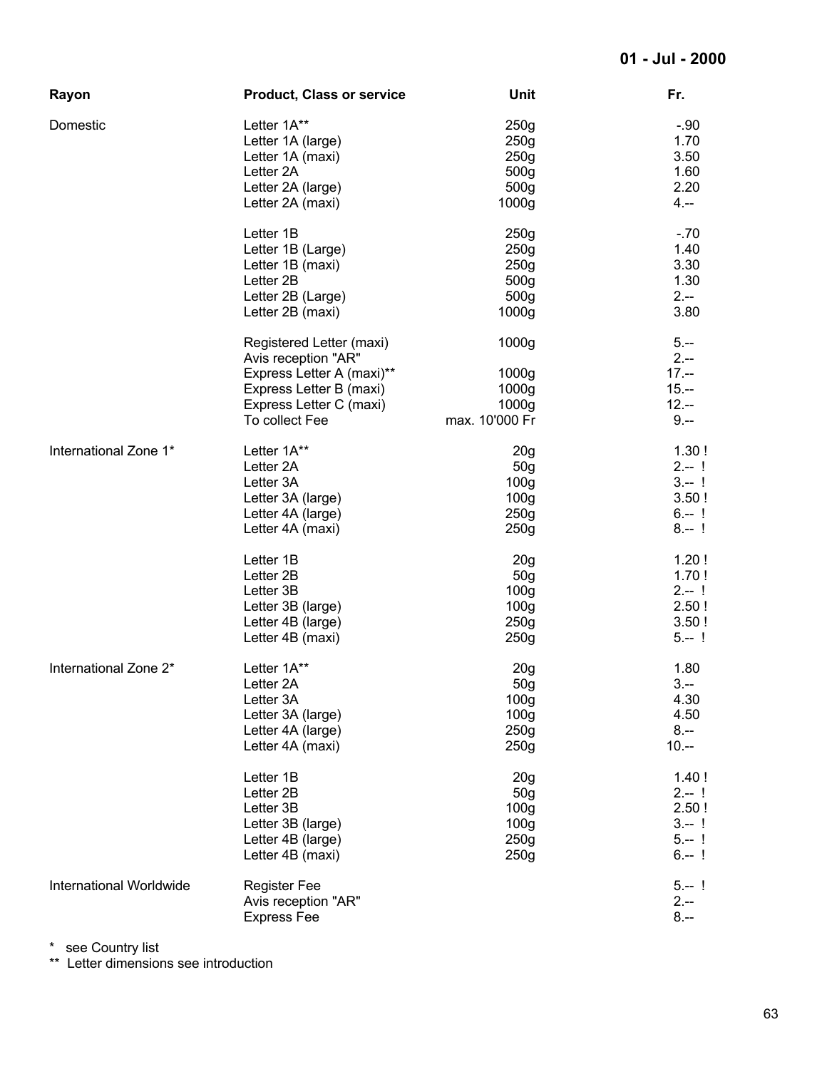**01 - Jul - 2000**

| Rayon | Product, Class or service | Unit | Fr. |
|---|---|---|---|
| Domestic | Letter 1A** | 250g | -.90 |
| | Letter 1A (large) | 250g | 1.70 |
| | Letter 1A (maxi) | 250g | 3.50 |
| | Letter 2A | 500g | 1.60 |
| | Letter 2A (large) | 500g | 2.20 |
| | Letter 2A (maxi) | 1000g | 4.-- |
| | Letter 1B | 250g | -.70 |
| | Letter 1B (Large) | 250g | 1.40 |
| | Letter 1B (maxi) | 250g | 3.30 |
| | Letter 2B | 500g | 1.30 |
| | Letter 2B (Large) | 500g | 2.-- |
| | Letter 2B (maxi) | 1000g | 3.80 |
| | Registered Letter (maxi) | 1000g | 5.-- |
| | Avis reception "AR" | | 2.-- |
| | Express Letter A (maxi)** | 1000g | 17.-- |
| | Express Letter B (maxi) | 1000g | 15.-- |
| | Express Letter C (maxi) | 1000g | 12.-- |
| | To collect Fee | max. 10'000 Fr | 9.-- |
| International Zone 1* | Letter 1A** | 20g | 1.30 ! |
| | Letter 2A | 50g | 2.-- ! |
| | Letter 3A | 100g | 3.-- ! |
| | Letter 3A (large) | 100g | 3.50 ! |
| | Letter 4A (large) | 250g | 6.-- ! |
| | Letter 4A (maxi) | 250g | 8.-- ! |
| | Letter 1B | 20g | 1.20 ! |
| | Letter 2B | 50g | 1.70 ! |
| | Letter 3B | 100g | 2.-- ! |
| | Letter 3B (large) | 100g | 2.50 ! |
| | Letter 4B (large) | 250g | 3.50 ! |
| | Letter 4B (maxi) | 250g | 5.-- ! |
| International Zone 2* | Letter 1A** | 20g | 1.80 |
| | Letter 2A | 50g | 3.-- |
| | Letter 3A | 100g | 4.30 |
| | Letter 3A (large) | 100g | 4.50 |
| | Letter 4A (large) | 250g | 8.-- |
| | Letter 4A (maxi) | 250g | 10.-- |
| | Letter 1B | 20g | 1.40 ! |
| | Letter 2B | 50g | 2.-- ! |
| | Letter 3B | 100g | 2.50 ! |
| | Letter 3B (large) | 100g | 3.-- ! |
| | Letter 4B (large) | 250g | 5.-- ! |
| | Letter 4B (maxi) | 250g | 6.-- ! |
| International Worldwide | Register Fee | | 5.-- ! |
| | Avis reception "AR" | | 2.-- |
| | Express Fee | | 8.-- |

\* see Country list

\*\* Letter dimensions see introduction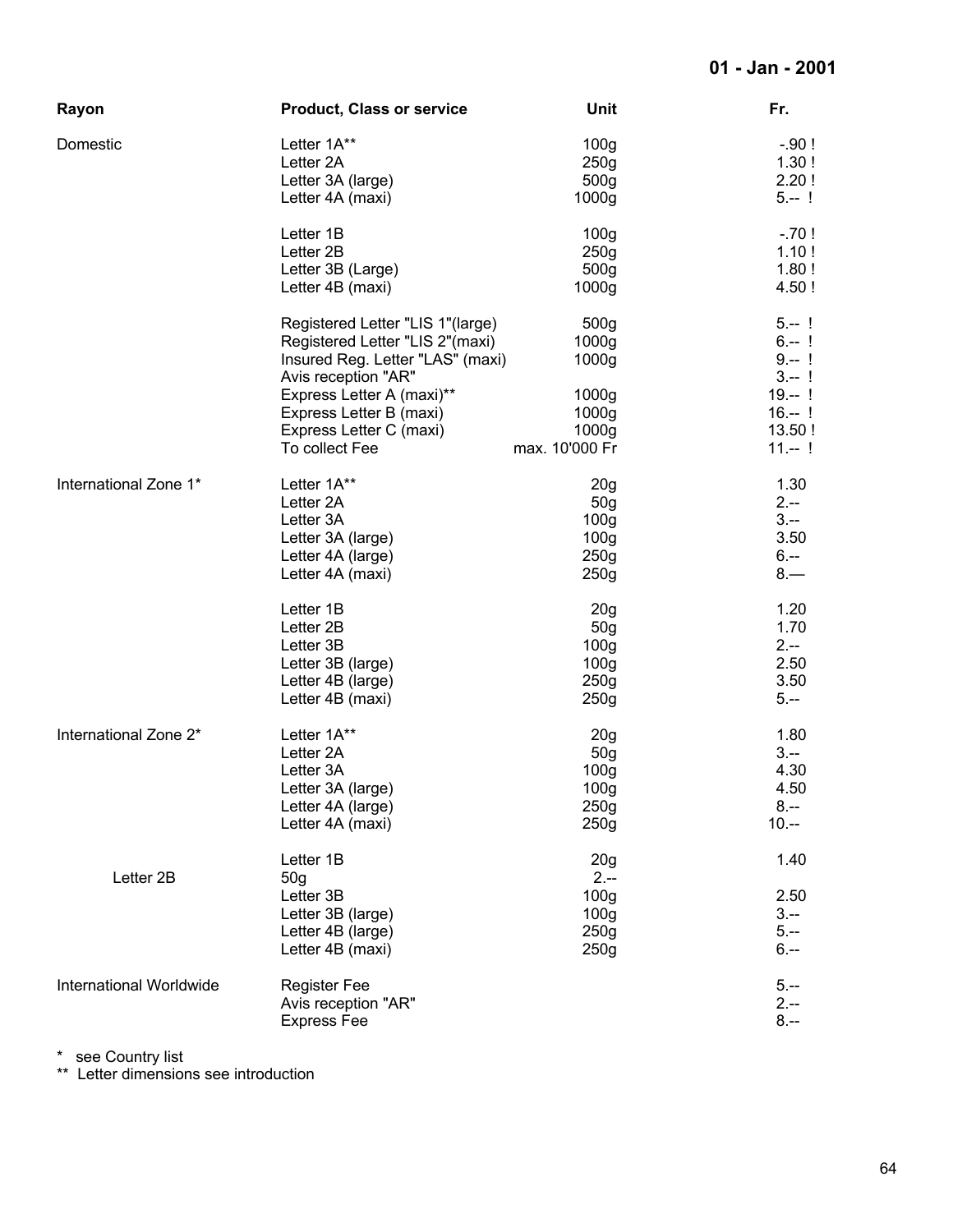**01 - Jan - 2001**

| Rayon | Product, Class or service | Unit | Fr. |
|---|---|---|---|
| Domestic | Letter 1A** | 100g | -.90 ! |
| | Letter 2A | 250g | 1.30 ! |
| | Letter 3A (large) | 500g | 2.20 ! |
| | Letter 4A (maxi) | 1000g | 5.-- ! |
| | Letter 1B | 100g | -.70 ! |
| | Letter 2B | 250g | 1.10 ! |
| | Letter 3B (Large) | 500g | 1.80 ! |
| | Letter 4B (maxi) | 1000g | 4.50 ! |
| | Registered Letter "LIS 1"(large) | 500g | 5.-- ! |
| | Registered Letter "LIS 2"(maxi) | 1000g | 6.-- ! |
| | Insured Reg. Letter "LAS" (maxi) | 1000g | 9.-- ! |
| | Avis reception "AR" | | 3.-- ! |
| | Express Letter A (maxi)** | 1000g | 19.-- ! |
| | Express Letter B (maxi) | 1000g | 16.-- ! |
| | Express Letter C (maxi) | 1000g | 13.50 ! |
| | To collect Fee | max. 10'000 Fr | 11.-- ! |
| International Zone 1* | Letter 1A** | 20g | 1.30 |
| | Letter 2A | 50g | 2.-- |
| | Letter 3A | 100g | 3.-- |
| | Letter 3A (large) | 100g | 3.50 |
| | Letter 4A (large) | 250g | 6.-- |
| | Letter 4A (maxi) | 250g | 8.— |
| | Letter 1B | 20g | 1.20 |
| | Letter 2B | 50g | 1.70 |
| | Letter 3B | 100g | 2.-- |
| | Letter 3B (large) | 100g | 2.50 |
| | Letter 4B (large) | 250g | 3.50 |
| | Letter 4B (maxi) | 250g | 5.-- |
| International Zone 2* | Letter 1A** | 20g | 1.80 |
| | Letter 2A | 50g | 3.-- |
| | Letter 3A | 100g | 4.30 |
| | Letter 3A (large) | 100g | 4.50 |
| | Letter 4A (large) | 250g | 8.-- |
| | Letter 4A (maxi) | 250g | 10.-- |
| | Letter 1B | 20g | 1.40 |
| Letter 2B | 50g | 2.-- | |
| | Letter 3B | 100g | 2.50 |
| | Letter 3B (large) | 100g | 3.-- |
| | Letter 4B (large) | 250g | 5.-- |
| | Letter 4B (maxi) | 250g | 6.-- |
| International Worldwide | Register Fee | | 5.-- |
| | Avis reception "AR" | | 2.-- |
| | Express Fee | | 8.-- |

* see Country list
** Letter dimensions see introduction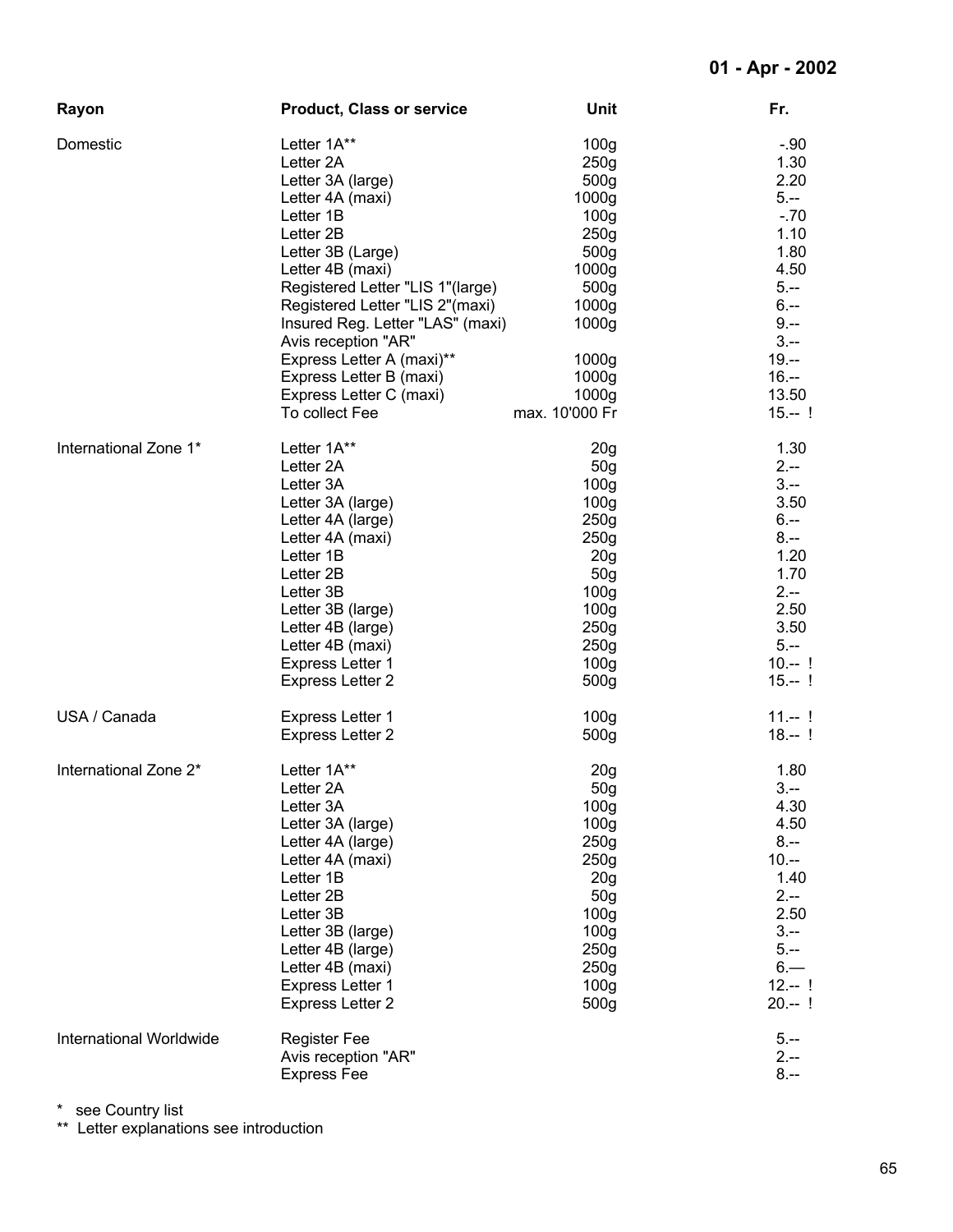**01 - Apr - 2002**

| Rayon | Product, Class or service | Unit | Fr. |
|---|---|---|---|
| Domestic | Letter 1A** | 100g | -.90 |
| | Letter 2A | 250g | 1.30 |
| | Letter 3A (large) | 500g | 2.20 |
| | Letter 4A (maxi) | 1000g | 5.-- |
| | Letter 1B | 100g | -.70 |
| | Letter 2B | 250g | 1.10 |
| | Letter 3B (Large) | 500g | 1.80 |
| | Letter 4B (maxi) | 1000g | 4.50 |
| | Registered Letter "LIS 1"(large) | 500g | 5.-- |
| | Registered Letter "LIS 2"(maxi) | 1000g | 6.-- |
| | Insured Reg. Letter "LAS" (maxi) | 1000g | 9.-- |
| | Avis reception "AR" | | 3.-- |
| | Express Letter A (maxi)** | 1000g | 19.-- |
| | Express Letter B (maxi) | 1000g | 16.-- |
| | Express Letter C (maxi) | 1000g | 13.50 |
| | To collect Fee | max. 10'000 Fr | 15.-- ! |
| International Zone 1* | Letter 1A** | 20g | 1.30 |
| | Letter 2A | 50g | 2.-- |
| | Letter 3A | 100g | 3.-- |
| | Letter 3A (large) | 100g | 3.50 |
| | Letter 4A (large) | 250g | 6.-- |
| | Letter 4A (maxi) | 250g | 8.-- |
| | Letter 1B | 20g | 1.20 |
| | Letter 2B | 50g | 1.70 |
| | Letter 3B | 100g | 2.-- |
| | Letter 3B (large) | 100g | 2.50 |
| | Letter 4B (large) | 250g | 3.50 |
| | Letter 4B (maxi) | 250g | 5.-- |
| | Express Letter 1 | 100g | 10.-- ! |
| | Express Letter 2 | 500g | 15.-- ! |
| USA / Canada | Express Letter 1 | 100g | 11.-- ! |
| | Express Letter 2 | 500g | 18.-- ! |
| International Zone 2* | Letter 1A** | 20g | 1.80 |
| | Letter 2A | 50g | 3.-- |
| | Letter 3A | 100g | 4.30 |
| | Letter 3A (large) | 100g | 4.50 |
| | Letter 4A (large) | 250g | 8.-- |
| | Letter 4A (maxi) | 250g | 10.-- |
| | Letter 1B | 20g | 1.40 |
| | Letter 2B | 50g | 2.-- |
| | Letter 3B | 100g | 2.50 |
| | Letter 3B (large) | 100g | 3.-- |
| | Letter 4B (large) | 250g | 5.-- |
| | Letter 4B (maxi) | 250g | 6.— |
| | Express Letter 1 | 100g | 12.-- ! |
| | Express Letter 2 | 500g | 20.-- ! |
| International Worldwide | Register Fee | | 5.-- |
| | Avis reception "AR" | | 2.-- |
| | Express Fee | | 8.-- |

\* see Country list

** Letter explanations see introduction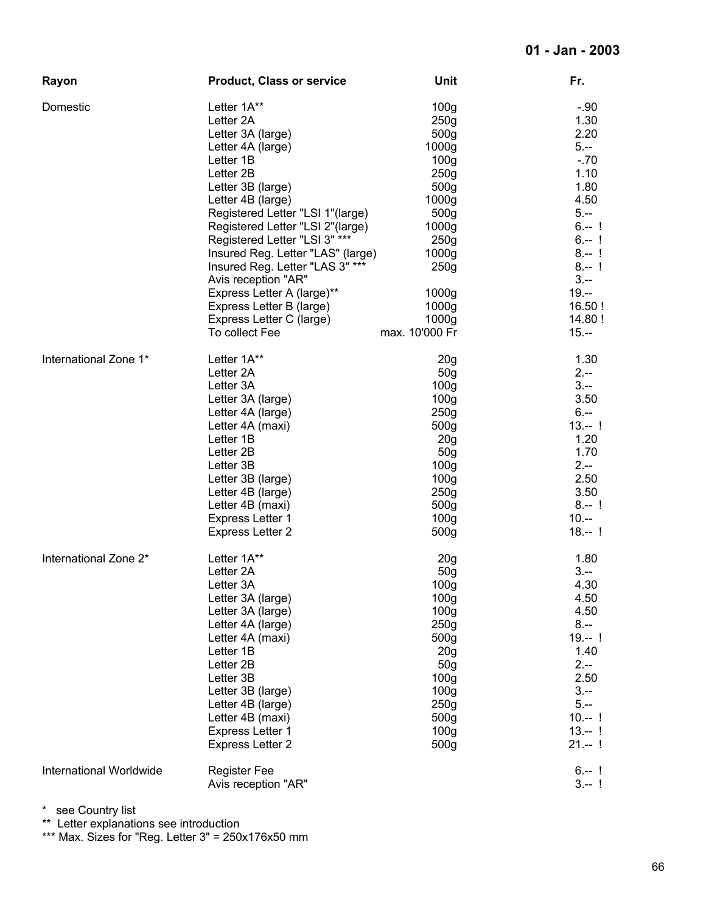**01 - Jan - 2003**

| Rayon | Product, Class or service | Unit | Fr. |
|---|---|---|---|
| Domestic | Letter 1A** | 100g | -.90 |
| | Letter 2A | 250g | 1.30 |
| | Letter 3A (large) | 500g | 2.20 |
| | Letter 4A (large) | 1000g | 5.-- |
| | Letter 1B | 100g | -.70 |
| | Letter 2B | 250g | 1.10 |
| | Letter 3B (large) | 500g | 1.80 |
| | Letter 4B (large) | 1000g | 4.50 |
| | Registered Letter "LSI 1"(large) | 500g | 5.-- |
| | Registered Letter "LSI 2"(large) | 1000g | 6.-- ! |
| | Registered Letter "LSI 3" *** | 250g | 6.-- ! |
| | Insured Reg. Letter "LAS" (large) | 1000g | 8.-- ! |
| | Insured Reg. Letter "LAS 3" *** | 250g | 8.-- ! |
| | Avis reception "AR" | | 3.-- |
| | Express Letter A (large)** | 1000g | 19.-- |
| | Express Letter B (large) | 1000g | 16.50 ! |
| | Express Letter C (large) | 1000g | 14.80 ! |
| | To collect Fee | max. 10'000 Fr | 15.-- |
| International Zone 1* | Letter 1A** | 20g | 1.30 |
| | Letter 2A | 50g | 2.-- |
| | Letter 3A | 100g | 3.-- |
| | Letter 3A (large) | 100g | 3.50 |
| | Letter 4A (large) | 250g | 6.-- |
| | Letter 4A (maxi) | 500g | 13.-- ! |
| | Letter 1B | 20g | 1.20 |
| | Letter 2B | 50g | 1.70 |
| | Letter 3B | 100g | 2.-- |
| | Letter 3B (large) | 100g | 2.50 |
| | Letter 4B (large) | 250g | 3.50 |
| | Letter 4B (maxi) | 500g | 8.-- ! |
| | Express Letter 1 | 100g | 10.-- |
| | Express Letter 2 | 500g | 18.-- ! |
| International Zone 2* | Letter 1A** | 20g | 1.80 |
| | Letter 2A | 50g | 3.-- |
| | Letter 3A | 100g | 4.30 |
| | Letter 3A (large) | 100g | 4.50 |
| | Letter 3A (large) | 100g | 4.50 |
| | Letter 4A (large) | 250g | 8.-- |
| | Letter 4A (maxi) | 500g | 19.-- ! |
| | Letter 1B | 20g | 1.40 |
| | Letter 2B | 50g | 2.-- |
| | Letter 3B | 100g | 2.50 |
| | Letter 3B (large) | 100g | 3.-- |
| | Letter 4B (large) | 250g | 5.-- |
| | Letter 4B (maxi) | 500g | 10.-- ! |
| | Express Letter 1 | 100g | 13.-- ! |
| | Express Letter 2 | 500g | 21.-- ! |
| International Worldwide | Register Fee | | 6.-- ! |
| | Avis reception "AR" | | 3.-- ! |

\* see Country list

\** Letter explanations see introduction

\*** Max. Sizes for "Reg. Letter 3" = 250x176x50 mm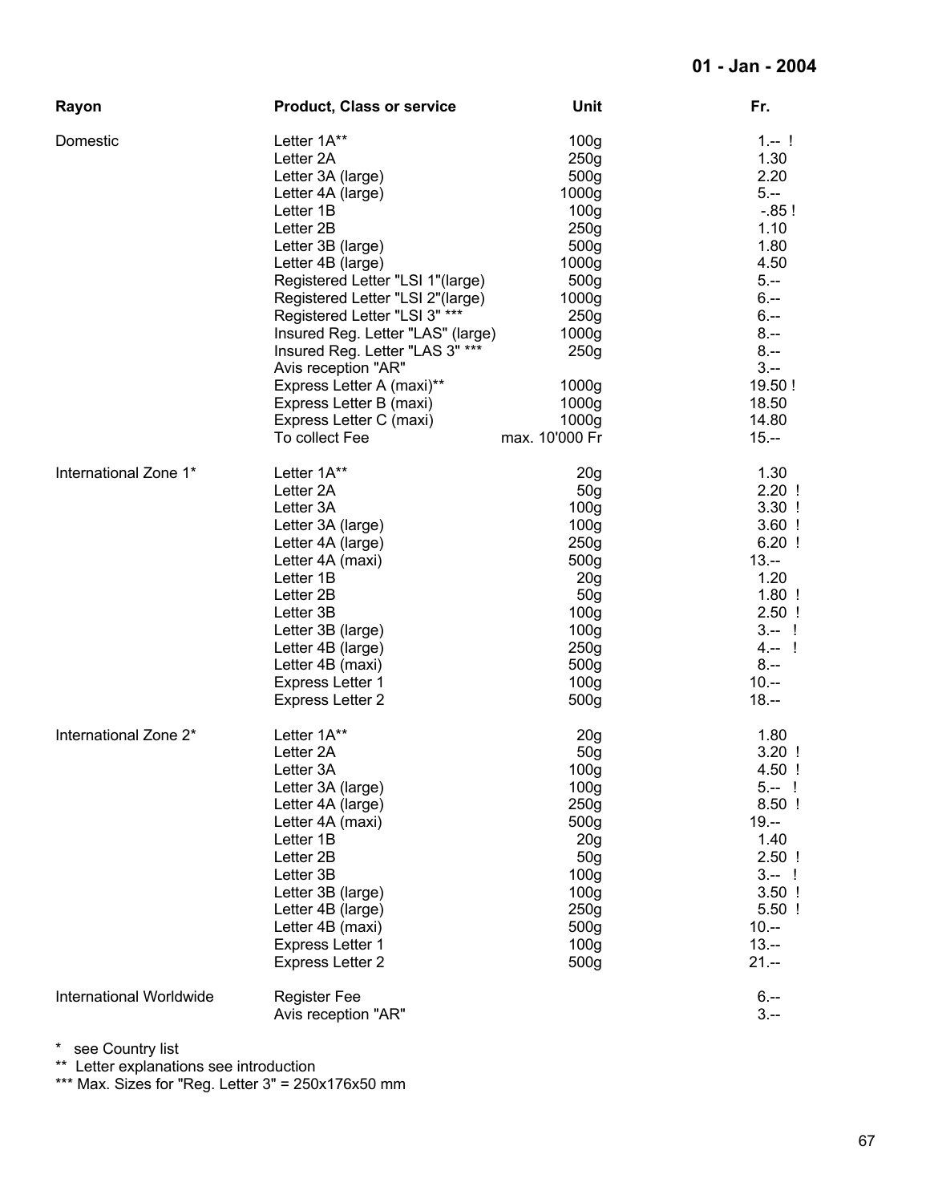**01 - Jan - 2004**

| Rayon | Product, Class or service | Unit | Fr. |
|---|---|---|---|
| Domestic | Letter 1A** | 100g | 1.-- ! |
| | Letter 2A | 250g | 1.30 |
| | Letter 3A (large) | 500g | 2.20 |
| | Letter 4A (large) | 1000g | 5.-- |
| | Letter 1B | 100g | -.85 ! |
| | Letter 2B | 250g | 1.10 |
| | Letter 3B (large) | 500g | 1.80 |
| | Letter 4B (large) | 1000g | 4.50 |
| | Registered Letter "LSI 1"(large) | 500g | 5.-- |
| | Registered Letter "LSI 2"(large) | 1000g | 6.-- |
| | Registered Letter "LSI 3" *** | 250g | 6.-- |
| | Insured Reg. Letter "LAS" (large) | 1000g | 8.-- |
| | Insured Reg. Letter "LAS 3" *** | 250g | 8.-- |
| | Avis reception "AR" | | 3.-- |
| | Express Letter A (maxi)** | 1000g | 19.50 ! |
| | Express Letter B (maxi) | 1000g | 18.50 |
| | Express Letter C (maxi) | 1000g | 14.80 |
| | To collect Fee | max. 10'000 Fr | 15.-- |
| International Zone 1* | Letter 1A** | 20g | 1.30 |
| | Letter 2A | 50g | 2.20 ! |
| | Letter 3A | 100g | 3.30 ! |
| | Letter 3A (large) | 100g | 3.60 ! |
| | Letter 4A (large) | 250g | 6.20 ! |
| | Letter 4A (maxi) | 500g | 13.-- |
| | Letter 1B | 20g | 1.20 |
| | Letter 2B | 50g | 1.80 ! |
| | Letter 3B | 100g | 2.50 ! |
| | Letter 3B (large) | 100g | 3.-- ! |
| | Letter 4B (large) | 250g | 4.-- ! |
| | Letter 4B (maxi) | 500g | 8.-- |
| | Express Letter 1 | 100g | 10.-- |
| | Express Letter 2 | 500g | 18.-- |
| International Zone 2* | Letter 1A** | 20g | 1.80 |
| | Letter 2A | 50g | 3.20 ! |
| | Letter 3A | 100g | 4.50 ! |
| | Letter 3A (large) | 100g | 5.-- ! |
| | Letter 4A (large) | 250g | 8.50 ! |
| | Letter 4A (maxi) | 500g | 19.-- |
| | Letter 1B | 20g | 1.40 |
| | Letter 2B | 50g | 2.50 ! |
| | Letter 3B | 100g | 3.-- ! |
| | Letter 3B (large) | 100g | 3.50 ! |
| | Letter 4B (large) | 250g | 5.50 ! |
| | Letter 4B (maxi) | 500g | 10.-- |
| | Express Letter 1 | 100g | 13.-- |
| | Express Letter 2 | 500g | 21.-- |
| International Worldwide | Register Fee | | 6.-- |
| | Avis reception "AR" | | 3.-- |

* see Country list

** Letter explanations see introduction

*** Max. Sizes for "Reg. Letter 3" = 250x176x50 mm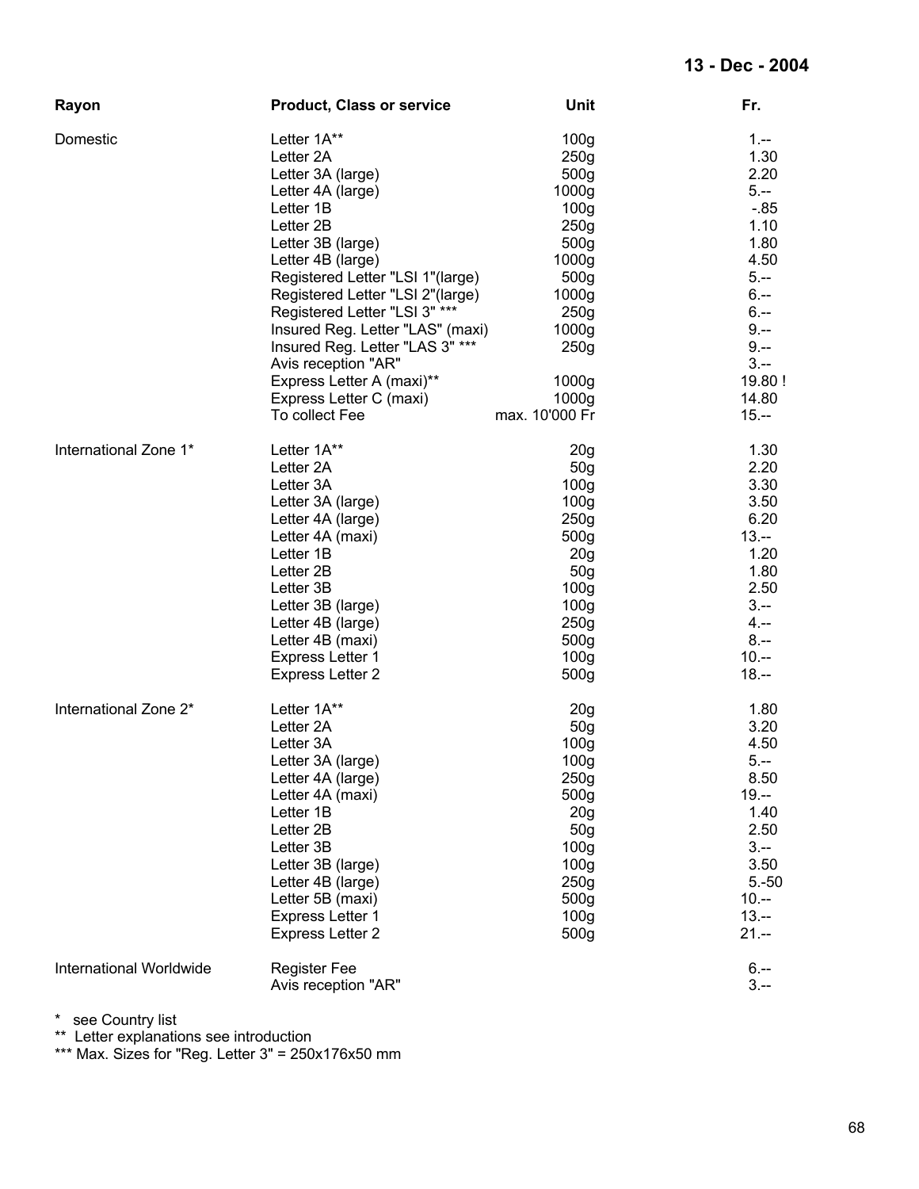**13 - Dec - 2004**

| Rayon | Product, Class or service | Unit | Fr. |
|---|---|---|---|
| Domestic | Letter 1A** | 100g | 1.-- |
| | Letter 2A | 250g | 1.30 |
| | Letter 3A (large) | 500g | 2.20 |
| | Letter 4A (large) | 1000g | 5.-- |
| | Letter 1B | 100g | -.85 |
| | Letter 2B | 250g | 1.10 |
| | Letter 3B (large) | 500g | 1.80 |
| | Letter 4B (large) | 1000g | 4.50 |
| | Registered Letter "LSI 1"(large) | 500g | 5.-- |
| | Registered Letter "LSI 2"(large) | 1000g | 6.-- |
| | Registered Letter "LSI 3" *** | 250g | 6.-- |
| | Insured Reg. Letter "LAS" (maxi) | 1000g | 9.-- |
| | Insured Reg. Letter "LAS 3" *** | 250g | 9.-- |
| | Avis reception "AR" | | 3.-- |
| | Express Letter A (maxi)** | 1000g | 19.80 ! |
| | Express Letter C (maxi) | 1000g | 14.80 |
| | To collect Fee | max. 10'000 Fr | 15.-- |
| International Zone 1* | Letter 1A** | 20g | 1.30 |
| | Letter 2A | 50g | 2.20 |
| | Letter 3A | 100g | 3.30 |
| | Letter 3A (large) | 100g | 3.50 |
| | Letter 4A (large) | 250g | 6.20 |
| | Letter 4A (maxi) | 500g | 13.-- |
| | Letter 1B | 20g | 1.20 |
| | Letter 2B | 50g | 1.80 |
| | Letter 3B | 100g | 2.50 |
| | Letter 3B (large) | 100g | 3.-- |
| | Letter 4B (large) | 250g | 4.-- |
| | Letter 4B (maxi) | 500g | 8.-- |
| | Express Letter 1 | 100g | 10.-- |
| | Express Letter 2 | 500g | 18.-- |
| International Zone 2* | Letter 1A** | 20g | 1.80 |
| | Letter 2A | 50g | 3.20 |
| | Letter 3A | 100g | 4.50 |
| | Letter 3A (large) | 100g | 5.-- |
| | Letter 4A (large) | 250g | 8.50 |
| | Letter 4A (maxi) | 500g | 19.-- |
| | Letter 1B | 20g | 1.40 |
| | Letter 2B | 50g | 2.50 |
| | Letter 3B | 100g | 3.-- |
| | Letter 3B (large) | 100g | 3.50 |
| | Letter 4B (large) | 250g | 5.-50 |
| | Letter 5B (maxi) | 500g | 10.-- |
| | Express Letter 1 | 100g | 13.-- |
| | Express Letter 2 | 500g | 21.-- |
| International Worldwide | Register Fee | | 6.-- |
| | Avis reception "AR" | | 3.-- |

\* see Country list
** Letter explanations see introduction
*** Max. Sizes for "Reg. Letter 3" = 250x176x50 mm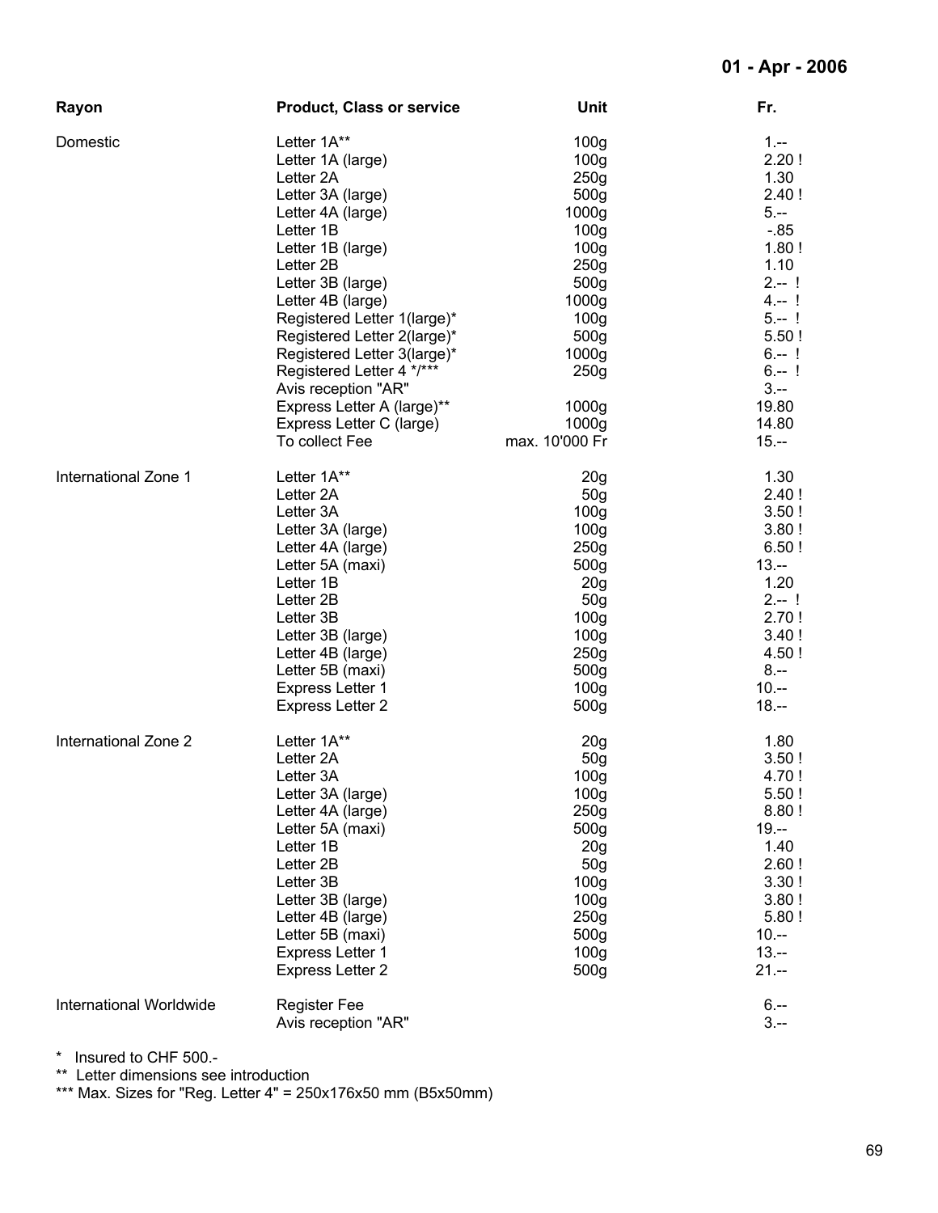**01 - Apr - 2006**

| Rayon | Product, Class or service | Unit | Fr. |
|---|---|---|---|
| Domestic | Letter 1A** | 100g | 1.-- |
| | Letter 1A (large) | 100g | 2.20 ! |
| | Letter 2A | 250g | 1.30 |
| | Letter 3A (large) | 500g | 2.40 ! |
| | Letter 4A (large) | 1000g | 5.-- |
| | Letter 1B | 100g | -.85 |
| | Letter 1B (large) | 100g | 1.80 ! |
| | Letter 2B | 250g | 1.10 |
| | Letter 3B (large) | 500g | 2.-- ! |
| | Letter 4B (large) | 1000g | 4.-- ! |
| | Registered Letter 1(large)* | 100g | 5.-- ! |
| | Registered Letter 2(large)* | 500g | 5.50 ! |
| | Registered Letter 3(large)* | 1000g | 6.-- ! |
| | Registered Letter 4 */*** | 250g | 6.-- ! |
| | Avis reception "AR" | | 3.-- |
| | Express Letter A (large)** | 1000g | 19.80 |
| | Express Letter C (large) | 1000g | 14.80 |
| | To collect Fee | max. 10'000 Fr | 15.-- |
| International Zone 1 | Letter 1A** | 20g | 1.30 |
| | Letter 2A | 50g | 2.40 ! |
| | Letter 3A | 100g | 3.50 ! |
| | Letter 3A (large) | 100g | 3.80 ! |
| | Letter 4A (large) | 250g | 6.50 ! |
| | Letter 5A (maxi) | 500g | 13.-- |
| | Letter 1B | 20g | 1.20 |
| | Letter 2B | 50g | 2.-- ! |
| | Letter 3B | 100g | 2.70 ! |
| | Letter 3B (large) | 100g | 3.40 ! |
| | Letter 4B (large) | 250g | 4.50 ! |
| | Letter 5B (maxi) | 500g | 8.-- |
| | Express Letter 1 | 100g | 10.-- |
| | Express Letter 2 | 500g | 18.-- |
| International Zone 2 | Letter 1A** | 20g | 1.80 |
| | Letter 2A | 50g | 3.50 ! |
| | Letter 3A | 100g | 4.70 ! |
| | Letter 3A (large) | 100g | 5.50 ! |
| | Letter 4A (large) | 250g | 8.80 ! |
| | Letter 5A (maxi) | 500g | 19.-- |
| | Letter 1B | 20g | 1.40 |
| | Letter 2B | 50g | 2.60 ! |
| | Letter 3B | 100g | 3.30 ! |
| | Letter 3B (large) | 100g | 3.80 ! |
| | Letter 4B (large) | 250g | 5.80 ! |
| | Letter 5B (maxi) | 500g | 10.-- |
| | Express Letter 1 | 100g | 13.-- |
| | Express Letter 2 | 500g | 21.-- |
| International Worldwide | Register Fee | | 6.-- |
| | Avis reception "AR" | | 3.-- |

\* Insured to CHF 500.-

** Letter dimensions see introduction

*** Max. Sizes for "Reg. Letter 4" = 250x176x50 mm (B5x50mm)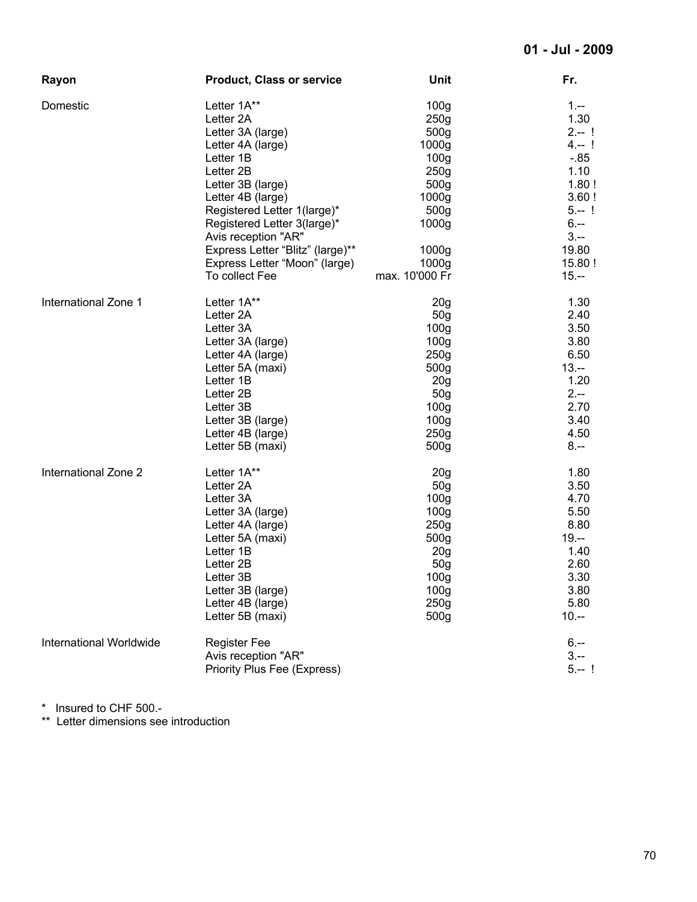**01 - Jul - 2009**

| Rayon | Product, Class or service | Unit | Fr. |
|---|---|---|---|
| Domestic | Letter 1A** | 100g | 1.-- |
| | Letter 2A | 250g | 1.30 |
| | Letter 3A (large) | 500g | 2.-- ! |
| | Letter 4A (large) | 1000g | 4.-- ! |
| | Letter 1B | 100g | -.85 |
| | Letter 2B | 250g | 1.10 |
| | Letter 3B (large) | 500g | 1.80 ! |
| | Letter 4B (large) | 1000g | 3.60 ! |
| | Registered Letter 1(large)* | 500g | 5.-- ! |
| | Registered Letter 3(large)* | 1000g | 6.-- |
| | Avis reception "AR" | | 3.-- |
| | Express Letter “Blitz” (large)** | 1000g | 19.80 |
| | Express Letter “Moon” (large) | 1000g | 15.80 ! |
| | To collect Fee | max. 10'000 Fr | 15.-- |
| International Zone 1 | Letter 1A** | 20g | 1.30 |
| | Letter 2A | 50g | 2.40 |
| | Letter 3A | 100g | 3.50 |
| | Letter 3A (large) | 100g | 3.80 |
| | Letter 4A (large) | 250g | 6.50 |
| | Letter 5A (maxi) | 500g | 13.-- |
| | Letter 1B | 20g | 1.20 |
| | Letter 2B | 50g | 2.-- |
| | Letter 3B | 100g | 2.70 |
| | Letter 3B (large) | 100g | 3.40 |
| | Letter 4B (large) | 250g | 4.50 |
| | Letter 5B (maxi) | 500g | 8.-- |
| International Zone 2 | Letter 1A** | 20g | 1.80 |
| | Letter 2A | 50g | 3.50 |
| | Letter 3A | 100g | 4.70 |
| | Letter 3A (large) | 100g | 5.50 |
| | Letter 4A (large) | 250g | 8.80 |
| | Letter 5A (maxi) | 500g | 19.-- |
| | Letter 1B | 20g | 1.40 |
| | Letter 2B | 50g | 2.60 |
| | Letter 3B | 100g | 3.30 |
| | Letter 3B (large) | 100g | 3.80 |
| | Letter 4B (large) | 250g | 5.80 |
| | Letter 5B (maxi) | 500g | 10.-- |
| International Worldwide | Register Fee | | 6.-- |
| | Avis reception "AR" | | 3.-- |
| | Priority Plus Fee (Express) | | 5.-- ! |

\* Insured to CHF 500.-

** Letter dimensions see introduction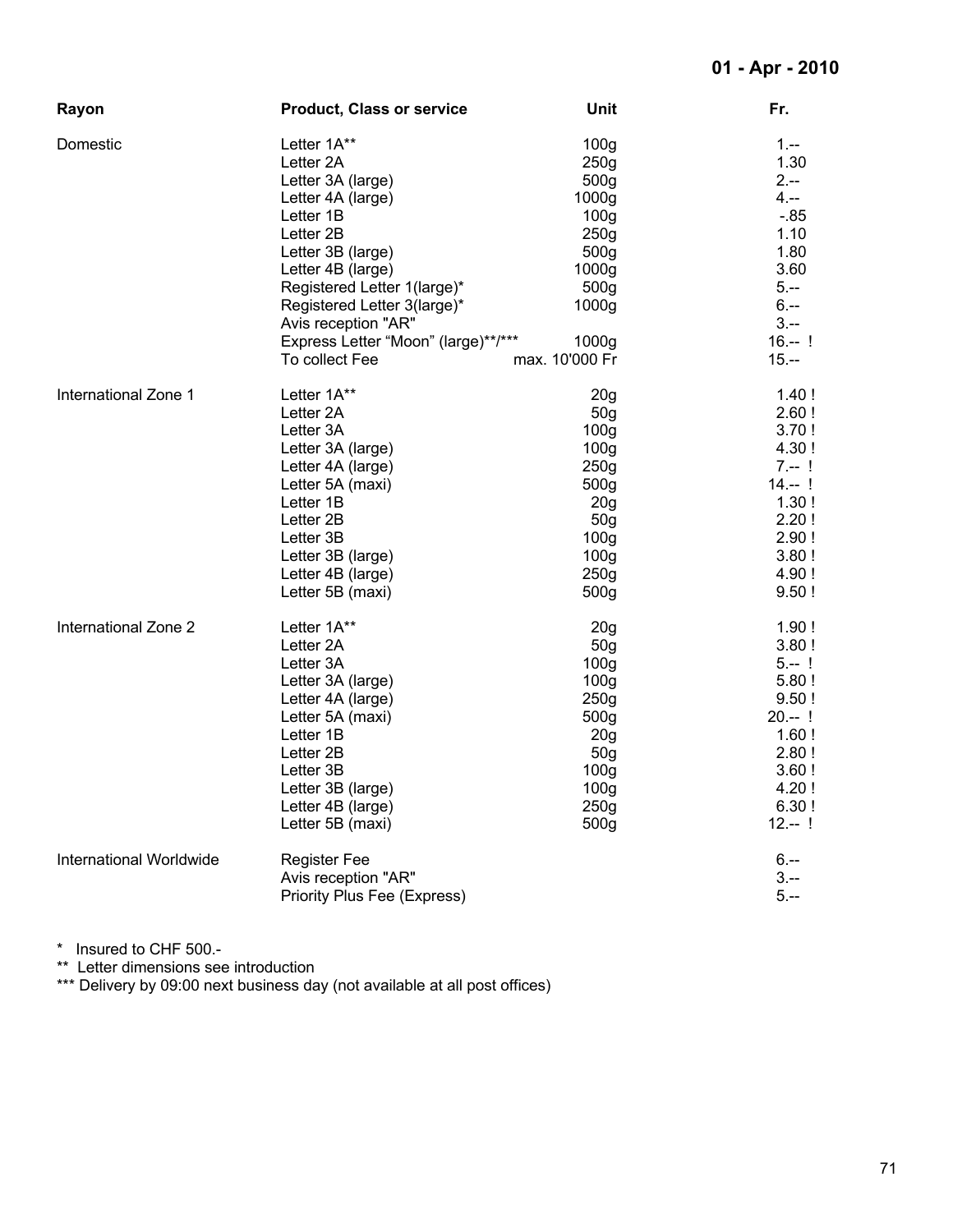**01 - Apr - 2010**

| Rayon | Product, Class or service | Unit | Fr. |
|---|---|---|---|
| Domestic | Letter 1A** | 100g | 1.-- |
| | Letter 2A | 250g | 1.30 |
| | Letter 3A (large) | 500g | 2.-- |
| | Letter 4A (large) | 1000g | 4.-- |
| | Letter 1B | 100g | -.85 |
| | Letter 2B | 250g | 1.10 |
| | Letter 3B (large) | 500g | 1.80 |
| | Letter 4B (large) | 1000g | 3.60 |
| | Registered Letter 1(large)* | 500g | 5.-- |
| | Registered Letter 3(large)* | 1000g | 6.-- |
| | Avis reception "AR" | | 3.-- |
| | Express Letter "Moon" (large)**/*** | 1000g | 16.-- ! |
| | To collect Fee | max. 10'000 Fr | 15.-- |
| International Zone 1 | Letter 1A** | 20g | 1.40 ! |
| | Letter 2A | 50g | 2.60 ! |
| | Letter 3A | 100g | 3.70 ! |
| | Letter 3A (large) | 100g | 4.30 ! |
| | Letter 4A (large) | 250g | 7.-- ! |
| | Letter 5A (maxi) | 500g | 14.-- ! |
| | Letter 1B | 20g | 1.30 ! |
| | Letter 2B | 50g | 2.20 ! |
| | Letter 3B | 100g | 2.90 ! |
| | Letter 3B (large) | 100g | 3.80 ! |
| | Letter 4B (large) | 250g | 4.90 ! |
| | Letter 5B (maxi) | 500g | 9.50 ! |
| International Zone 2 | Letter 1A** | 20g | 1.90 ! |
| | Letter 2A | 50g | 3.80 ! |
| | Letter 3A | 100g | 5.-- ! |
| | Letter 3A (large) | 100g | 5.80 ! |
| | Letter 4A (large) | 250g | 9.50 ! |
| | Letter 5A (maxi) | 500g | 20.-- ! |
| | Letter 1B | 20g | 1.60 ! |
| | Letter 2B | 50g | 2.80 ! |
| | Letter 3B | 100g | 3.60 ! |
| | Letter 3B (large) | 100g | 4.20 ! |
| | Letter 4B (large) | 250g | 6.30 ! |
| | Letter 5B (maxi) | 500g | 12.-- ! |
| International Worldwide | Register Fee | | 6.-- |
| | Avis reception "AR" | | 3.-- |
| | Priority Plus Fee (Express) | | 5.-- |

\* Insured to CHF 500.-

** Letter dimensions see introduction

*** Delivery by 09:00 next business day (not available at all post offices)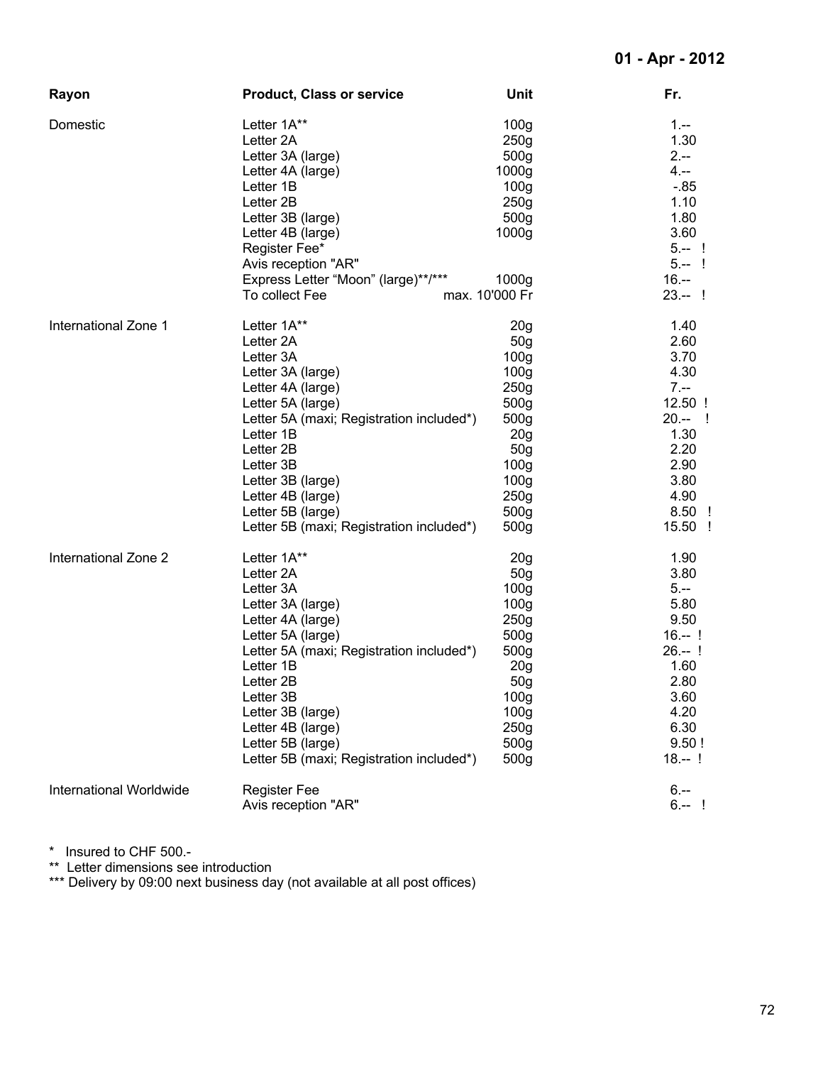**01 - Apr - 2012**

| Rayon | Product, Class or service | Unit | Fr. |
|---|---|---|---|
| Domestic | Letter 1A** | 100g | 1.-- |
| | Letter 2A | 250g | 1.30 |
| | Letter 3A (large) | 500g | 2.-- |
| | Letter 4A (large) | 1000g | 4.-- |
| | Letter 1B | 100g | -.85 |
| | Letter 2B | 250g | 1.10 |
| | Letter 3B (large) | 500g | 1.80 |
| | Letter 4B (large) | 1000g | 3.60 |
| | Register Fee* | | 5.-- ! |
| | Avis reception "AR" | | 5.-- ! |
| | Express Letter "Moon" (large)**/*** | 1000g | 16.-- |
| | To collect Fee | max. 10'000 Fr | 23.-- ! |
| International Zone 1 | Letter 1A** | 20g | 1.40 |
| | Letter 2A | 50g | 2.60 |
| | Letter 3A | 100g | 3.70 |
| | Letter 3A (large) | 100g | 4.30 |
| | Letter 4A (large) | 250g | 7.-- |
| | Letter 5A (large) | 500g | 12.50 ! |
| | Letter 5A (maxi; Registration included*) | 500g | 20.-- ! |
| | Letter 1B | 20g | 1.30 |
| | Letter 2B | 50g | 2.20 |
| | Letter 3B | 100g | 2.90 |
| | Letter 3B (large) | 100g | 3.80 |
| | Letter 4B (large) | 250g | 4.90 |
| | Letter 5B (large) | 500g | 8.50 ! |
| | Letter 5B (maxi; Registration included*) | 500g | 15.50 ! |
| International Zone 2 | Letter 1A** | 20g | 1.90 |
| | Letter 2A | 50g | 3.80 |
| | Letter 3A | 100g | 5.-- |
| | Letter 3A (large) | 100g | 5.80 |
| | Letter 4A (large) | 250g | 9.50 |
| | Letter 5A (large) | 500g | 16.-- ! |
| | Letter 5A (maxi; Registration included*) | 500g | 26.-- ! |
| | Letter 1B | 20g | 1.60 |
| | Letter 2B | 50g | 2.80 |
| | Letter 3B | 100g | 3.60 |
| | Letter 3B (large) | 100g | 4.20 |
| | Letter 4B (large) | 250g | 6.30 |
| | Letter 5B (large) | 500g | 9.50 ! |
| | Letter 5B (maxi; Registration included*) | 500g | 18.-- ! |
| International Worldwide | Register Fee | | 6.-- |
| | Avis reception "AR" | | 6.-- ! |

\* Insured to CHF 500.-

** Letter dimensions see introduction

*** Delivery by 09:00 next business day (not available at all post offices)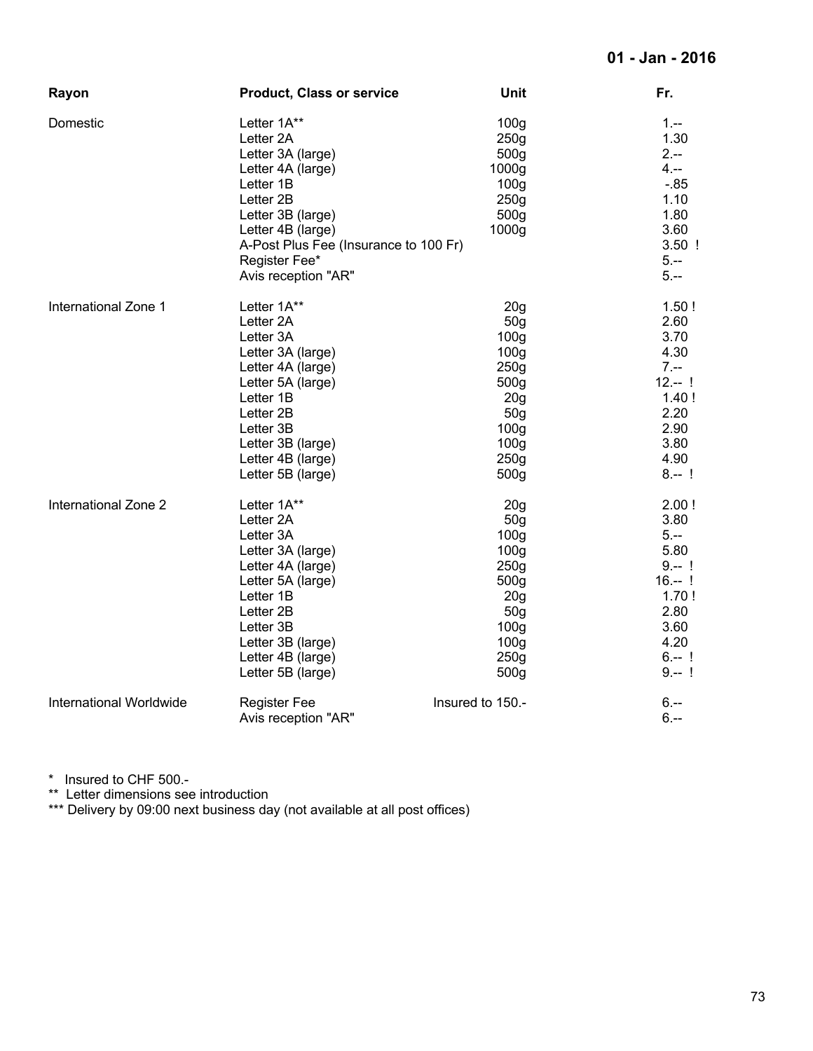**01 - Jan - 2016**

| Rayon | Product, Class or service | Unit | Fr. |
|---|---|---|---|
| Domestic | Letter 1A** | 100g | 1.-- |
| | Letter 2A | 250g | 1.30 |
| | Letter 3A (large) | 500g | 2.-- |
| | Letter 4A (large) | 1000g | 4.-- |
| | Letter 1B | 100g | -.85 |
| | Letter 2B | 250g | 1.10 |
| | Letter 3B (large) | 500g | 1.80 |
| | Letter 4B (large) | 1000g | 3.60 |
| | A-Post Plus Fee (Insurance to 100 Fr) | | 3.50 ! |
| | Register Fee* | | 5.-- |
| | Avis reception "AR" | | 5.-- |
| International Zone 1 | Letter 1A** | 20g | 1.50 ! |
| | Letter 2A | 50g | 2.60 |
| | Letter 3A | 100g | 3.70 |
| | Letter 3A (large) | 100g | 4.30 |
| | Letter 4A (large) | 250g | 7.-- |
| | Letter 5A (large) | 500g | 12.-- ! |
| | Letter 1B | 20g | 1.40 ! |
| | Letter 2B | 50g | 2.20 |
| | Letter 3B | 100g | 2.90 |
| | Letter 3B (large) | 100g | 3.80 |
| | Letter 4B (large) | 250g | 4.90 |
| | Letter 5B (large) | 500g | 8.-- ! |
| International Zone 2 | Letter 1A** | 20g | 2.00 ! |
| | Letter 2A | 50g | 3.80 |
| | Letter 3A | 100g | 5.-- |
| | Letter 3A (large) | 100g | 5.80 |
| | Letter 4A (large) | 250g | 9.-- ! |
| | Letter 5A (large) | 500g | 16.-- ! |
| | Letter 1B | 20g | 1.70 ! |
| | Letter 2B | 50g | 2.80 |
| | Letter 3B | 100g | 3.60 |
| | Letter 3B (large) | 100g | 4.20 |
| | Letter 4B (large) | 250g | 6.-- ! |
| | Letter 5B (large) | 500g | 9.-- ! |
| International Worldwide | Register Fee | Insured to 150.- | 6.-- |
| | Avis reception "AR" | | 6.-- |

* Insured to CHF 500.-

** Letter dimensions see introduction

*** Delivery by 09:00 next business day (not available at all post offices)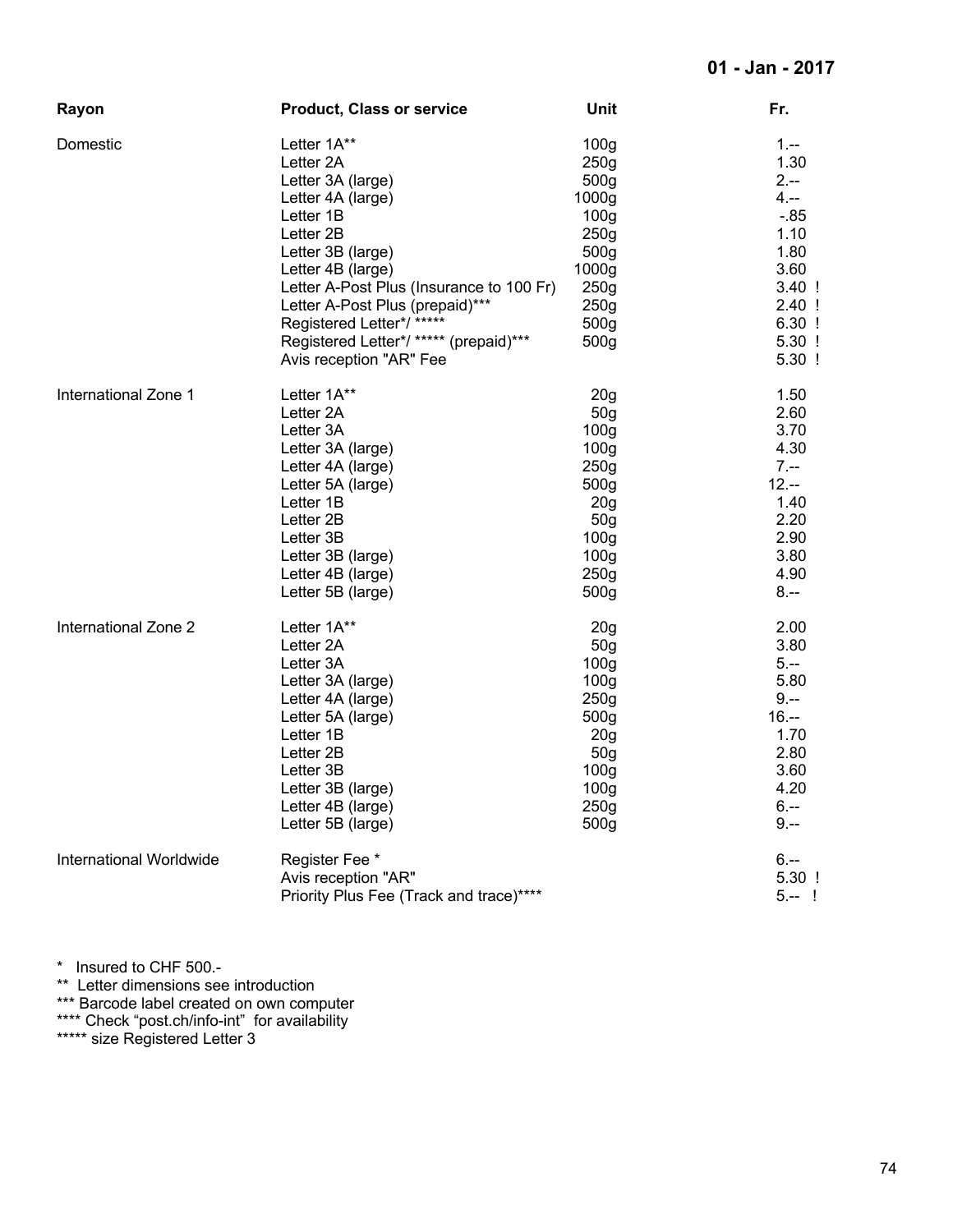**01 - Jan - 2017**

| Rayon | Product, Class or service | Unit | Fr. |
|---|---|---|---|
| Domestic | Letter 1A** | 100g | 1.-- |
| | Letter 2A | 250g | 1.30 |
| | Letter 3A (large) | 500g | 2.-- |
| | Letter 4A (large) | 1000g | 4.-- |
| | Letter 1B | 100g | -.85 |
| | Letter 2B | 250g | 1.10 |
| | Letter 3B (large) | 500g | 1.80 |
| | Letter 4B (large) | 1000g | 3.60 |
| | Letter A-Post Plus (Insurance to 100 Fr) | 250g | 3.40 ! |
| | Letter A-Post Plus (prepaid)*** | 250g | 2.40 ! |
| | Registered Letter*/ ***** | 500g | 6.30 ! |
| | Registered Letter*/ ***** (prepaid)*** | 500g | 5.30 ! |
| | Avis reception "AR" Fee | | 5.30 ! |
| International Zone 1 | Letter 1A** | 20g | 1.50 |
| | Letter 2A | 50g | 2.60 |
| | Letter 3A | 100g | 3.70 |
| | Letter 3A (large) | 100g | 4.30 |
| | Letter 4A (large) | 250g | 7.-- |
| | Letter 5A (large) | 500g | 12.-- |
| | Letter 1B | 20g | 1.40 |
| | Letter 2B | 50g | 2.20 |
| | Letter 3B | 100g | 2.90 |
| | Letter 3B (large) | 100g | 3.80 |
| | Letter 4B (large) | 250g | 4.90 |
| | Letter 5B (large) | 500g | 8.-- |
| International Zone 2 | Letter 1A** | 20g | 2.00 |
| | Letter 2A | 50g | 3.80 |
| | Letter 3A | 100g | 5.-- |
| | Letter 3A (large) | 100g | 5.80 |
| | Letter 4A (large) | 250g | 9.-- |
| | Letter 5A (large) | 500g | 16.-- |
| | Letter 1B | 20g | 1.70 |
| | Letter 2B | 50g | 2.80 |
| | Letter 3B | 100g | 3.60 |
| | Letter 3B (large) | 100g | 4.20 |
| | Letter 4B (large) | 250g | 6.-- |
| | Letter 5B (large) | 500g | 9.-- |
| International Worldwide | Register Fee * | | 6.-- |
| | Avis reception "AR" | | 5.30 ! |
| | Priority Plus Fee (Track and trace)**** | | 5.-- ! |

\* Insured to CHF 500.-

** Letter dimensions see introduction

*** Barcode label created on own computer

**** Check "post.ch/info-int" for availability

***** size Registered Letter 3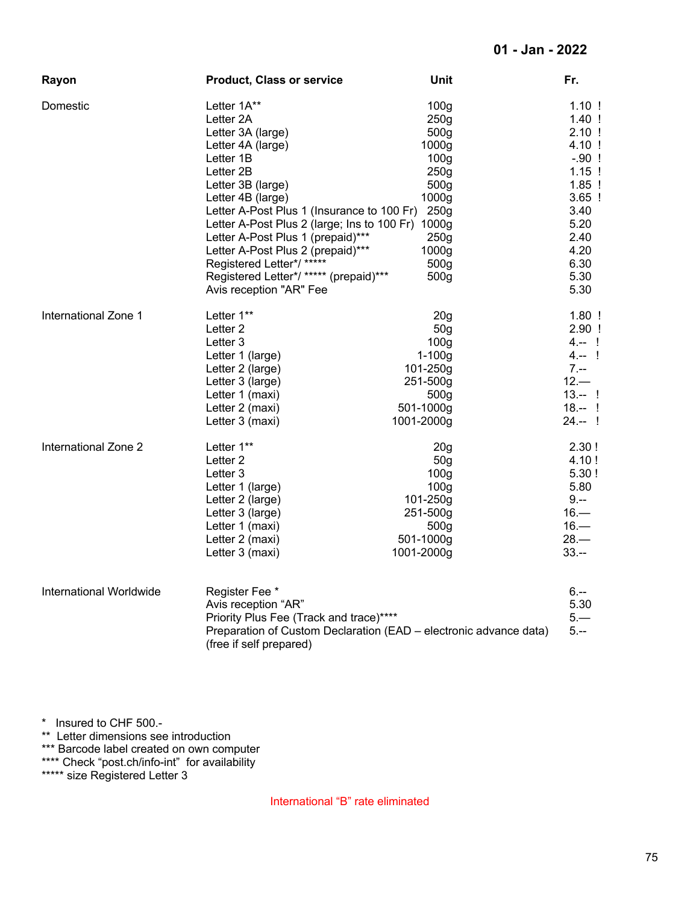**01 - Jan - 2022**

| Rayon | Product, Class or service | Unit | Fr. |
|---|---|---|---|
| Domestic | Letter 1A** | 100g | 1.10 ! |
| | Letter 2A | 250g | 1.40 ! |
| | Letter 3A (large) | 500g | 2.10 ! |
| | Letter 4A (large) | 1000g | 4.10 ! |
| | Letter 1B | 100g | -.90 ! |
| | Letter 2B | 250g | 1.15 ! |
| | Letter 3B (large) | 500g | 1.85 ! |
| | Letter 4B (large) | 1000g | 3.65 ! |
| | Letter A-Post Plus 1 (Insurance to 100 Fr) | 250g | 3.40 |
| | Letter A-Post Plus 2 (large; Ins to 100 Fr) | 1000g | 5.20 |
| | Letter A-Post Plus 1 (prepaid)*** | 250g | 2.40 |
| | Letter A-Post Plus 2 (prepaid)*** | 1000g | 4.20 |
| | Registered Letter*/ ***** | 500g | 6.30 |
| | Registered Letter*/ ***** (prepaid)*** | 500g | 5.30 |
| | Avis reception "AR" Fee | | 5.30 |
| International Zone 1 | Letter 1** | 20g | 1.80 ! |
| | Letter 2 | 50g | 2.90 ! |
| | Letter 3 | 100g | 4.-- ! |
| | Letter 1 (large) | 1-100g | 4.-- ! |
| | Letter 2 (large) | 101-250g | 7.-- |
| | Letter 3 (large) | 251-500g | 12.— |
| | Letter 1 (maxi) | 500g | 13.-- ! |
| | Letter 2 (maxi) | 501-1000g | 18.-- ! |
| | Letter 3 (maxi) | 1001-2000g | 24.-- ! |
| International Zone 2 | Letter 1** | 20g | 2.30 ! |
| | Letter 2 | 50g | 4.10 ! |
| | Letter 3 | 100g | 5.30 ! |
| | Letter 1 (large) | 100g | 5.80 |
| | Letter 2 (large) | 101-250g | 9.-- |
| | Letter 3 (large) | 251-500g | 16.— |
| | Letter 1 (maxi) | 500g | 16.— |
| | Letter 2 (maxi) | 501-1000g | 28.— |
| | Letter 3 (maxi) | 1001-2000g | 33.-- |
| International Worldwide | Register Fee * | | 6.-- |
| | Avis reception "AR" | | 5.30 |
| | Priority Plus Fee (Track and trace)**** | | 5.— |
| | Preparation of Custom Declaration (EAD – electronic advance data) (free if self prepared) | | 5.-- |

\* Insured to CHF 500.-
** Letter dimensions see introduction
*** Barcode label created on own computer
**** Check "post.ch/info-int" for availability
***** size Registered Letter 3

International "B" rate eliminated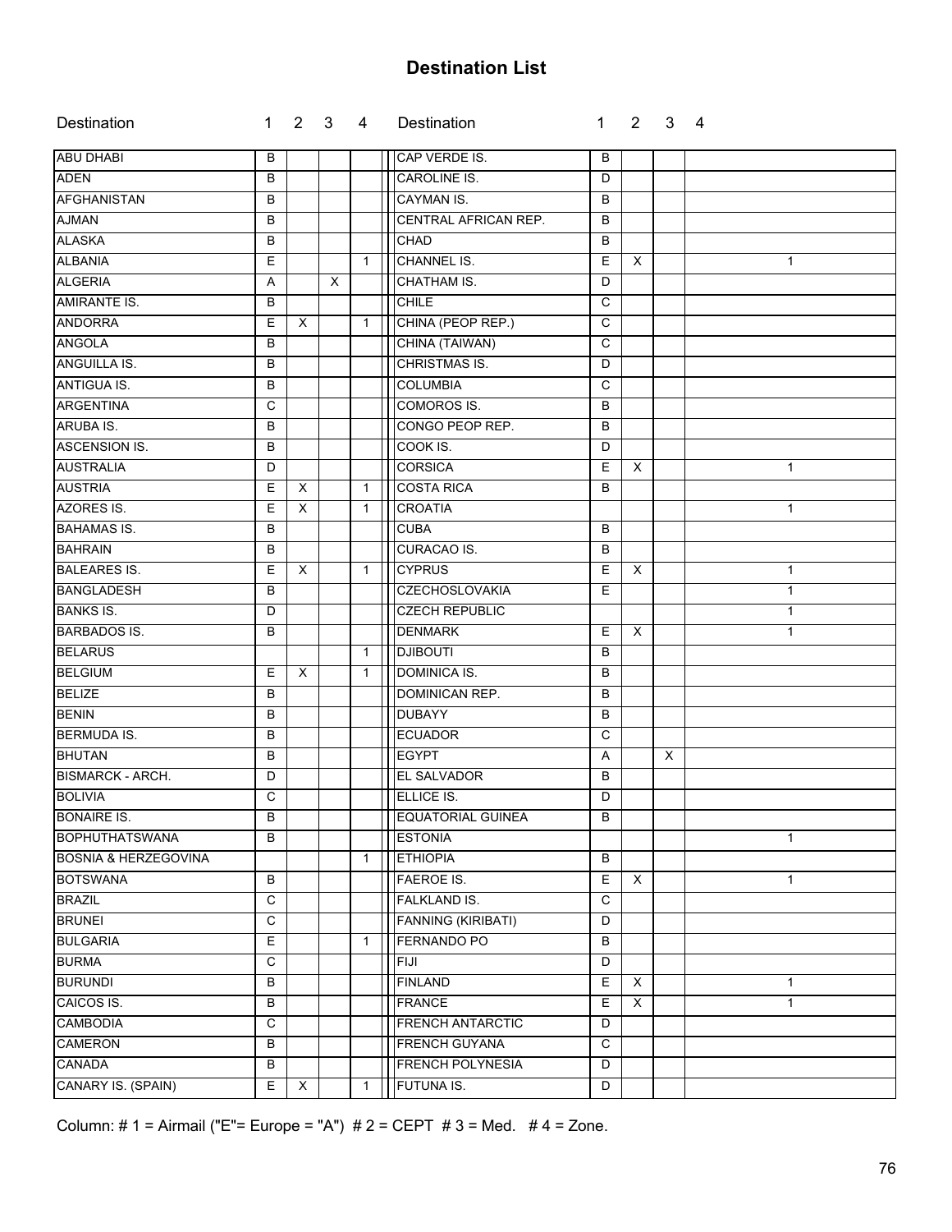# Destination List

| Destination | 1 | 2 | 3 | 4 | Destination | 1 | 2 | 3 | 4 |
|---|---|---|---|---|---|---|---|---|---|
| ABU DHABI | B | | | | CAP VERDE IS. | B | | | |
| ADEN | B | | | | CAROLINE IS. | D | | | |
| AFGHANISTAN | B | | | | CAYMAN IS. | B | | | |
| AJMAN | B | | | | CENTRAL AFRICAN REP. | B | | | |
| ALASKA | B | | | | CHAD | B | | | |
| ALBANIA | E | | | 1 | CHANNEL IS. | E | X | | 1 |
| ALGERIA | A | | X | | CHATHAM IS. | D | | | |
| AMIRANTE IS. | B | | | | CHILE | C | | | |
| ANDORRA | E | X | | 1 | CHINA (PEOP REP.) | C | | | |
| ANGOLA | B | | | | CHINA (TAIWAN) | C | | | |
| ANGUILLA IS. | B | | | | CHRISTMAS IS. | D | | | |
| ANTIGUA IS. | B | | | | COLUMBIA | C | | | |
| ARGENTINA | C | | | | COMOROS IS. | B | | | |
| ARUBA IS. | B | | | | CONGO PEOP REP. | B | | | |
| ASCENSION IS. | B | | | | COOK IS. | D | | | |
| AUSTRALIA | D | | | | CORSICA | E | X | | 1 |
| AUSTRIA | E | X | | 1 | COSTA RICA | B | | | |
| AZORES IS. | E | X | | 1 | CROATIA | | | | 1 |
| BAHAMAS IS. | B | | | | CUBA | B | | | |
| BAHRAIN | B | | | | CURACAO IS. | B | | | |
| BALEARES IS. | E | X | | 1 | CYPRUS | E | X | | 1 |
| BANGLADESH | B | | | | CZECHOSLOVAKIA | E | | | 1 |
| BANKS IS. | D | | | | CZECH REPUBLIC | | | | 1 |
| BARBADOS IS. | B | | | | DENMARK | E | X | | 1 |
| BELARUS | | | | 1 | DJIBOUTI | B | | | |
| BELGIUM | E | X | | 1 | DOMINICA IS. | B | | | |
| BELIZE | B | | | | DOMINICAN REP. | B | | | |
| BENIN | B | | | | DUBAYY | B | | | |
| BERMUDA IS. | B | | | | ECUADOR | C | | | |
| BHUTAN | B | | | | EGYPT | A | | X | |
| BISMARCK - ARCH. | D | | | | EL SALVADOR | B | | | |
| BOLIVIA | C | | | | ELLICE IS. | D | | | |
| BONAIRE IS. | B | | | | EQUATORIAL GUINEA | B | | | |
| BOPHUTHATSWANA | B | | | | ESTONIA | | | | 1 |
| BOSNIA & HERZEGOVINA | | | | 1 | ETHIOPIA | B | | | |
| BOTSWANA | B | | | | FAEROE IS. | E | X | | 1 |
| BRAZIL | C | | | | FALKLAND IS. | C | | | |
| BRUNEI | C | | | | FANNING (KIRIBATI) | D | | | |
| BULGARIA | E | | | 1 | FERNANDO PO | B | | | |
| BURMA | C | | | | FIJI | D | | | |
| BURUNDI | B | | | | FINLAND | E | X | | 1 |
| CAICOS IS. | B | | | | FRANCE | E | X | | 1 |
| CAMBODIA | C | | | | FRENCH ANTARCTIC | D | | | |
| CAMERON | B | | | | FRENCH GUYANA | C | | | |
| CANADA | B | | | | FRENCH POLYNESIA | D | | | |
| CANARY IS. (SPAIN) | E | X | | 1 | FUTUNA IS. | D | | | |

Column: # 1 = Airmail ("E"= Europe = "A") # 2 = CEPT # 3 = Med. # 4 = Zone.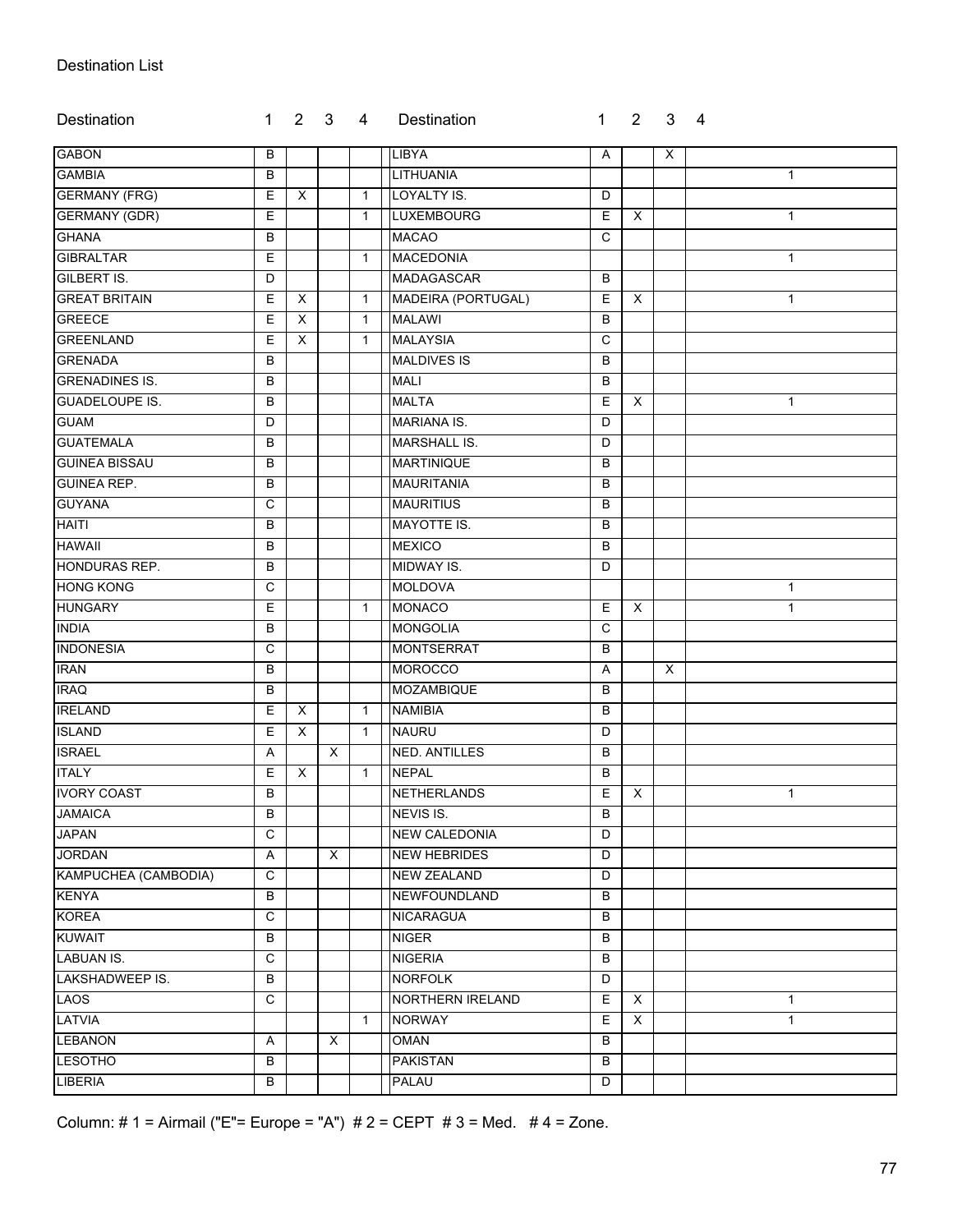Destination List

| Destination | 1 | 2 | 3 | 4 | Destination | 1 | 2 | 3 | 4 |
|---|---|---|---|---|---|---|---|---|---|
| GABON | B | | | | LIBYA | A | | X | |
| GAMBIA | B | | | | LITHUANIA | | | | 1 |
| GERMANY (FRG) | E | X | | 1 | LOYALTY IS. | D | | | |
| GERMANY (GDR) | E | | | 1 | LUXEMBOURG | E | X | | 1 |
| GHANA | B | | | | MACAO | C | | | |
| GIBRALTAR | E | | | 1 | MACEDONIA | | | | 1 |
| GILBERT IS. | D | | | | MADAGASCAR | B | | | |
| GREAT BRITAIN | E | X | | 1 | MADEIRA (PORTUGAL) | E | X | | 1 |
| GREECE | E | X | | 1 | MALAWI | B | | | |
| GREENLAND | E | X | | 1 | MALAYSIA | C | | | |
| GRENADA | B | | | | MALDIVES IS | B | | | |
| GRENADINES IS. | B | | | | MALI | B | | | |
| GUADELOUPE IS. | B | | | | MALTA | E | X | | 1 |
| GUAM | D | | | | MARIANA IS. | D | | | |
| GUATEMALA | B | | | | MARSHALL IS. | D | | | |
| GUINEA BISSAU | B | | | | MARTINIQUE | B | | | |
| GUINEA REP. | B | | | | MAURITANIA | B | | | |
| GUYANA | C | | | | MAURITIUS | B | | | |
| HAITI | B | | | | MAYOTTE IS. | B | | | |
| HAWAII | B | | | | MEXICO | B | | | |
| HONDURAS REP. | B | | | | MIDWAY IS. | D | | | |
| HONG KONG | C | | | | MOLDOVA | | | | 1 |
| HUNGARY | E | | | 1 | MONACO | E | X | | 1 |
| INDIA | B | | | | MONGOLIA | C | | | |
| INDONESIA | C | | | | MONTSERRAT | B | | | |
| IRAN | B | | | | MOROCCO | A | | X | |
| IRAQ | B | | | | MOZAMBIQUE | B | | | |
| IRELAND | E | X | | 1 | NAMIBIA | B | | | |
| ISLAND | E | X | | 1 | NAURU | D | | | |
| ISRAEL | A | | X | | NED. ANTILLES | B | | | |
| ITALY | E | X | | 1 | NEPAL | B | | | |
| IVORY COAST | B | | | | NETHERLANDS | E | X | | 1 |
| JAMAICA | B | | | | NEVIS IS. | B | | | |
| JAPAN | C | | | | NEW CALEDONIA | D | | | |
| JORDAN | A | | X | | NEW HEBRIDES | D | | | |
| KAMPUCHEA (CAMBODIA) | C | | | | NEW ZEALAND | D | | | |
| KENYA | B | | | | NEWFOUNDLAND | B | | | |
| KOREA | C | | | | NICARAGUA | B | | | |
| KUWAIT | B | | | | NIGER | B | | | |
| LABUAN IS. | C | | | | NIGERIA | B | | | |
| LAKSHADWEEP IS. | B | | | | NORFOLK | D | | | |
| LAOS | C | | | | NORTHERN IRELAND | E | X | | 1 |
| LATVIA | | | | 1 | NORWAY | E | X | | 1 |
| LEBANON | A | | X | | OMAN | B | | | |
| LESOTHO | B | | | | PAKISTAN | B | | | |
| LIBERIA | B | | | | PALAU | D | | | |

Column: # 1 = Airmail ("E"= Europe = "A") # 2 = CEPT # 3 = Med. # 4 = Zone.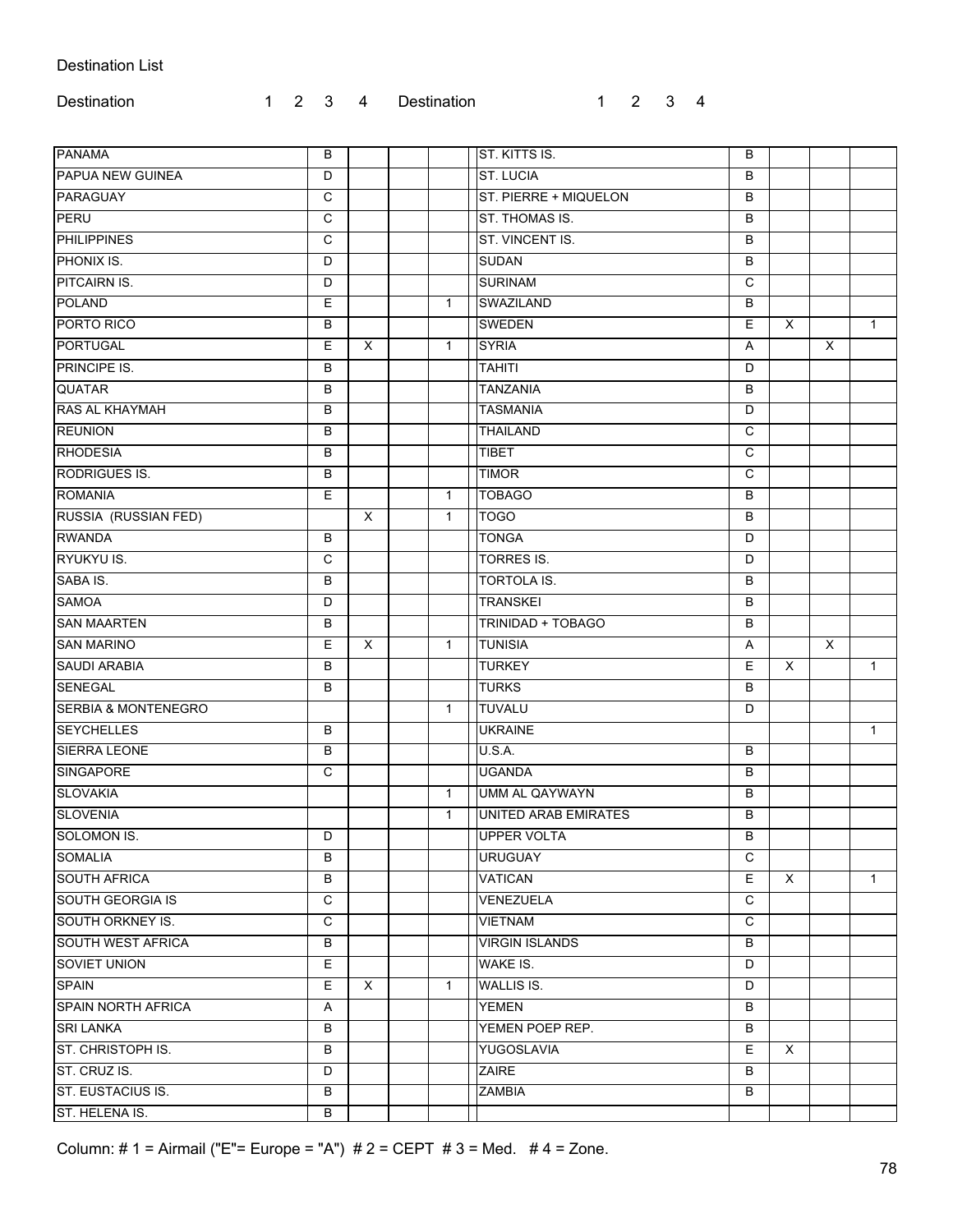Destination List

| Destination | 1 | 2 | 3 | 4 | Destination | 1 | 2 | 3 | 4 |
|---|---|---|---|---|---|---|---|---|---|
| PANAMA | B | | | | ST. KITTS IS. | B | | | |
| PAPUA NEW GUINEA | D | | | | ST. LUCIA | B | | | |
| PARAGUAY | C | | | | ST. PIERRE + MIQUELON | B | | | |
| PERU | C | | | | ST. THOMAS IS. | B | | | |
| PHILIPPINES | C | | | | ST. VINCENT IS. | B | | | |
| PHONIX IS. | D | | | | SUDAN | B | | | |
| PITCAIRN IS. | D | | | | SURINAM | C | | | |
| POLAND | E | | | 1 | SWAZILAND | B | | | |
| PORTO RICO | B | | | | SWEDEN | E | X | | 1 |
| PORTUGAL | E | X | | 1 | SYRIA | A | | X | |
| PRINCIPE IS. | B | | | | TAHITI | D | | | |
| QUATAR | B | | | | TANZANIA | B | | | |
| RAS AL KHAYMAH | B | | | | TASMANIA | D | | | |
| REUNION | B | | | | THAILAND | C | | | |
| RHODESIA | B | | | | TIBET | C | | | |
| RODRIGUES IS. | B | | | | TIMOR | C | | | |
| ROMANIA | E | | | 1 | TOBAGO | B | | | |
| RUSSIA (RUSSIAN FED) | | X | | 1 | TOGO | B | | | |
| RWANDA | B | | | | TONGA | D | | | |
| RYUKYU IS. | C | | | | TORRES IS. | D | | | |
| SABA IS. | B | | | | TORTOLA IS. | B | | | |
| SAMOA | D | | | | TRANSKEI | B | | | |
| SAN MAARTEN | B | | | | TRINIDAD + TOBAGO | B | | | |
| SAN MARINO | E | X | | 1 | TUNISIA | A | | X | |
| SAUDI ARABIA | B | | | | TURKEY | E | X | | 1 |
| SENEGAL | B | | | | TURKS | B | | | |
| SERBIA & MONTENEGRO | | | | 1 | TUVALU | D | | | |
| SEYCHELLES | B | | | | UKRAINE | | | | 1 |
| SIERRA LEONE | B | | | | U.S.A. | B | | | |
| SINGAPORE | C | | | | UGANDA | B | | | |
| SLOVAKIA | | | | 1 | UMM AL QAYWAYN | B | | | |
| SLOVENIA | | | | 1 | UNITED ARAB EMIRATES | B | | | |
| SOLOMON IS. | D | | | | UPPER VOLTA | B | | | |
| SOMALIA | B | | | | URUGUAY | C | | | |
| SOUTH AFRICA | B | | | | VATICAN | E | X | | 1 |
| SOUTH GEORGIA IS | C | | | | VENEZUELA | C | | | |
| SOUTH ORKNEY IS. | C | | | | VIETNAM | C | | | |
| SOUTH WEST AFRICA | B | | | | VIRGIN ISLANDS | B | | | |
| SOVIET UNION | E | | | | WAKE IS. | D | | | |
| SPAIN | E | X | | 1 | WALLIS IS. | D | | | |
| SPAIN NORTH AFRICA | A | | | | YEMEN | B | | | |
| SRI LANKA | B | | | | YEMEN POEP REP. | B | | | |
| ST. CHRISTOPH IS. | B | | | | YUGOSLAVIA | E | X | | |
| ST. CRUZ IS. | D | | | | ZAIRE | B | | | |
| ST. EUSTACIUS IS. | B | | | | ZAMBIA | B | | | |
| ST. HELENA IS. | B | | | | | | | | |

Column: # 1 = Airmail ("E"= Europe = "A") # 2 = CEPT # 3 = Med. # 4 = Zone.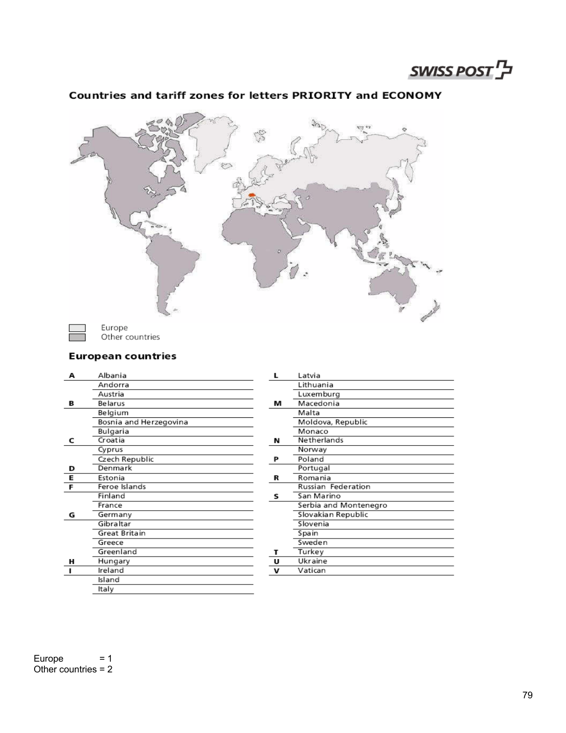SWISS POST

## Countries and tariff zones for letters PRIORITY and ECONOMY

Europe
Other countries

### European countries

| | | | |
|---|---|---|---|
| A | Albania | L | Latvia |
| | Andorra | | Lithuania |
| | Austria | | Luxemburg |
| B | Belarus | M | Macedonia |
| | Belgium | | Malta |
| | Bosnia and Herzegovina | | Moldova, Republic |
| | Bulgaria | | Monaco |
| C | Croatia | N | Netherlands |
| | Cyprus | | Norway |
| | Czech Republic | P | Poland |
| D | Denmark | | Portugal |
| E | Estonia | R | Romania |
| F | Feroe Islands | | Russian Federation |
| | Finland | S | San Marino |
| | France | | Serbia and Montenegro |
| G | Germany | | Slovakian Republic |
| | Gibraltar | | Slovenia |
| | Great Britain | | Spain |
| | Greece | | Sweden |
| | Greenland | T | Turkey |
| H | Hungary | U | Ukraine |
| I | Ireland | V | Vatican |
| | Island | | |
| | Italy | | |

Europe = 1
Other countries = 2